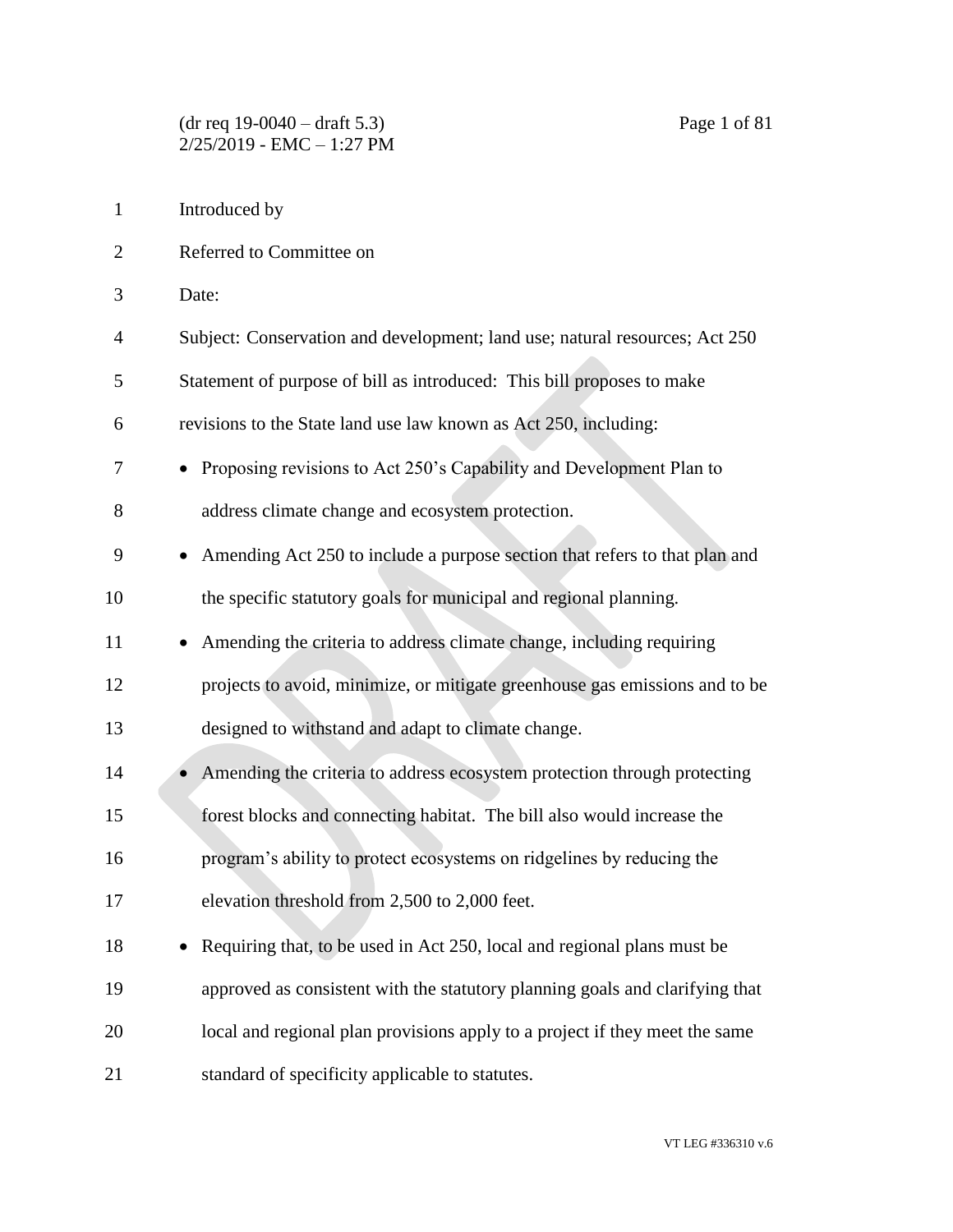Introduced by

Referred to Committee on

Date:

Subject: Conservation and development; land use; natural resources; Act 250

Statement of purpose of bill as introduced: This bill proposes to make revisions to the State land use law known as Act 250, including:

- Proposing revisions to Act 250's Capability and Development Plan to address climate change and ecosystem protection.
- Amending Act 250 to include a purpose section that refers to that plan and the specific statutory goals for municipal and regional planning.
- Amending the criteria to address climate change, including requiring projects to avoid, minimize, or mitigate greenhouse gas emissions and to be designed to withstand and adapt to climate change.
- Amending the criteria to address ecosystem protection through protecting forest blocks and connecting habitat. The bill also would increase the program's ability to protect ecosystems on ridgelines by reducing the elevation threshold from 2,500 to 2,000 feet.
- Requiring that, to be used in Act 250, local and regional plans must be approved as consistent with the statutory planning goals and clarifying that local and regional plan provisions apply to a project if they meet the same standard of specificity applicable to statutes.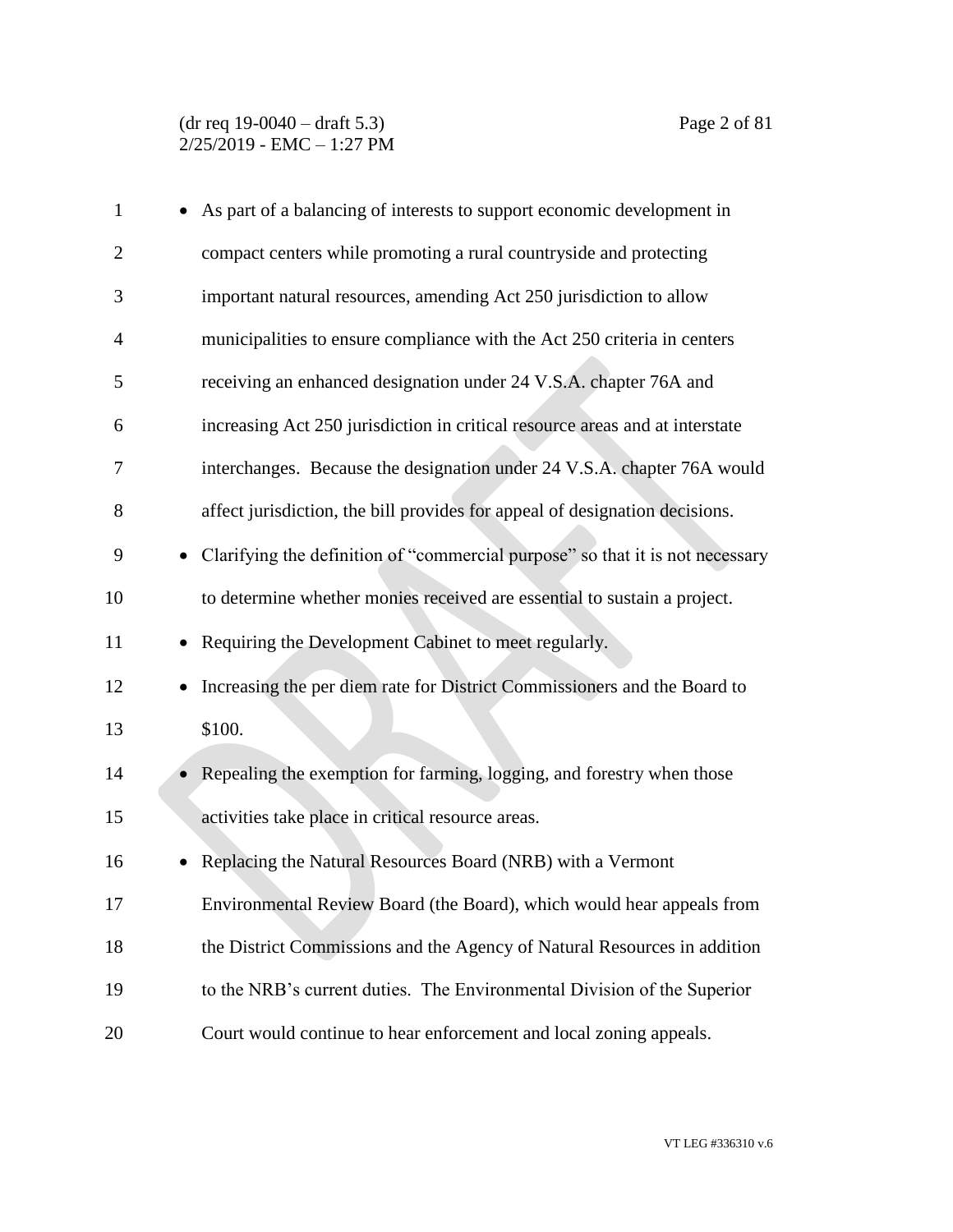- As part of a balancing of interests to support economic development in compact centers while promoting a rural countryside and protecting important natural resources, amending Act 250 jurisdiction to allow municipalities to ensure compliance with the Act 250 criteria in centers receiving an enhanced designation under 24 V.S.A. chapter 76A and increasing Act 250 jurisdiction in critical resource areas and at interstate interchanges. Because the designation under 24 V.S.A. chapter 76A would affect jurisdiction, the bill provides for appeal of designation decisions.
- Clarifying the definition of "commercial purpose" so that it is not necessary to determine whether monies received are essential to sustain a project.
- Requiring the Development Cabinet to meet regularly.
- Increasing the per diem rate for District Commissioners and the Board to $100.
- Repealing the exemption for farming, logging, and forestry when those activities take place in critical resource areas.
- Replacing the Natural Resources Board (NRB) with a Vermont Environmental Review Board (the Board), which would hear appeals from the District Commissions and the Agency of Natural Resources in addition to the NRB's current duties. The Environmental Division of the Superior Court would continue to hear enforcement and local zoning appeals.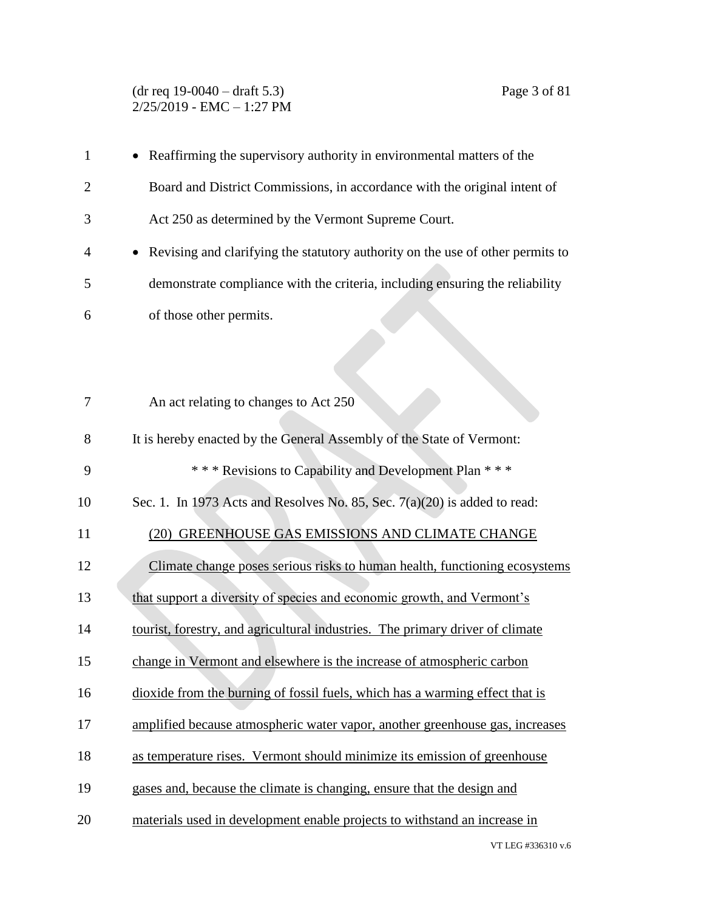- Reaffirming the supervisory authority in environmental matters of the Board and District Commissions, in accordance with the original intent of Act 250 as determined by the Vermont Supreme Court.
- Revising and clarifying the statutory authority on the use of other permits to demonstrate compliance with the criteria, including ensuring the reliability of those other permits.

An act relating to changes to Act 250

It is hereby enacted by the General Assembly of the State of Vermont:

\* \* \* Revisions to Capability and Development Plan \* \* \*

Sec. 1. In 1973 Acts and Resolves No. 85, Sec. 7(a)(20) is added to read:

<u>(20) GREENHOUSE GAS EMISSIONS AND CLIMATE CHANGE</u>

<u>Climate change poses serious risks to human health, functioning ecosystems that support a diversity of species and economic growth, and Vermont's tourist, forestry, and agricultural industries. The primary driver of climate change in Vermont and elsewhere is the increase of atmospheric carbon dioxide from the burning of fossil fuels, which has a warming effect that is amplified because atmospheric water vapor, another greenhouse gas, increases as temperature rises. Vermont should minimize its emission of greenhouse gases and, because the climate is changing, ensure that the design and materials used in development enable projects to withstand an increase in</u>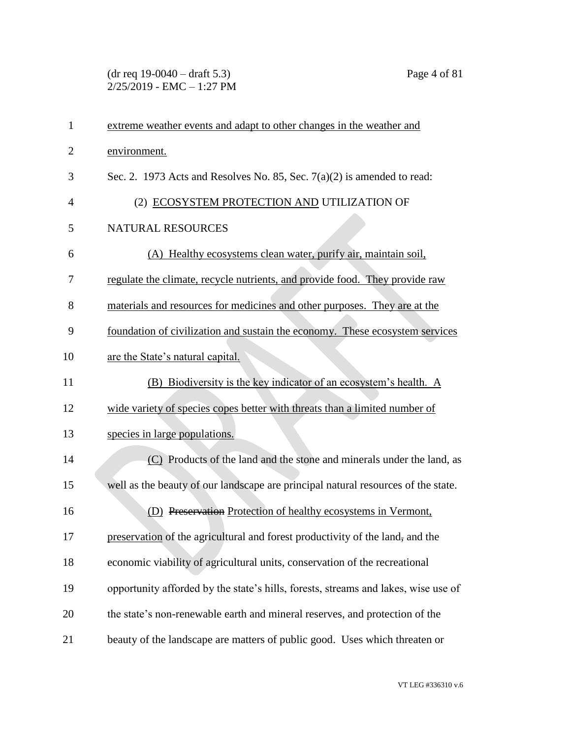extreme weather events and adapt to other changes in the weather and environment.

Sec. 2. 1973 Acts and Resolves No. 85, Sec. 7(a)(2) is amended to read:

(2) ECOSYSTEM PROTECTION AND UTILIZATION OF NATURAL RESOURCES

(A) Healthy ecosystems clean water, purify air, maintain soil, regulate the climate, recycle nutrients, and provide food. They provide raw materials and resources for medicines and other purposes. They are at the foundation of civilization and sustain the economy. These ecosystem services are the State's natural capital.

(B) Biodiversity is the key indicator of an ecosystem's health. A wide variety of species copes better with threats than a limited number of species in large populations.

(C) Products of the land and the stone and minerals under the land, as well as the beauty of our landscape are principal natural resources of the state.

(D) ~~Preservation~~ Protection of healthy ecosystems in Vermont, preservation of the agricultural and forest productivity of the land~~,~~ and the economic viability of agricultural units, conservation of the recreational opportunity afforded by the state's hills, forests, streams and lakes, wise use of the state's non-renewable earth and mineral reserves, and protection of the beauty of the landscape are matters of public good. Uses which threaten or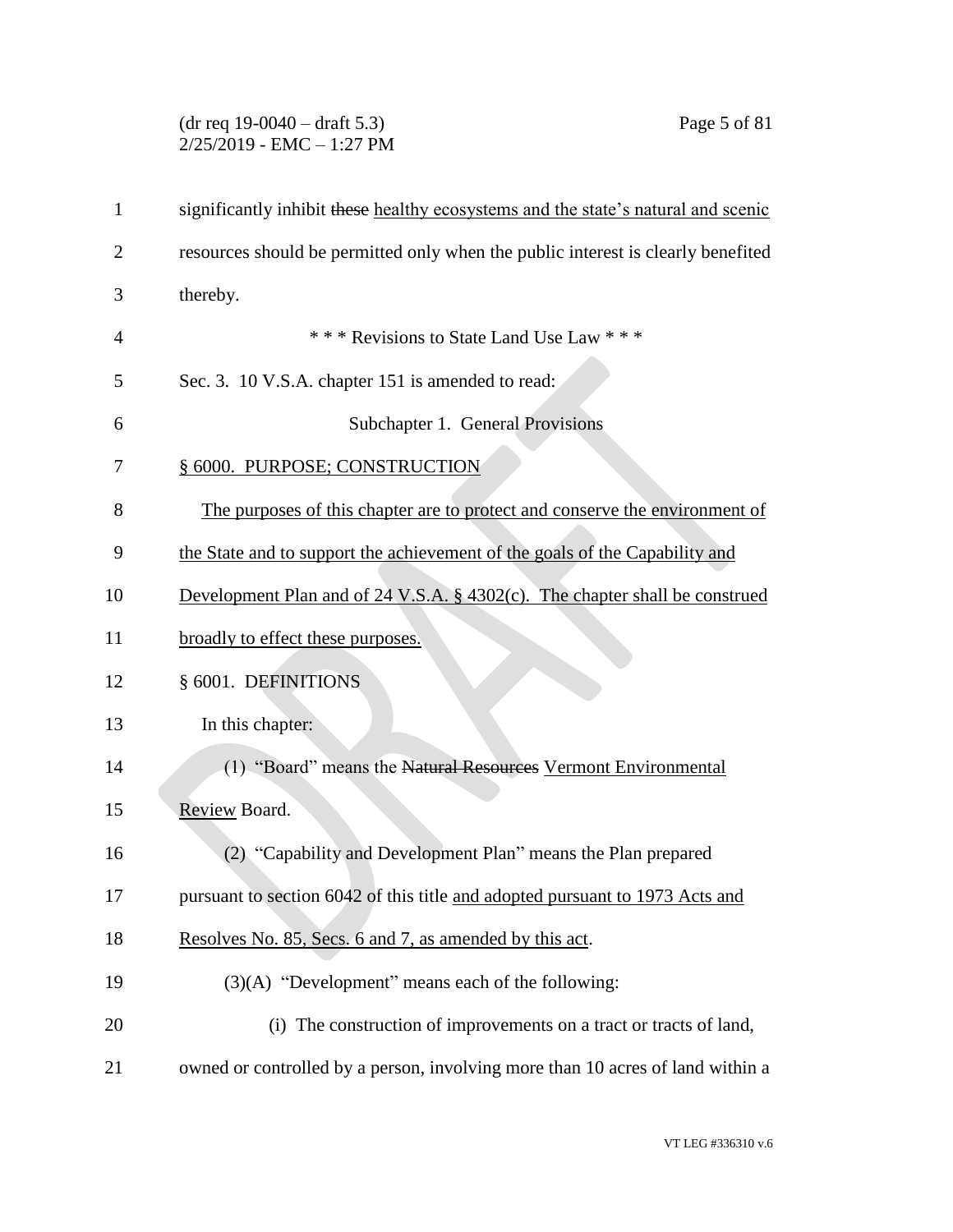significantly inhibit ~~these~~ healthy ecosystems and the state's natural and scenic resources should be permitted only when the public interest is clearly benefited thereby.

\* \* \* Revisions to State Land Use Law \* \* \*

Sec. 3. 10 V.S.A. chapter 151 is amended to read:

Subchapter 1. General Provisions

§ 6000. PURPOSE; CONSTRUCTION

The purposes of this chapter are to protect and conserve the environment of the State and to support the achievement of the goals of the Capability and Development Plan and of 24 V.S.A. § 4302(c). The chapter shall be construed broadly to effect these purposes.

§ 6001. DEFINITIONS

In this chapter:

(1) "Board" means the ~~Natural Resources~~ Vermont Environmental Review Board.

(2) "Capability and Development Plan" means the Plan prepared pursuant to section 6042 of this title and adopted pursuant to 1973 Acts and Resolves No. 85, Secs. 6 and 7, as amended by this act.

(3)(A) "Development" means each of the following:

(i) The construction of improvements on a tract or tracts of land, owned or controlled by a person, involving more than 10 acres of land within a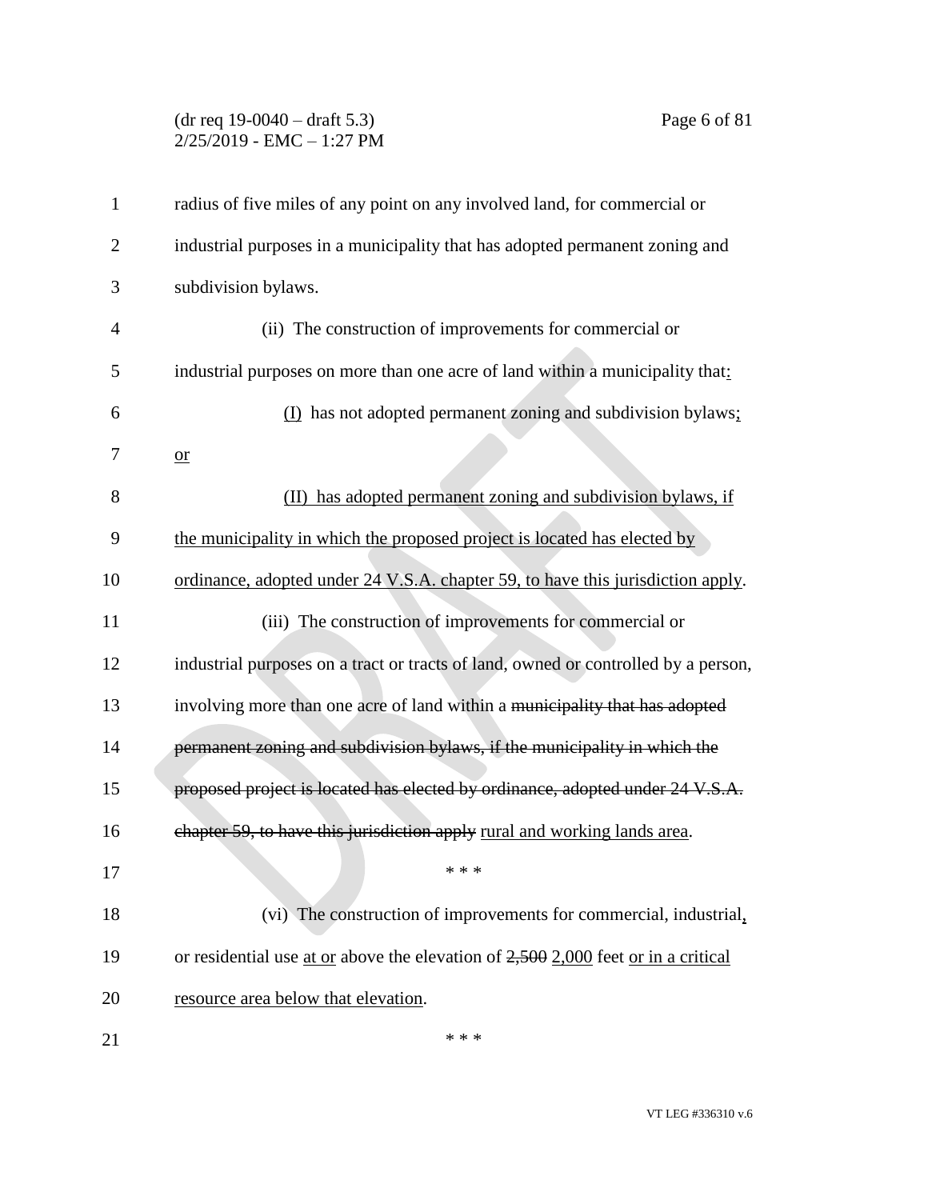radius of five miles of any point on any involved land, for commercial or industrial purposes in a municipality that has adopted permanent zoning and subdivision bylaws.

(ii) The construction of improvements for commercial or industrial purposes on more than one acre of land within a municipality that:

(I) has not adopted permanent zoning and subdivision bylaws; or

(II) has adopted permanent zoning and subdivision bylaws, if the municipality in which the proposed project is located has elected by ordinance, adopted under 24 V.S.A. chapter 59, to have this jurisdiction apply.

(iii) The construction of improvements for commercial or industrial purposes on a tract or tracts of land, owned or controlled by a person, involving more than one acre of land within a ~~municipality that has adopted permanent zoning and subdivision bylaws, if the municipality in which the proposed project is located has elected by ordinance, adopted under 24 V.S.A. chapter 59, to have this jurisdiction apply~~ rural and working lands area.

\* \* \*

(vi) The construction of improvements for commercial, industrial, or residential use at or above the elevation of ~~2,500~~ 2,000 feet or in a critical resource area below that elevation.

\* \* \*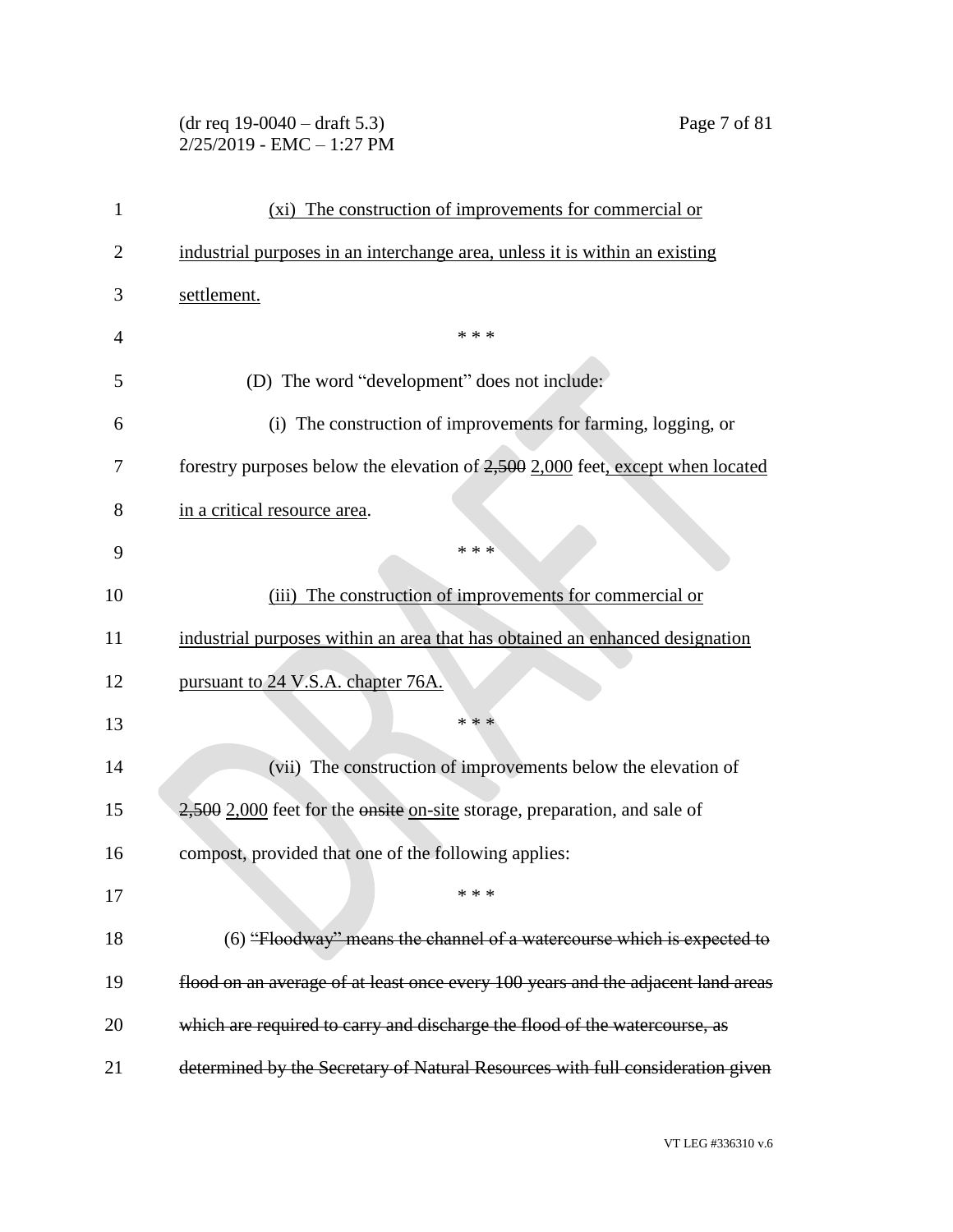(xi) The construction of improvements for commercial or industrial purposes in an interchange area, unless it is within an existing settlement.

\* \* \*

(D) The word "development" does not include:

(i) The construction of improvements for farming, logging, or forestry purposes below the elevation of ~~2,500~~ 2,000 feet, except when located in a critical resource area.

\* \* \*

(iii) The construction of improvements for commercial or industrial purposes within an area that has obtained an enhanced designation pursuant to 24 V.S.A. chapter 76A.

\* \* \*

(vii) The construction of improvements below the elevation of ~~2,500~~ 2,000 feet for the ~~onsite~~ on-site storage, preparation, and sale of compost, provided that one of the following applies:

\* \* \*

(6) ~~"Floodway" means the channel of a watercourse which is expected to flood on an average of at least once every 100 years and the adjacent land areas which are required to carry and discharge the flood of the watercourse, as determined by the Secretary of Natural Resources with full consideration given~~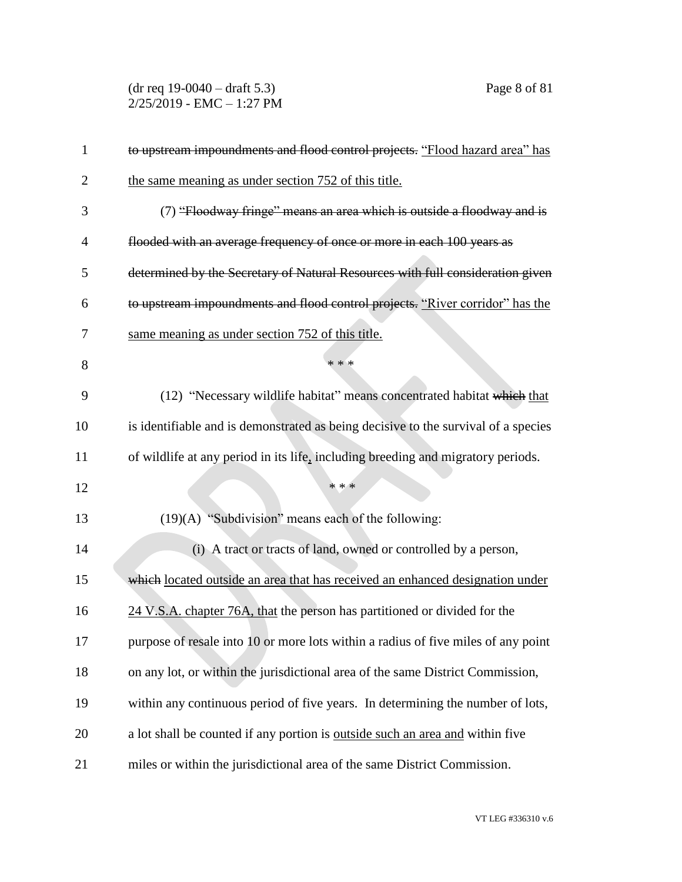~~to upstream impoundments and flood control projects.~~ <u>"Flood hazard area" has the same meaning as under section 752 of this title.</u>

(7) ~~"Floodway fringe" means an area which is outside a floodway and is flooded with an average frequency of once or more in each 100 years as determined by the Secretary of Natural Resources with full consideration given to upstream impoundments and flood control projects.~~ <u>"River corridor" has the same meaning as under section 752 of this title.</u>

\* \* \*

(12) "Necessary wildlife habitat" means concentrated habitat ~~which~~ <u>that</u> is identifiable and is demonstrated as being decisive to the survival of a species of wildlife at any period in its life<u>,</u> including breeding and migratory periods.

\* \* \*

(19)(A) "Subdivision" means each of the following:

(i) A tract or tracts of land, owned or controlled by a person, ~~which~~ <u>located outside an area that has received an enhanced designation under 24 V.S.A. chapter 76A, that</u> the person has partitioned or divided for the purpose of resale into 10 or more lots within a radius of five miles of any point on any lot, or within the jurisdictional area of the same District Commission, within any continuous period of five years. In determining the number of lots, a lot shall be counted if any portion is <u>outside such an area and</u> within five miles or within the jurisdictional area of the same District Commission.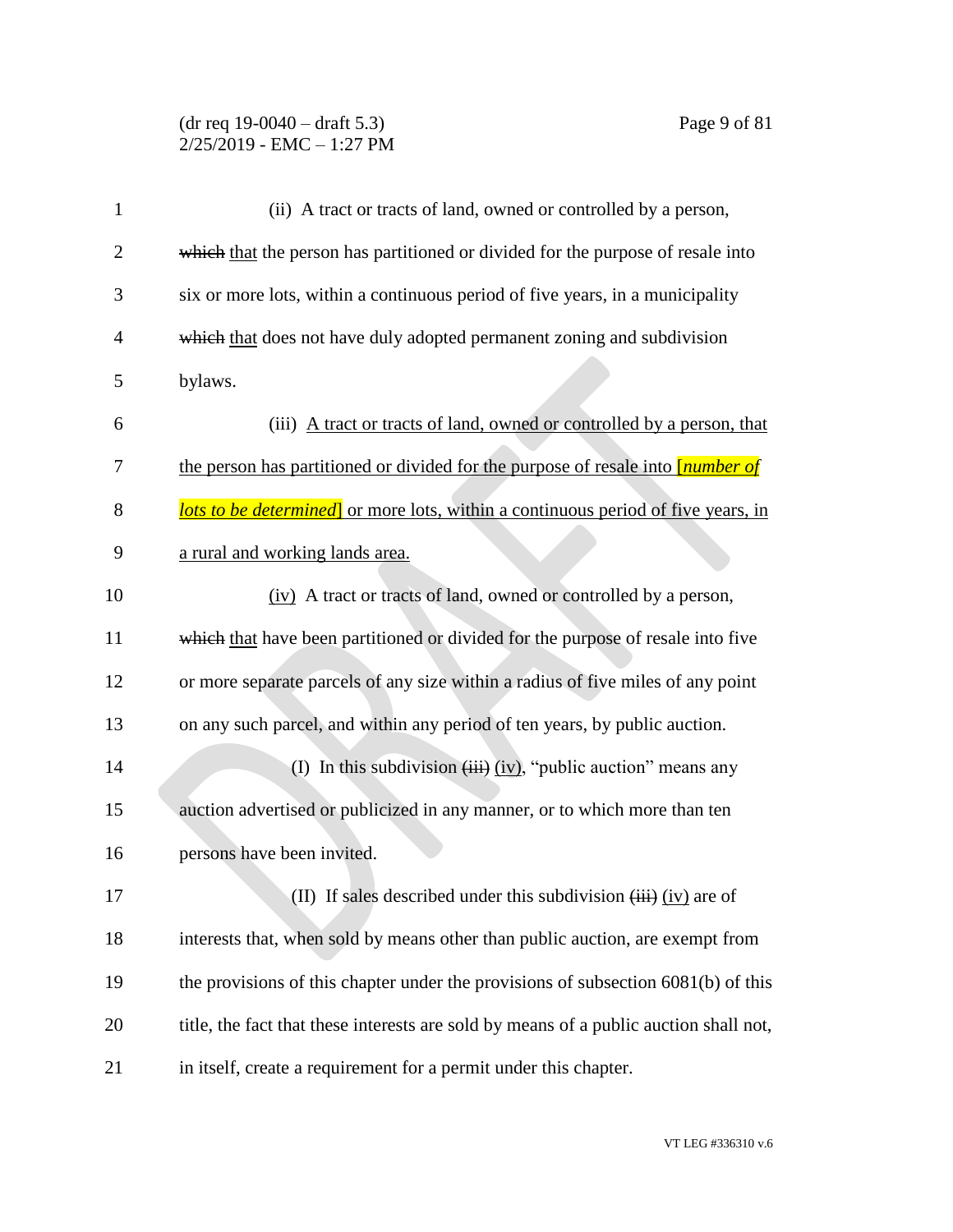(ii) A tract or tracts of land, owned or controlled by a person, ~~which~~ that the person has partitioned or divided for the purpose of resale into six or more lots, within a continuous period of five years, in a municipality ~~which~~ that does not have duly adopted permanent zoning and subdivision bylaws.

(iii) A tract or tracts of land, owned or controlled by a person, that the person has partitioned or divided for the purpose of resale into [*number of lots to be determined*] or more lots, within a continuous period of five years, in a rural and working lands area.

(iv) A tract or tracts of land, owned or controlled by a person, ~~which~~ that have been partitioned or divided for the purpose of resale into five or more separate parcels of any size within a radius of five miles of any point on any such parcel, and within any period of ten years, by public auction.

(I) In this subdivision ~~(iii)~~ (iv), "public auction" means any auction advertised or publicized in any manner, or to which more than ten persons have been invited.

(II) If sales described under this subdivision ~~(iii)~~ (iv) are of interests that, when sold by means other than public auction, are exempt from the provisions of this chapter under the provisions of subsection 6081(b) of this title, the fact that these interests are sold by means of a public auction shall not, in itself, create a requirement for a permit under this chapter.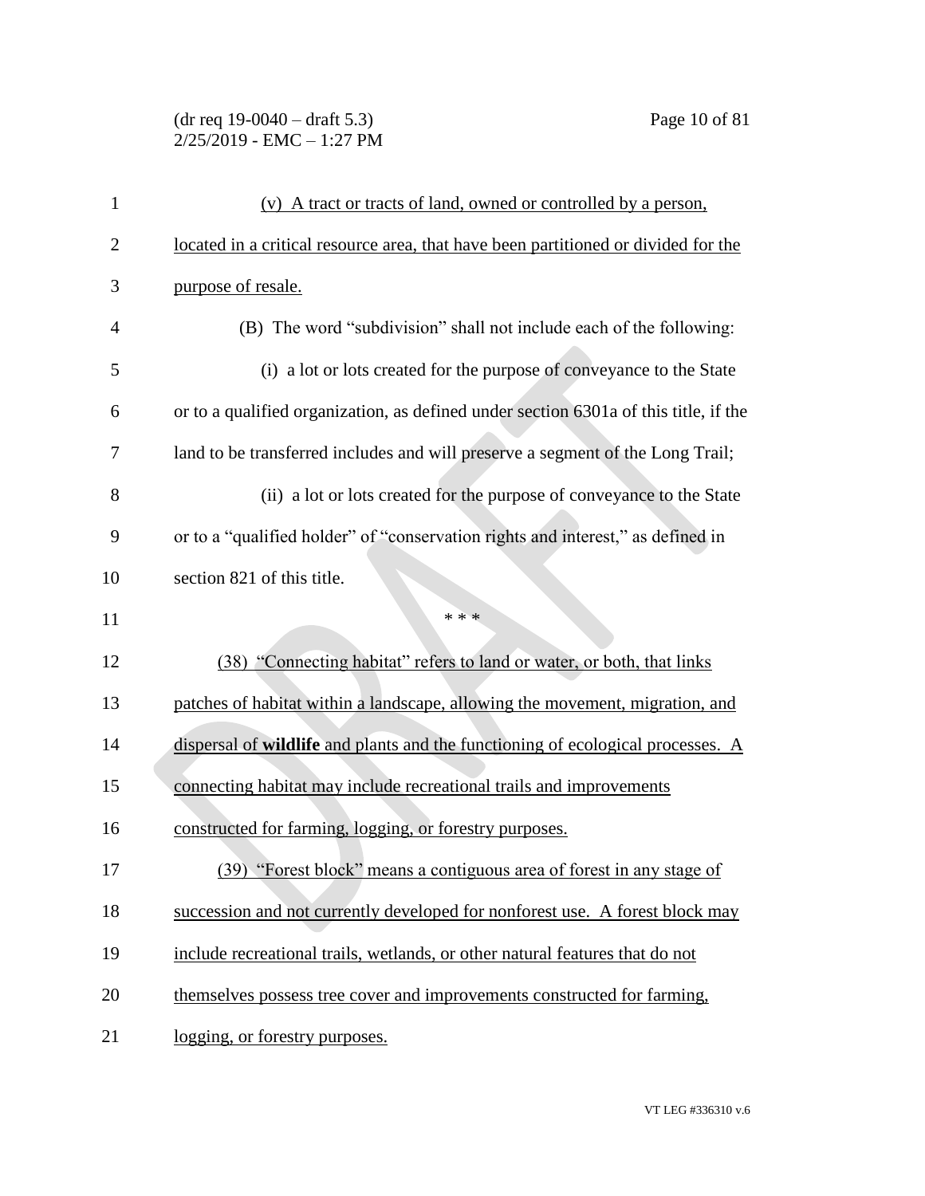(v) A tract or tracts of land, owned or controlled by a person, located in a critical resource area, that have been partitioned or divided for the purpose of resale.

(B) The word "subdivision" shall not include each of the following:

(i) a lot or lots created for the purpose of conveyance to the State or to a qualified organization, as defined under section 6301a of this title, if the land to be transferred includes and will preserve a segment of the Long Trail;

(ii) a lot or lots created for the purpose of conveyance to the State or to a "qualified holder" of "conservation rights and interest," as defined in section 821 of this title.

\* \* \*

(38) "Connecting habitat" refers to land or water, or both, that links patches of habitat within a landscape, allowing the movement, migration, and dispersal of **wildlife** and plants and the functioning of ecological processes. A connecting habitat may include recreational trails and improvements constructed for farming, logging, or forestry purposes.

(39) "Forest block" means a contiguous area of forest in any stage of succession and not currently developed for nonforest use. A forest block may include recreational trails, wetlands, or other natural features that do not themselves possess tree cover and improvements constructed for farming, logging, or forestry purposes.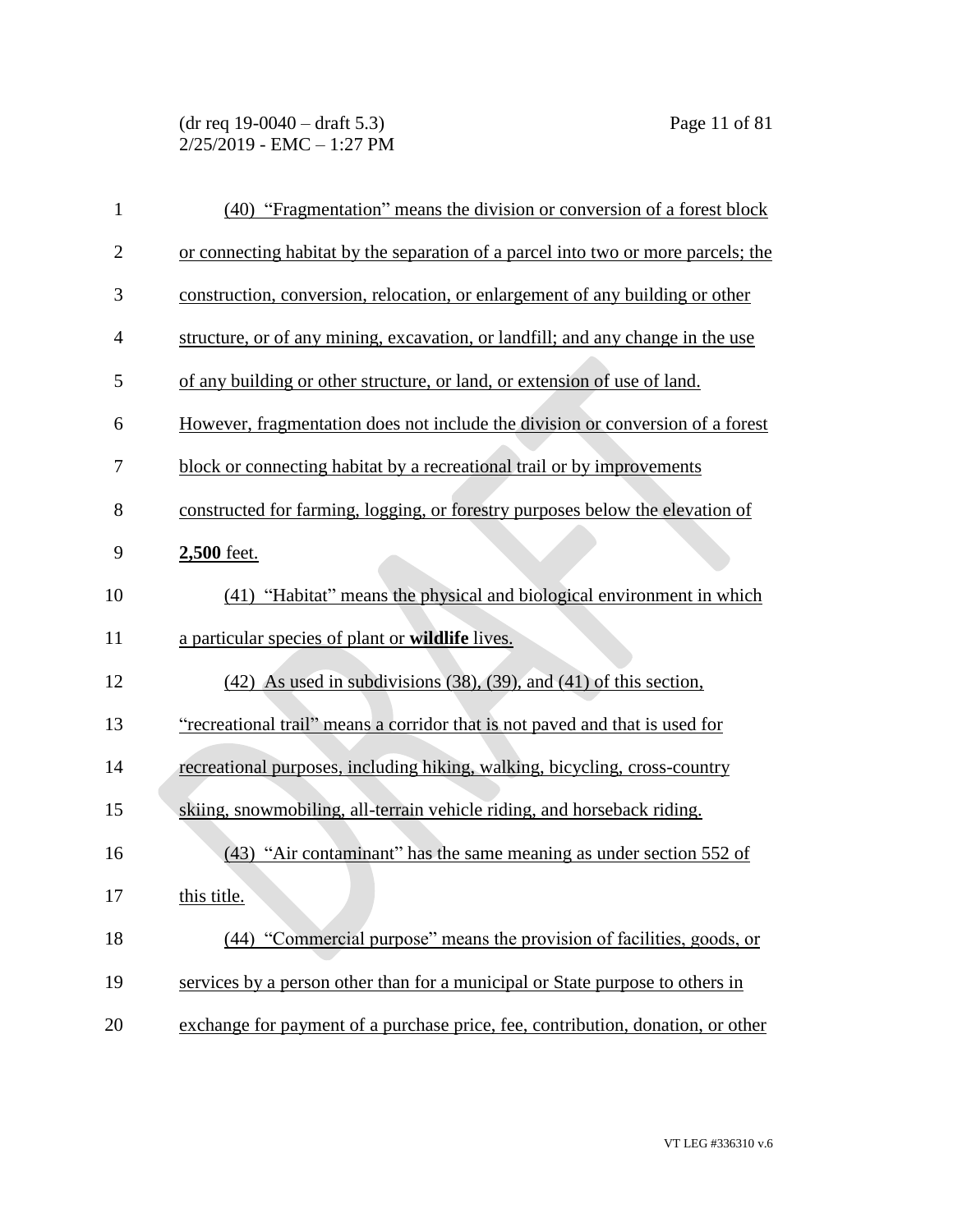(40) "Fragmentation" means the division or conversion of a forest block or connecting habitat by the separation of a parcel into two or more parcels; the construction, conversion, relocation, or enlargement of any building or other structure, or of any mining, excavation, or landfill; and any change in the use of any building or other structure, or land, or extension of use of land. However, fragmentation does not include the division or conversion of a forest block or connecting habitat by a recreational trail or by improvements constructed for farming, logging, or forestry purposes below the elevation of **2,500** feet.

(41) "Habitat" means the physical and biological environment in which a particular species of plant or **wildlife** lives.

(42) As used in subdivisions (38), (39), and (41) of this section, "recreational trail" means a corridor that is not paved and that is used for recreational purposes, including hiking, walking, bicycling, cross-country skiing, snowmobiling, all-terrain vehicle riding, and horseback riding.

(43) "Air contaminant" has the same meaning as under section 552 of this title.

(44) "Commercial purpose" means the provision of facilities, goods, or services by a person other than for a municipal or State purpose to others in exchange for payment of a purchase price, fee, contribution, donation, or other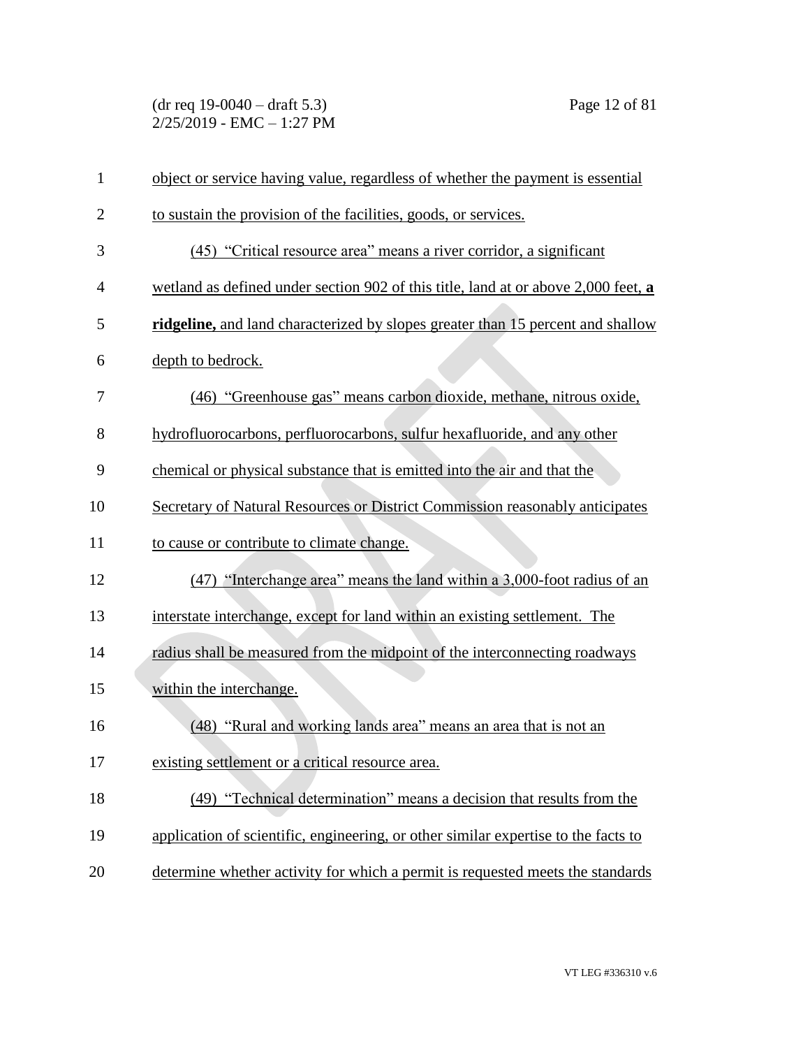object or service having value, regardless of whether the payment is essential to sustain the provision of the facilities, goods, or services.

(45) "Critical resource area" means a river corridor, a significant wetland as defined under section 902 of this title, land at or above 2,000 feet, **a ridgeline,** and land characterized by slopes greater than 15 percent and shallow depth to bedrock.

(46) "Greenhouse gas" means carbon dioxide, methane, nitrous oxide, hydrofluorocarbons, perfluorocarbons, sulfur hexafluoride, and any other chemical or physical substance that is emitted into the air and that the Secretary of Natural Resources or District Commission reasonably anticipates to cause or contribute to climate change.

(47) "Interchange area" means the land within a 3,000-foot radius of an interstate interchange, except for land within an existing settlement. The radius shall be measured from the midpoint of the interconnecting roadways within the interchange.

(48) "Rural and working lands area" means an area that is not an existing settlement or a critical resource area.

(49) "Technical determination" means a decision that results from the application of scientific, engineering, or other similar expertise to the facts to determine whether activity for which a permit is requested meets the standards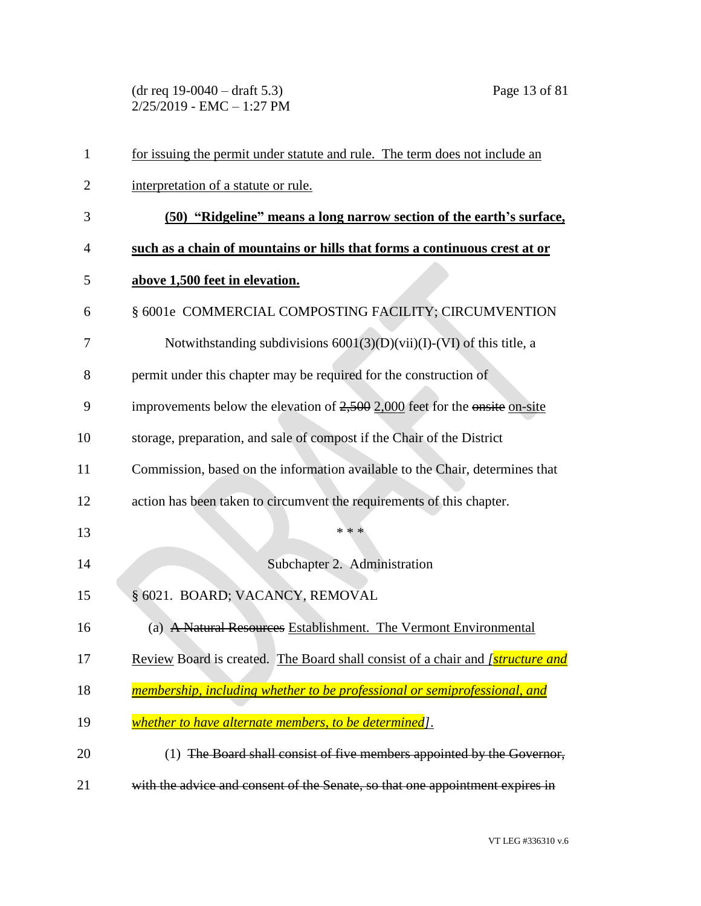for issuing the permit under statute and rule. The term does not include an interpretation of a statute or rule.

**(50) "Ridgeline" means a long narrow section of the earth's surface, such as a chain of mountains or hills that forms a continuous crest at or above 1,500 feet in elevation.**

§ 6001e COMMERCIAL COMPOSTING FACILITY; CIRCUMVENTION

Notwithstanding subdivisions 6001(3)(D)(vii)(I)-(VI) of this title, a permit under this chapter may be required for the construction of improvements below the elevation of ~~2,500~~ 2,000 feet for the ~~onsite~~ on-site storage, preparation, and sale of compost if the Chair of the District Commission, based on the information available to the Chair, determines that action has been taken to circumvent the requirements of this chapter.

\* \* \*

Subchapter 2. Administration

§ 6021. BOARD; VACANCY, REMOVAL

(a) ~~A Natural Resources~~ Establishment. The Vermont Environmental Review Board is created. The Board shall consist of a chair and *[structure and membership, including whether to be professional or semiprofessional, and whether to have alternate members, to be determined]*.

(1) ~~The Board shall consist of five members appointed by the Governor, with the advice and consent of the Senate, so that one appointment expires in~~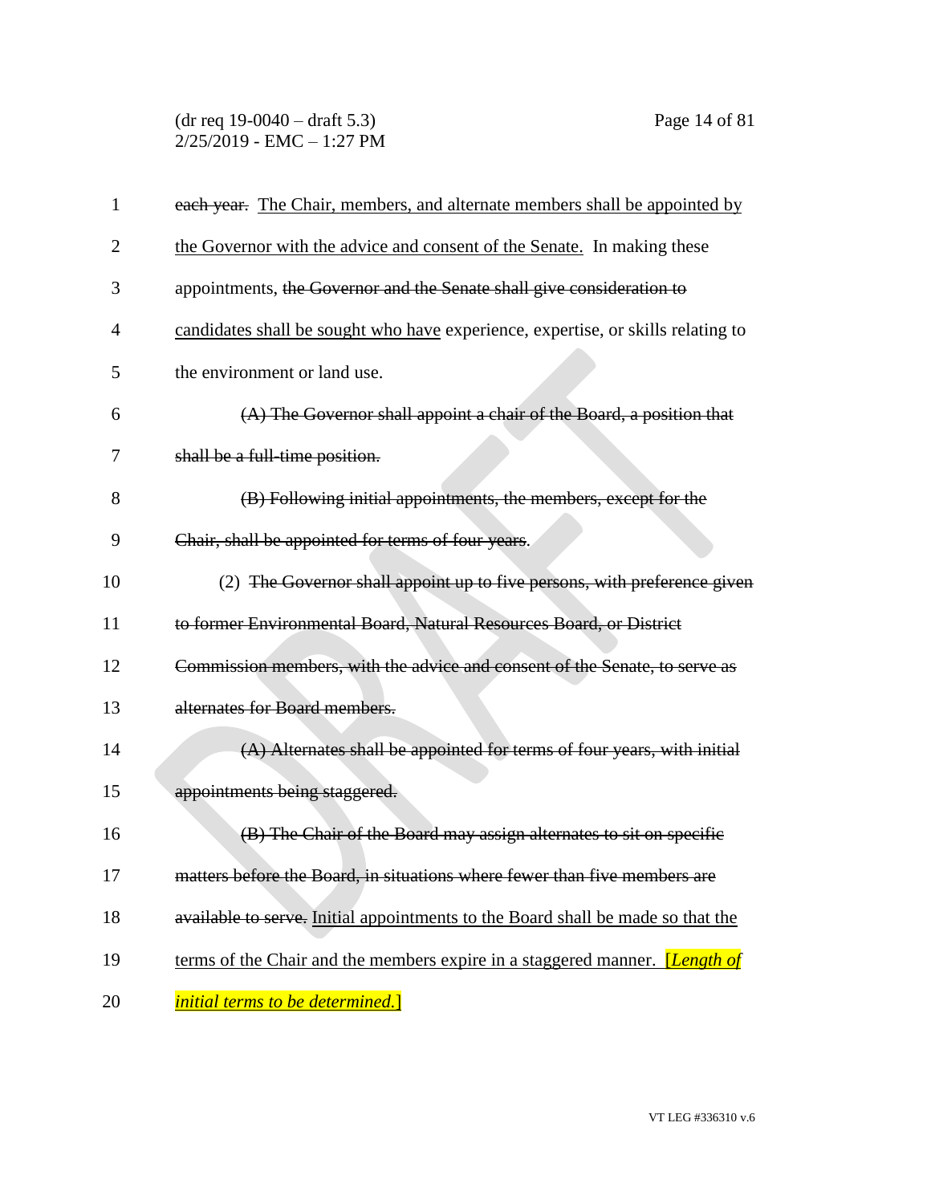~~each year.~~ <u>The Chair, members, and alternate members shall be appointed by the Governor with the advice and consent of the Senate.</u> In making these appointments, ~~the Governor and the Senate shall give consideration to~~ <u>candidates shall be sought who have</u> experience, expertise, or skills relating to the environment or land use.

~~(A) The Governor shall appoint a chair of the Board, a position that shall be a full-time position.~~

~~(B) Following initial appointments, the members, except for the Chair, shall be appointed for terms of four years~~.

(2) ~~The Governor shall appoint up to five persons, with preference given to former Environmental Board, Natural Resources Board, or District Commission members, with the advice and consent of the Senate, to serve as alternates for Board members.~~

~~(A) Alternates shall be appointed for terms of four years, with initial appointments being staggered.~~

~~(B) The Chair of the Board may assign alternates to sit on specific matters before the Board, in situations where fewer than five members are available to serve.~~ <u>Initial appointments to the Board shall be made so that the terms of the Chair and the members expire in a staggered manner.</u> [*<u>Length of initial terms to be determined.</u>*]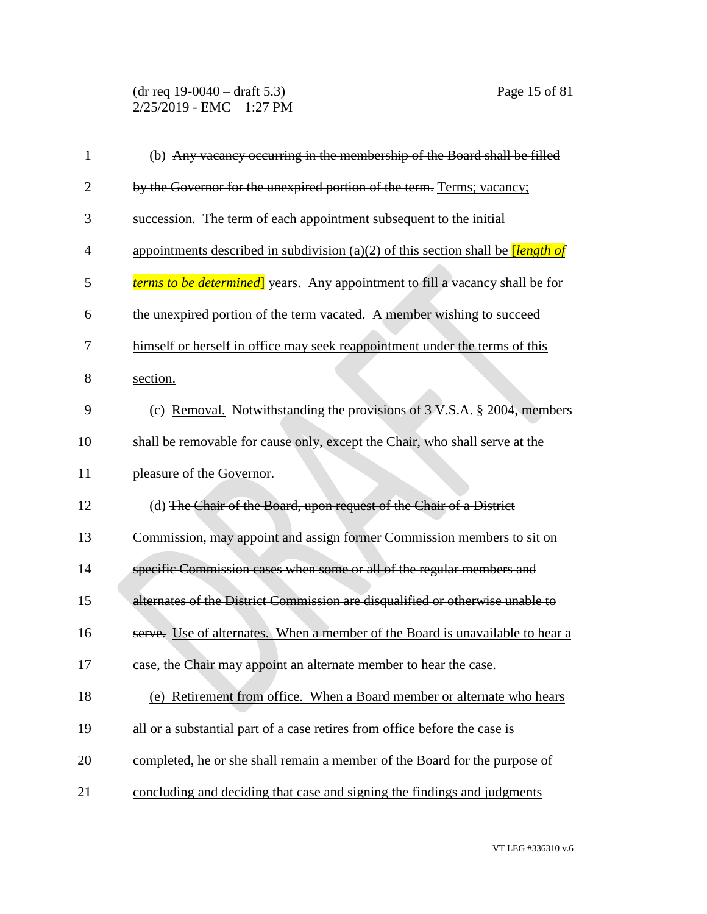(b) ~~Any vacancy occurring in the membership of the Board shall be filled by the Governor for the unexpired portion of the term.~~ Terms; vacancy; succession. The term of each appointment subsequent to the initial appointments described in subdivision (a)(2) of this section shall be [*length of terms to be determined*] years. Any appointment to fill a vacancy shall be for the unexpired portion of the term vacated. A member wishing to succeed himself or herself in office may seek reappointment under the terms of this section.

(c) Removal. Notwithstanding the provisions of 3 V.S.A. § 2004, members shall be removable for cause only, except the Chair, who shall serve at the pleasure of the Governor.

(d) ~~The Chair of the Board, upon request of the Chair of a District Commission, may appoint and assign former Commission members to sit on specific Commission cases when some or all of the regular members and alternates of the District Commission are disqualified or otherwise unable to serve.~~ Use of alternates. When a member of the Board is unavailable to hear a case, the Chair may appoint an alternate member to hear the case.

(e) Retirement from office. When a Board member or alternate who hears all or a substantial part of a case retires from office before the case is completed, he or she shall remain a member of the Board for the purpose of concluding and deciding that case and signing the findings and judgments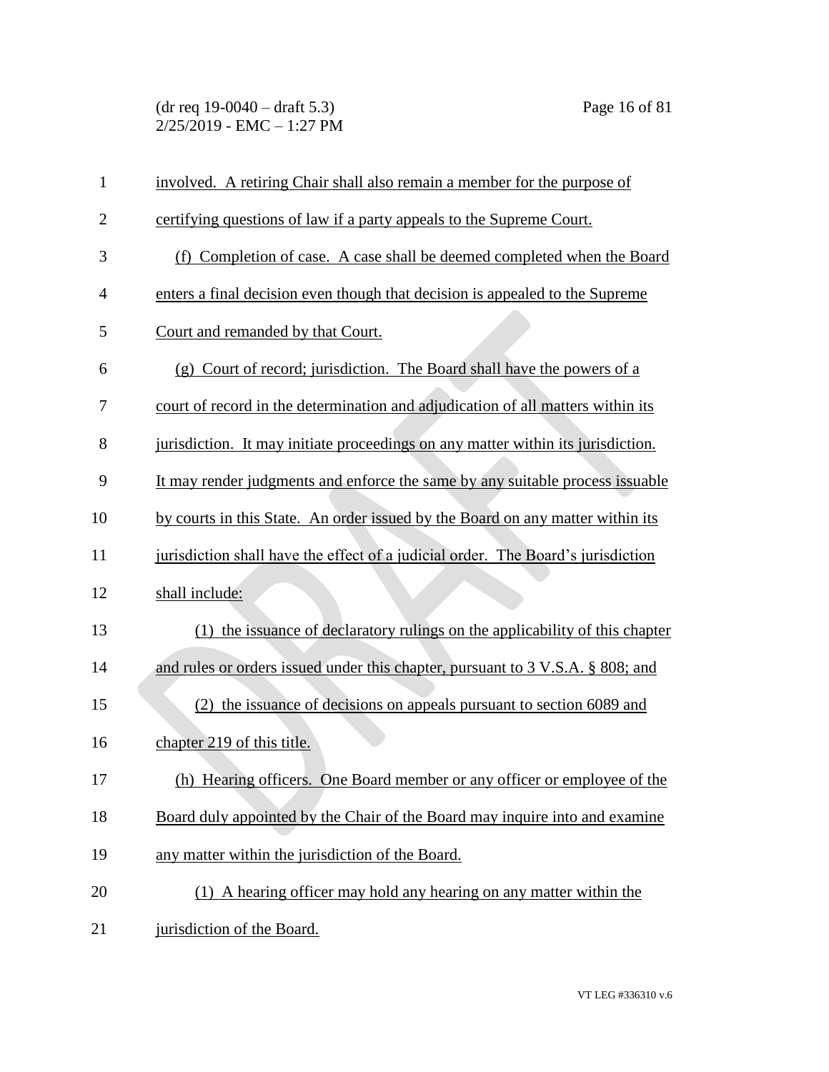involved. A retiring Chair shall also remain a member for the purpose of certifying questions of law if a party appeals to the Supreme Court.

(f) Completion of case. A case shall be deemed completed when the Board enters a final decision even though that decision is appealed to the Supreme Court and remanded by that Court.

(g) Court of record; jurisdiction. The Board shall have the powers of a court of record in the determination and adjudication of all matters within its jurisdiction. It may initiate proceedings on any matter within its jurisdiction. It may render judgments and enforce the same by any suitable process issuable by courts in this State. An order issued by the Board on any matter within its jurisdiction shall have the effect of a judicial order. The Board's jurisdiction shall include:

(1) the issuance of declaratory rulings on the applicability of this chapter and rules or orders issued under this chapter, pursuant to 3 V.S.A. § 808; and

(2) the issuance of decisions on appeals pursuant to section 6089 and chapter 219 of this title.

(h) Hearing officers. One Board member or any officer or employee of the Board duly appointed by the Chair of the Board may inquire into and examine any matter within the jurisdiction of the Board.

(1) A hearing officer may hold any hearing on any matter within the jurisdiction of the Board.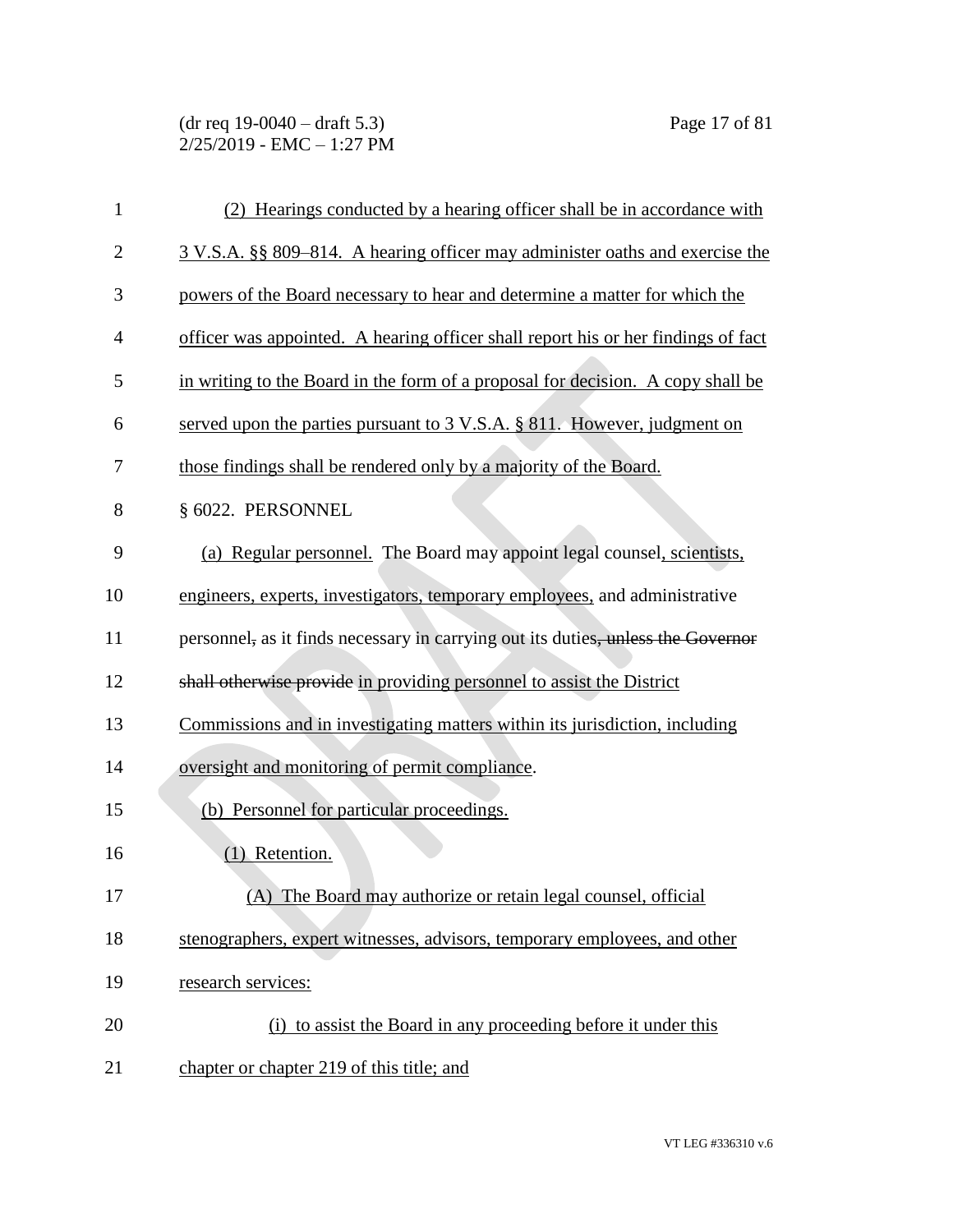(2) Hearings conducted by a hearing officer shall be in accordance with 3 V.S.A. §§ 809–814. A hearing officer may administer oaths and exercise the powers of the Board necessary to hear and determine a matter for which the officer was appointed. A hearing officer shall report his or her findings of fact in writing to the Board in the form of a proposal for decision. A copy shall be served upon the parties pursuant to 3 V.S.A. § 811. However, judgment on those findings shall be rendered only by a majority of the Board.

§ 6022. PERSONNEL

(a) Regular personnel. The Board may appoint legal counsel, scientists, engineers, experts, investigators, temporary employees, and administrative personnel, as it finds necessary in carrying out its duties, unless the Governor shall otherwise provide in providing personnel to assist the District Commissions and in investigating matters within its jurisdiction, including oversight and monitoring of permit compliance.

(b) Personnel for particular proceedings.

(1) Retention.

(A) The Board may authorize or retain legal counsel, official stenographers, expert witnesses, advisors, temporary employees, and other research services:

(i) to assist the Board in any proceeding before it under this chapter or chapter 219 of this title; and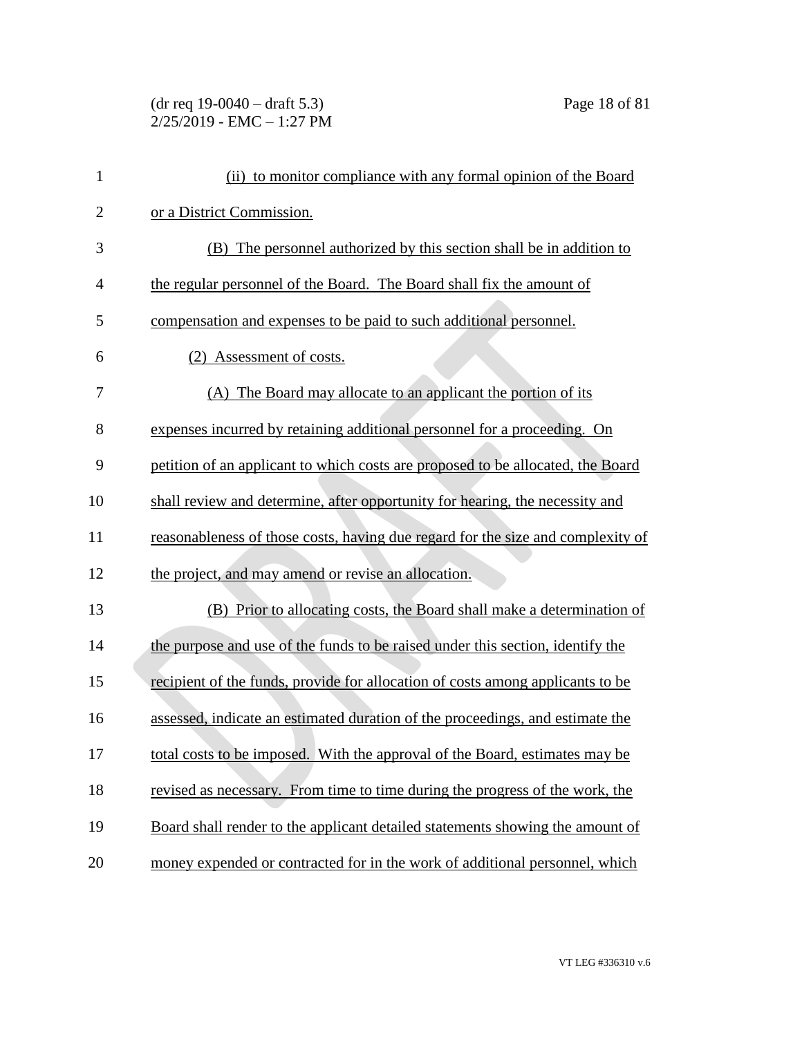(ii) to monitor compliance with any formal opinion of the Board or a District Commission.

(B) The personnel authorized by this section shall be in addition to the regular personnel of the Board. The Board shall fix the amount of compensation and expenses to be paid to such additional personnel.

(2) Assessment of costs.

(A) The Board may allocate to an applicant the portion of its expenses incurred by retaining additional personnel for a proceeding. On petition of an applicant to which costs are proposed to be allocated, the Board shall review and determine, after opportunity for hearing, the necessity and reasonableness of those costs, having due regard for the size and complexity of the project, and may amend or revise an allocation.

(B) Prior to allocating costs, the Board shall make a determination of the purpose and use of the funds to be raised under this section, identify the recipient of the funds, provide for allocation of costs among applicants to be assessed, indicate an estimated duration of the proceedings, and estimate the total costs to be imposed. With the approval of the Board, estimates may be revised as necessary. From time to time during the progress of the work, the Board shall render to the applicant detailed statements showing the amount of money expended or contracted for in the work of additional personnel, which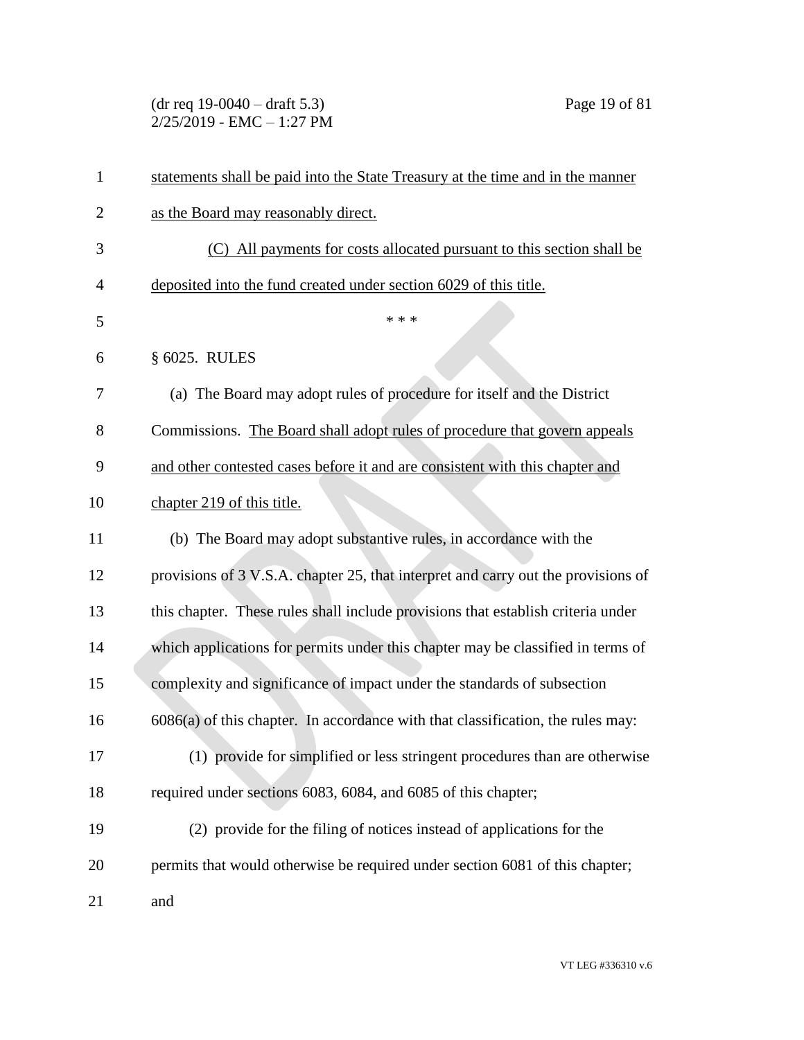statements shall be paid into the State Treasury at the time and in the manner as the Board may reasonably direct.

(C) All payments for costs allocated pursuant to this section shall be deposited into the fund created under section 6029 of this title.

\* \* \*

§ 6025. RULES

(a) The Board may adopt rules of procedure for itself and the District Commissions. The Board shall adopt rules of procedure that govern appeals and other contested cases before it and are consistent with this chapter and chapter 219 of this title.

(b) The Board may adopt substantive rules, in accordance with the provisions of 3 V.S.A. chapter 25, that interpret and carry out the provisions of this chapter. These rules shall include provisions that establish criteria under which applications for permits under this chapter may be classified in terms of complexity and significance of impact under the standards of subsection 6086(a) of this chapter. In accordance with that classification, the rules may:

(1) provide for simplified or less stringent procedures than are otherwise required under sections 6083, 6084, and 6085 of this chapter;

(2) provide for the filing of notices instead of applications for the permits that would otherwise be required under section 6081 of this chapter; and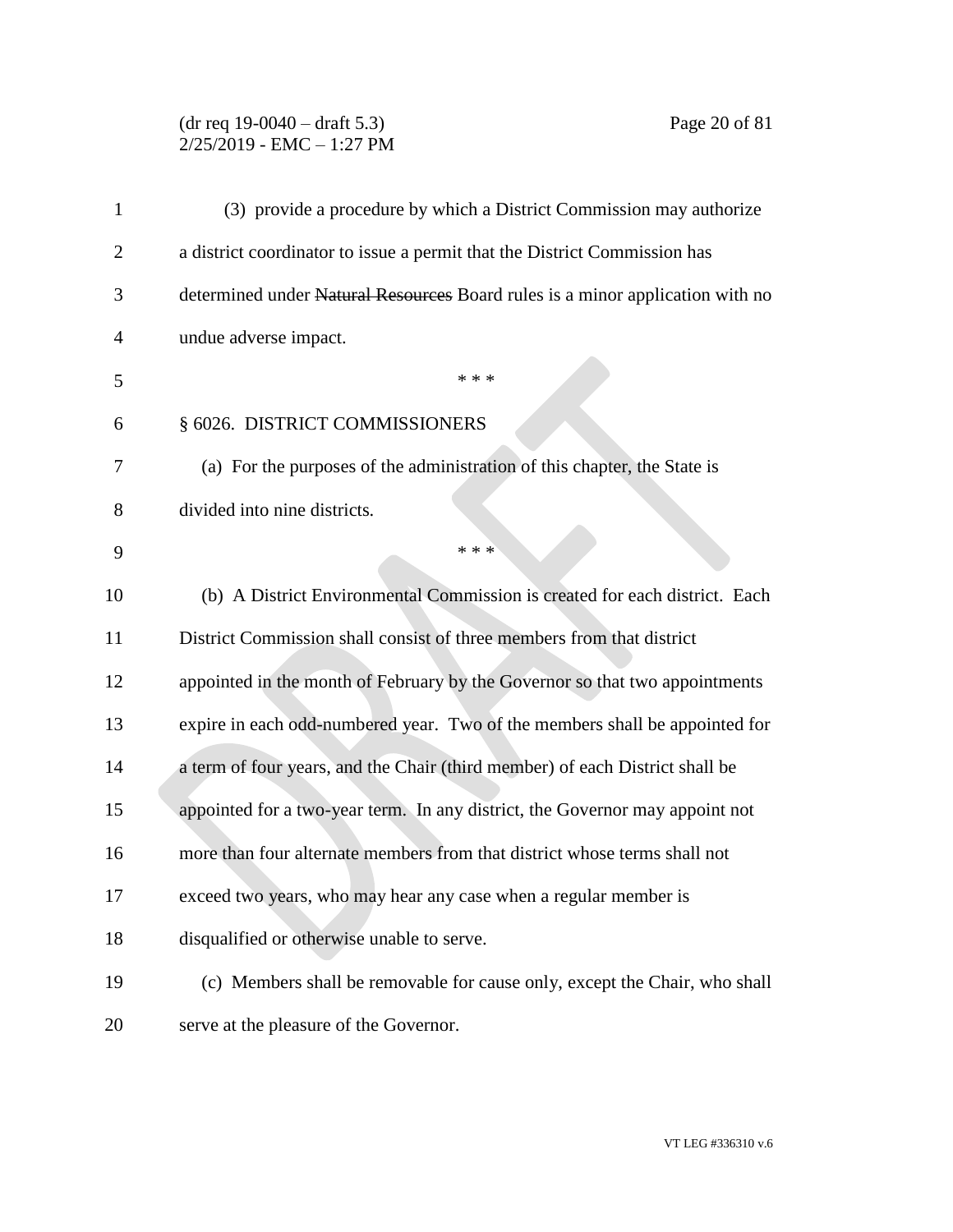(3) provide a procedure by which a District Commission may authorize a district coordinator to issue a permit that the District Commission has determined under ~~Natural Resources~~ Board rules is a minor application with no undue adverse impact.

\* \* \*

§ 6026. DISTRICT COMMISSIONERS

(a) For the purposes of the administration of this chapter, the State is divided into nine districts.

\* \* \*

(b) A District Environmental Commission is created for each district. Each District Commission shall consist of three members from that district appointed in the month of February by the Governor so that two appointments expire in each odd-numbered year. Two of the members shall be appointed for a term of four years, and the Chair (third member) of each District shall be appointed for a two-year term. In any district, the Governor may appoint not more than four alternate members from that district whose terms shall not exceed two years, who may hear any case when a regular member is disqualified or otherwise unable to serve.

(c) Members shall be removable for cause only, except the Chair, who shall serve at the pleasure of the Governor.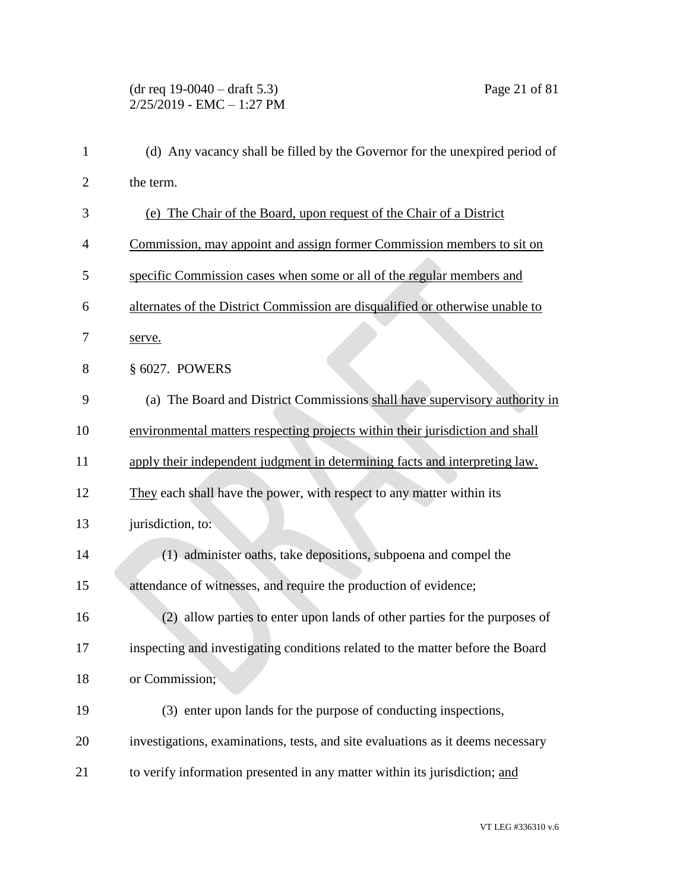(d) Any vacancy shall be filled by the Governor for the unexpired period of the term.

<u>(e) The Chair of the Board, upon request of the Chair of a District Commission, may appoint and assign former Commission members to sit on specific Commission cases when some or all of the regular members and alternates of the District Commission are disqualified or otherwise unable to serve.</u>

§ 6027. POWERS

(a) The Board and District Commissions <u>shall have supervisory authority in environmental matters respecting projects within their jurisdiction and shall apply their independent judgment in determining facts and interpreting law.</u> <u>They</u> each shall have the power, with respect to any matter within its jurisdiction, to:

(1) administer oaths, take depositions, subpoena and compel the attendance of witnesses, and require the production of evidence;

(2) allow parties to enter upon lands of other parties for the purposes of inspecting and investigating conditions related to the matter before the Board or Commission;

(3) enter upon lands for the purpose of conducting inspections, investigations, examinations, tests, and site evaluations as it deems necessary to verify information presented in any matter within its jurisdiction; <u>and</u>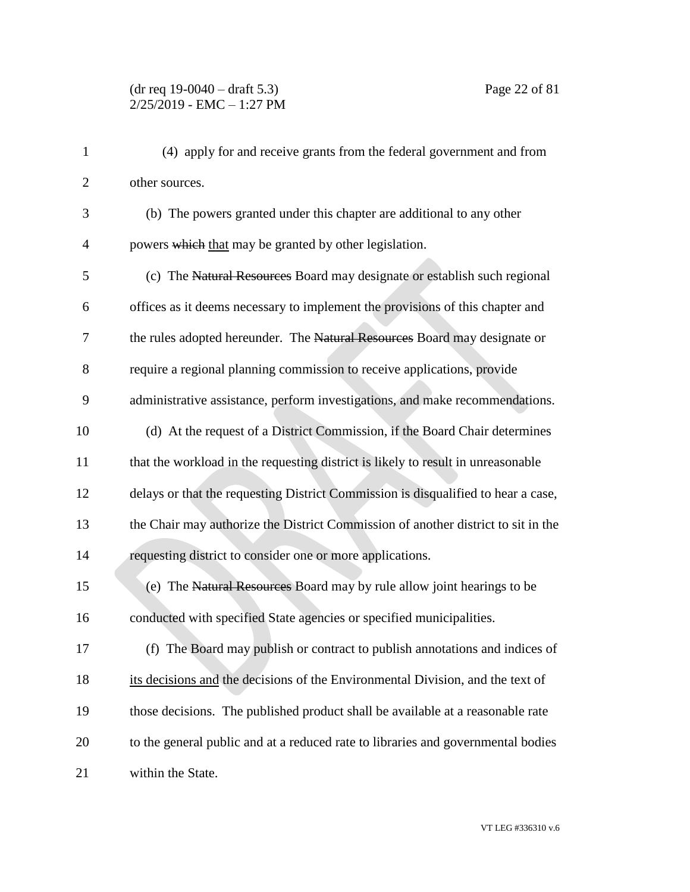(4) apply for and receive grants from the federal government and from other sources.

(b) The powers granted under this chapter are additional to any other powers ~~which~~ that may be granted by other legislation.

(c) The ~~Natural Resources~~ Board may designate or establish such regional offices as it deems necessary to implement the provisions of this chapter and the rules adopted hereunder. The ~~Natural Resources~~ Board may designate or require a regional planning commission to receive applications, provide administrative assistance, perform investigations, and make recommendations.

(d) At the request of a District Commission, if the Board Chair determines that the workload in the requesting district is likely to result in unreasonable delays or that the requesting District Commission is disqualified to hear a case, the Chair may authorize the District Commission of another district to sit in the requesting district to consider one or more applications.

(e) The ~~Natural Resources~~ Board may by rule allow joint hearings to be conducted with specified State agencies or specified municipalities.

(f) The Board may publish or contract to publish annotations and indices of its decisions and the decisions of the Environmental Division, and the text of those decisions. The published product shall be available at a reasonable rate to the general public and at a reduced rate to libraries and governmental bodies within the State.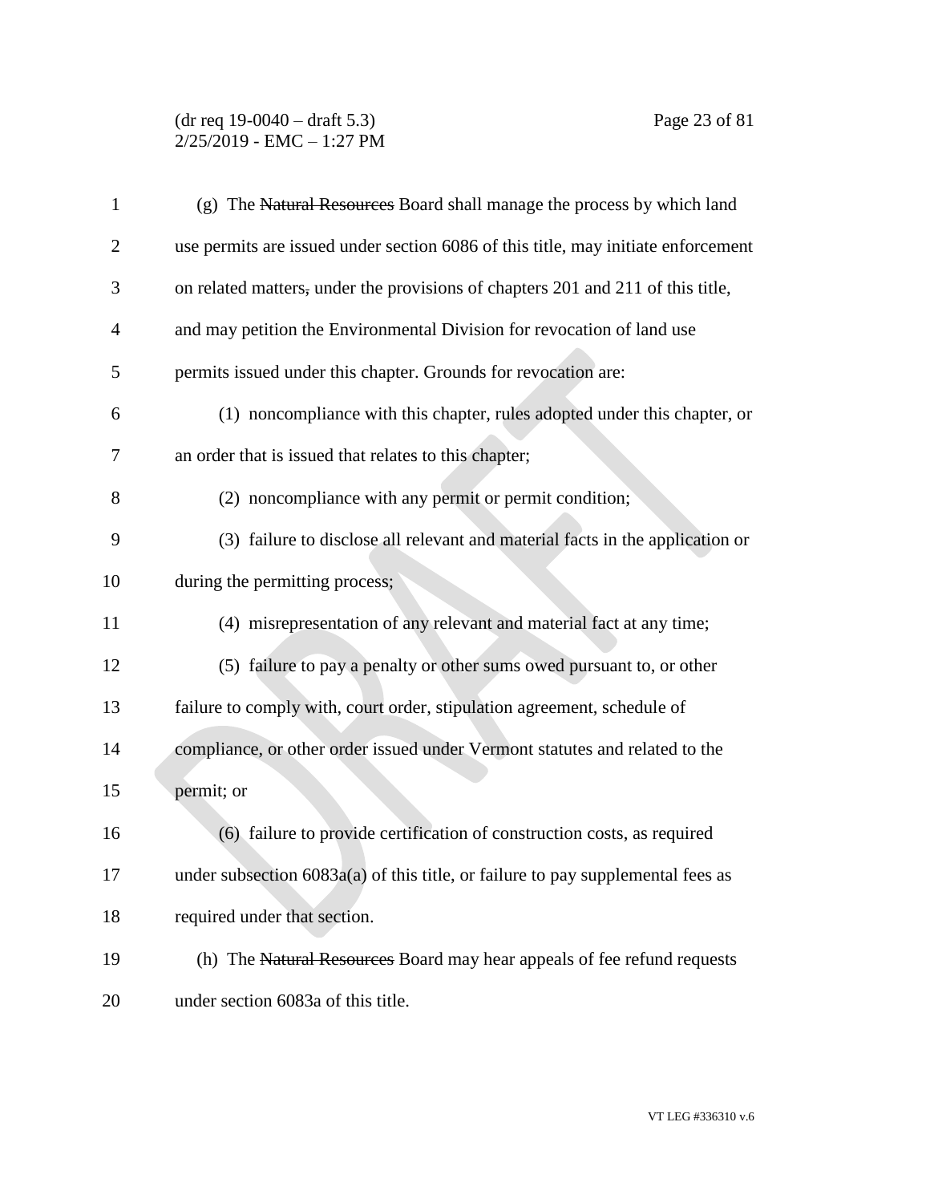(g) The ~~Natural Resources~~ Board shall manage the process by which land use permits are issued under section 6086 of this title, may initiate enforcement on related matters~~,~~ under the provisions of chapters 201 and 211 of this title, and may petition the Environmental Division for revocation of land use permits issued under this chapter. Grounds for revocation are:

(1) noncompliance with this chapter, rules adopted under this chapter, or an order that is issued that relates to this chapter;

(2) noncompliance with any permit or permit condition;

(3) failure to disclose all relevant and material facts in the application or during the permitting process;

(4) misrepresentation of any relevant and material fact at any time;

(5) failure to pay a penalty or other sums owed pursuant to, or other failure to comply with, court order, stipulation agreement, schedule of compliance, or other order issued under Vermont statutes and related to the permit; or

(6) failure to provide certification of construction costs, as required under subsection 6083a(a) of this title, or failure to pay supplemental fees as required under that section.

(h) The ~~Natural Resources~~ Board may hear appeals of fee refund requests under section 6083a of this title.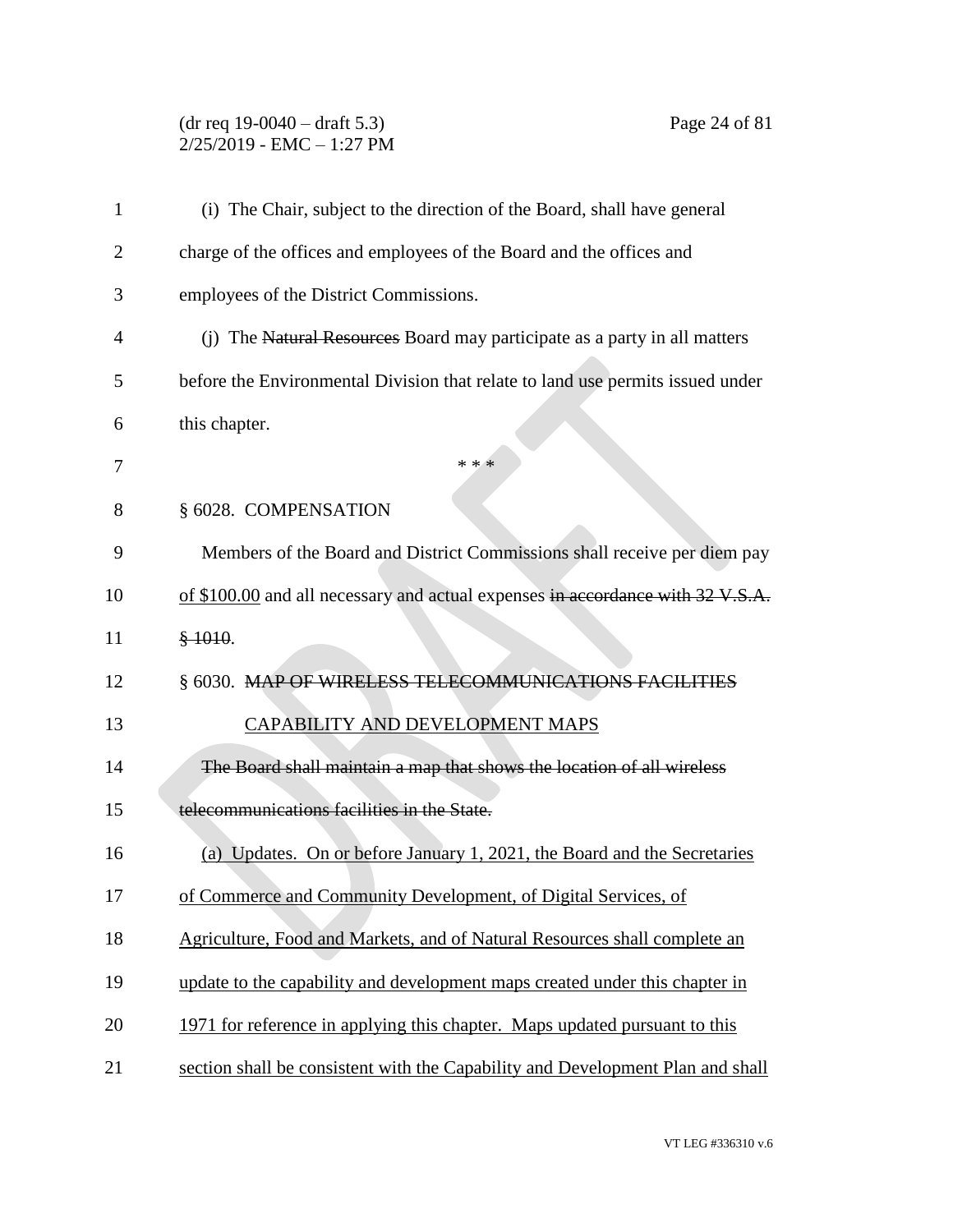(i) The Chair, subject to the direction of the Board, shall have general charge of the offices and employees of the Board and the offices and employees of the District Commissions.

(j) The ~~Natural Resources~~ Board may participate as a party in all matters before the Environmental Division that relate to land use permits issued under this chapter.

\* \* \*

§ 6028. COMPENSATION

Members of the Board and District Commissions shall receive per diem pay <u>of \$100.00</u> and all necessary and actual expenses ~~in accordance with 32 V.S.A. § 1010~~.

§ 6030. ~~MAP OF WIRELESS TELECOMMUNICATIONS FACILITIES~~ <u>CAPABILITY AND DEVELOPMENT MAPS</u>

~~The Board shall maintain a map that shows the location of all wireless telecommunications facilities in the State.~~

<u>(a) Updates. On or before January 1, 2021, the Board and the Secretaries of Commerce and Community Development, of Digital Services, of Agriculture, Food and Markets, and of Natural Resources shall complete an update to the capability and development maps created under this chapter in 1971 for reference in applying this chapter. Maps updated pursuant to this section shall be consistent with the Capability and Development Plan and shall</u>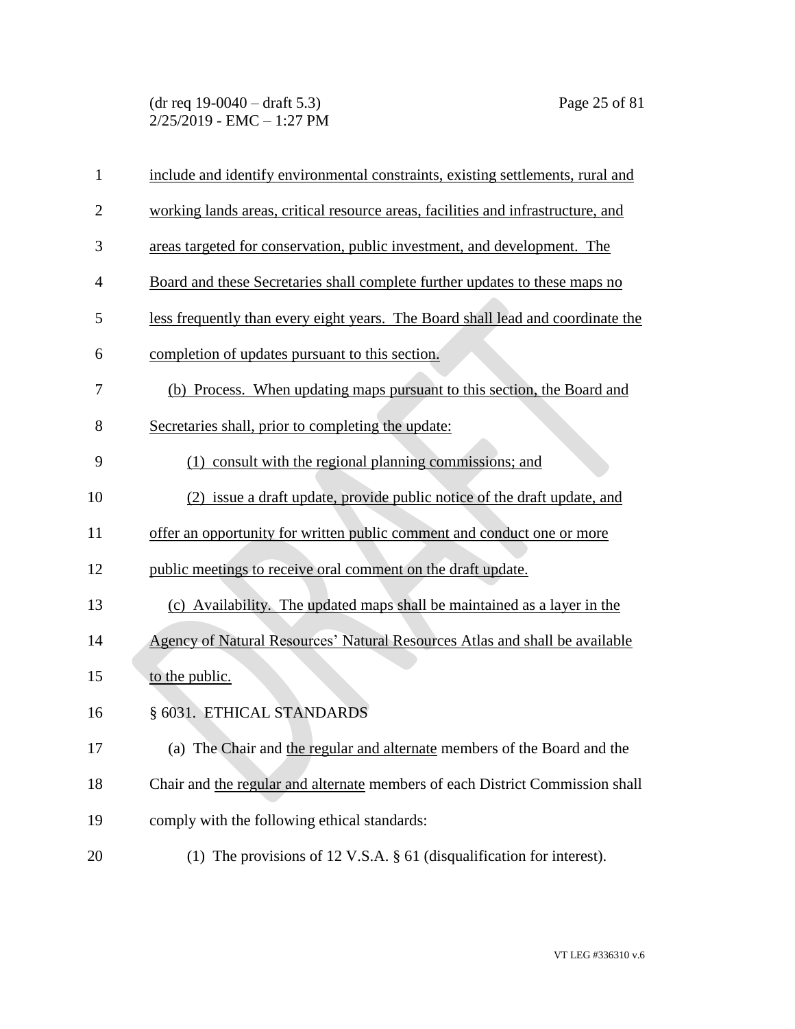include and identify environmental constraints, existing settlements, rural and working lands areas, critical resource areas, facilities and infrastructure, and areas targeted for conservation, public investment, and development. The Board and these Secretaries shall complete further updates to these maps no less frequently than every eight years. The Board shall lead and coordinate the completion of updates pursuant to this section.

(b) Process. When updating maps pursuant to this section, the Board and Secretaries shall, prior to completing the update:

(1) consult with the regional planning commissions; and

(2) issue a draft update, provide public notice of the draft update, and offer an opportunity for written public comment and conduct one or more public meetings to receive oral comment on the draft update.

(c) Availability. The updated maps shall be maintained as a layer in the Agency of Natural Resources' Natural Resources Atlas and shall be available to the public.

§ 6031. ETHICAL STANDARDS

(a) The Chair and the regular and alternate members of the Board and the Chair and the regular and alternate members of each District Commission shall comply with the following ethical standards:

(1) The provisions of 12 V.S.A. § 61 (disqualification for interest).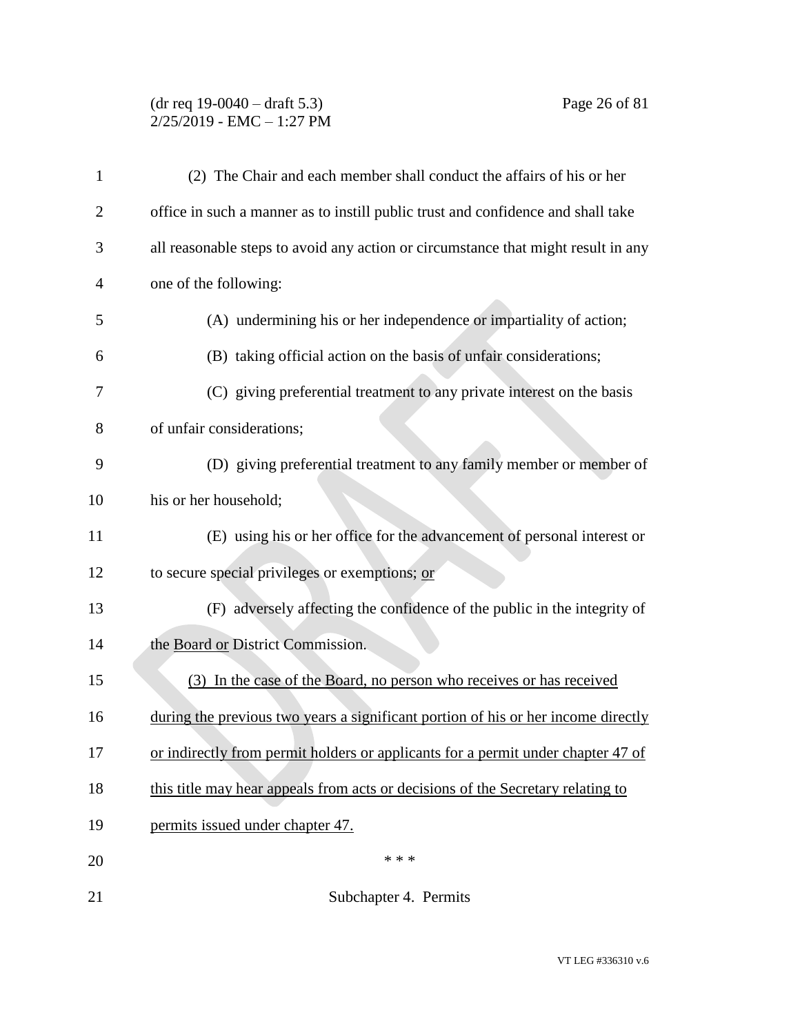(2) The Chair and each member shall conduct the affairs of his or her office in such a manner as to instill public trust and confidence and shall take all reasonable steps to avoid any action or circumstance that might result in any one of the following:

(A) undermining his or her independence or impartiality of action;

(B) taking official action on the basis of unfair considerations;

(C) giving preferential treatment to any private interest on the basis of unfair considerations;

(D) giving preferential treatment to any family member or member of his or her household;

(E) using his or her office for the advancement of personal interest or to secure special privileges or exemptions; <u>or</u>

(F) adversely affecting the confidence of the public in the integrity of the <u>Board or</u> District Commission.

<u>(3) In the case of the Board, no person who receives or has received during the previous two years a significant portion of his or her income directly or indirectly from permit holders or applicants for a permit under chapter 47 of this title may hear appeals from acts or decisions of the Secretary relating to permits issued under chapter 47.</u>

\* \* \*

Subchapter 4. Permits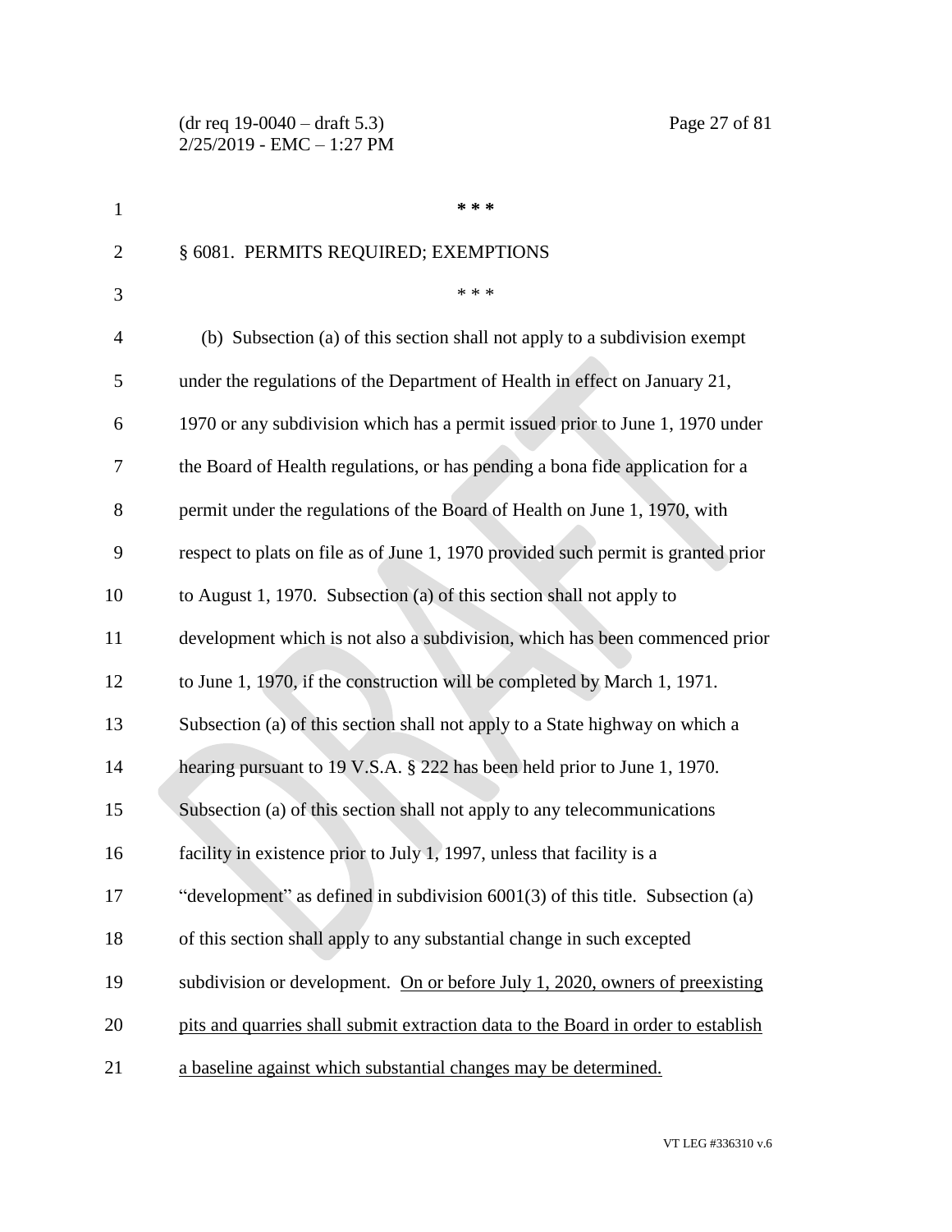\* \* \*

§ 6081. PERMITS REQUIRED; EXEMPTIONS

\* \* \*

(b) Subsection (a) of this section shall not apply to a subdivision exempt under the regulations of the Department of Health in effect on January 21, 1970 or any subdivision which has a permit issued prior to June 1, 1970 under the Board of Health regulations, or has pending a bona fide application for a permit under the regulations of the Board of Health on June 1, 1970, with respect to plats on file as of June 1, 1970 provided such permit is granted prior to August 1, 1970. Subsection (a) of this section shall not apply to development which is not also a subdivision, which has been commenced prior to June 1, 1970, if the construction will be completed by March 1, 1971. Subsection (a) of this section shall not apply to a State highway on which a hearing pursuant to 19 V.S.A. § 222 has been held prior to June 1, 1970. Subsection (a) of this section shall not apply to any telecommunications facility in existence prior to July 1, 1997, unless that facility is a "development" as defined in subdivision 6001(3) of this title. Subsection (a) of this section shall apply to any substantial change in such excepted subdivision or development. <u>On or before July 1, 2020, owners of preexisting pits and quarries shall submit extraction data to the Board in order to establish a baseline against which substantial changes may be determined.</u>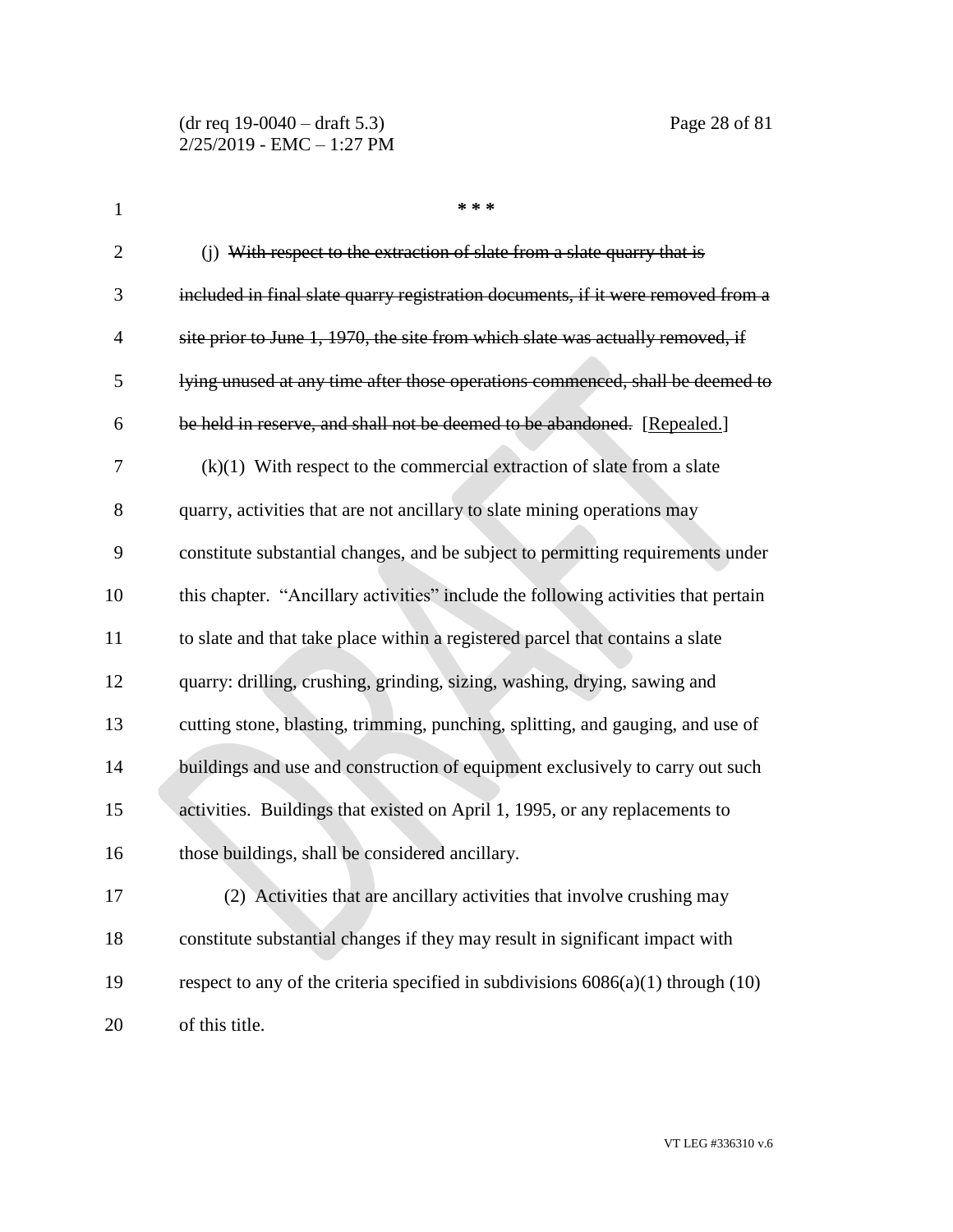\* \* \*

(j) ~~With respect to the extraction of slate from a slate quarry that is included in final slate quarry registration documents, if it were removed from a site prior to June 1, 1970, the site from which slate was actually removed, if lying unused at any time after those operations commenced, shall be deemed to be held in reserve, and shall not be deemed to be abandoned.~~ [<u>Repealed.</u>]

(k)(1) With respect to the commercial extraction of slate from a slate quarry, activities that are not ancillary to slate mining operations may constitute substantial changes, and be subject to permitting requirements under this chapter. "Ancillary activities" include the following activities that pertain to slate and that take place within a registered parcel that contains a slate quarry: drilling, crushing, grinding, sizing, washing, drying, sawing and cutting stone, blasting, trimming, punching, splitting, and gauging, and use of buildings and use and construction of equipment exclusively to carry out such activities. Buildings that existed on April 1, 1995, or any replacements to those buildings, shall be considered ancillary.

(2) Activities that are ancillary activities that involve crushing may constitute substantial changes if they may result in significant impact with respect to any of the criteria specified in subdivisions 6086(a)(1) through (10) of this title.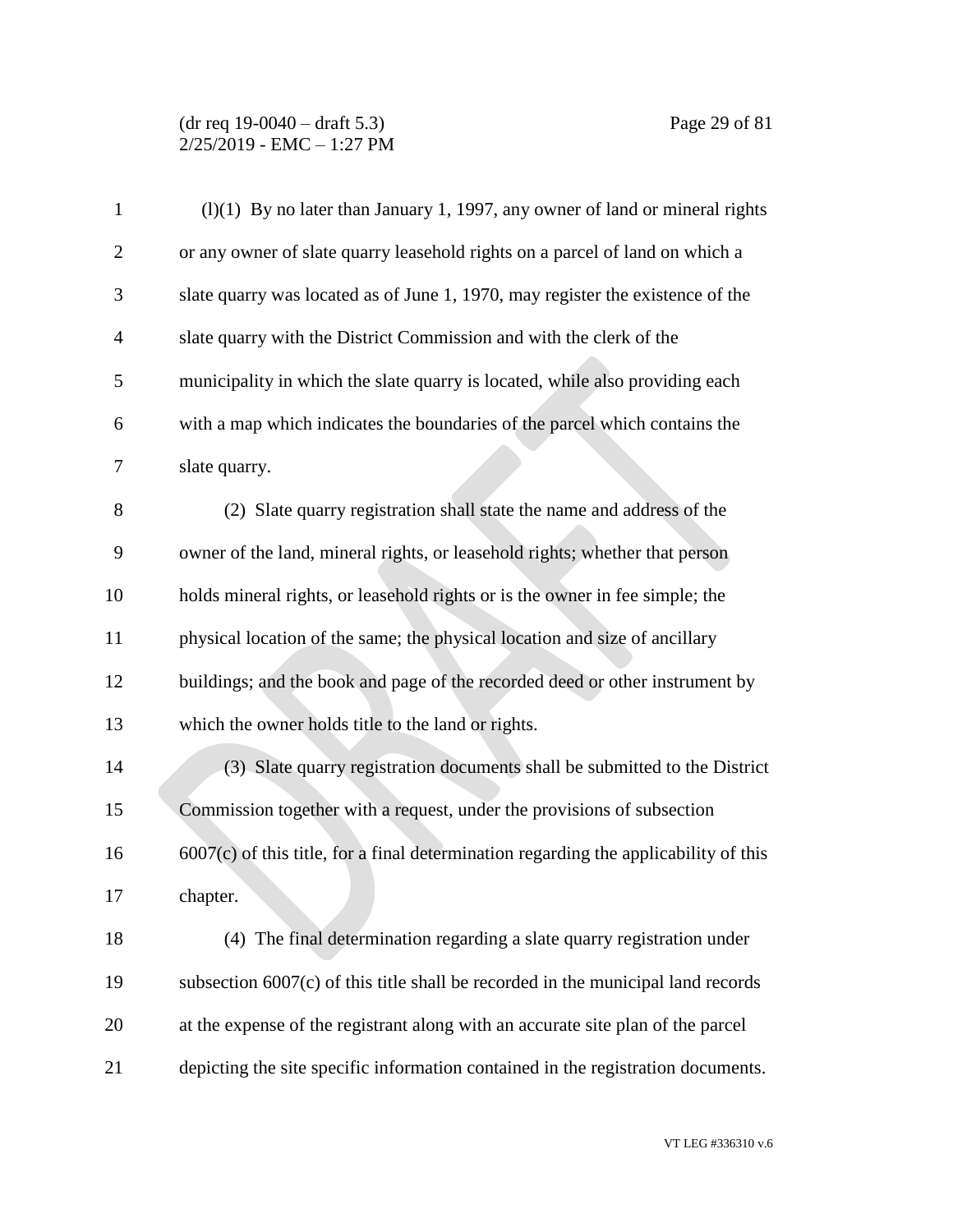(l)(1) By no later than January 1, 1997, any owner of land or mineral rights or any owner of slate quarry leasehold rights on a parcel of land on which a slate quarry was located as of June 1, 1970, may register the existence of the slate quarry with the District Commission and with the clerk of the municipality in which the slate quarry is located, while also providing each with a map which indicates the boundaries of the parcel which contains the slate quarry.

(2) Slate quarry registration shall state the name and address of the owner of the land, mineral rights, or leasehold rights; whether that person holds mineral rights, or leasehold rights or is the owner in fee simple; the physical location of the same; the physical location and size of ancillary buildings; and the book and page of the recorded deed or other instrument by which the owner holds title to the land or rights.

(3) Slate quarry registration documents shall be submitted to the District Commission together with a request, under the provisions of subsection 6007(c) of this title, for a final determination regarding the applicability of this chapter.

(4) The final determination regarding a slate quarry registration under subsection 6007(c) of this title shall be recorded in the municipal land records at the expense of the registrant along with an accurate site plan of the parcel depicting the site specific information contained in the registration documents.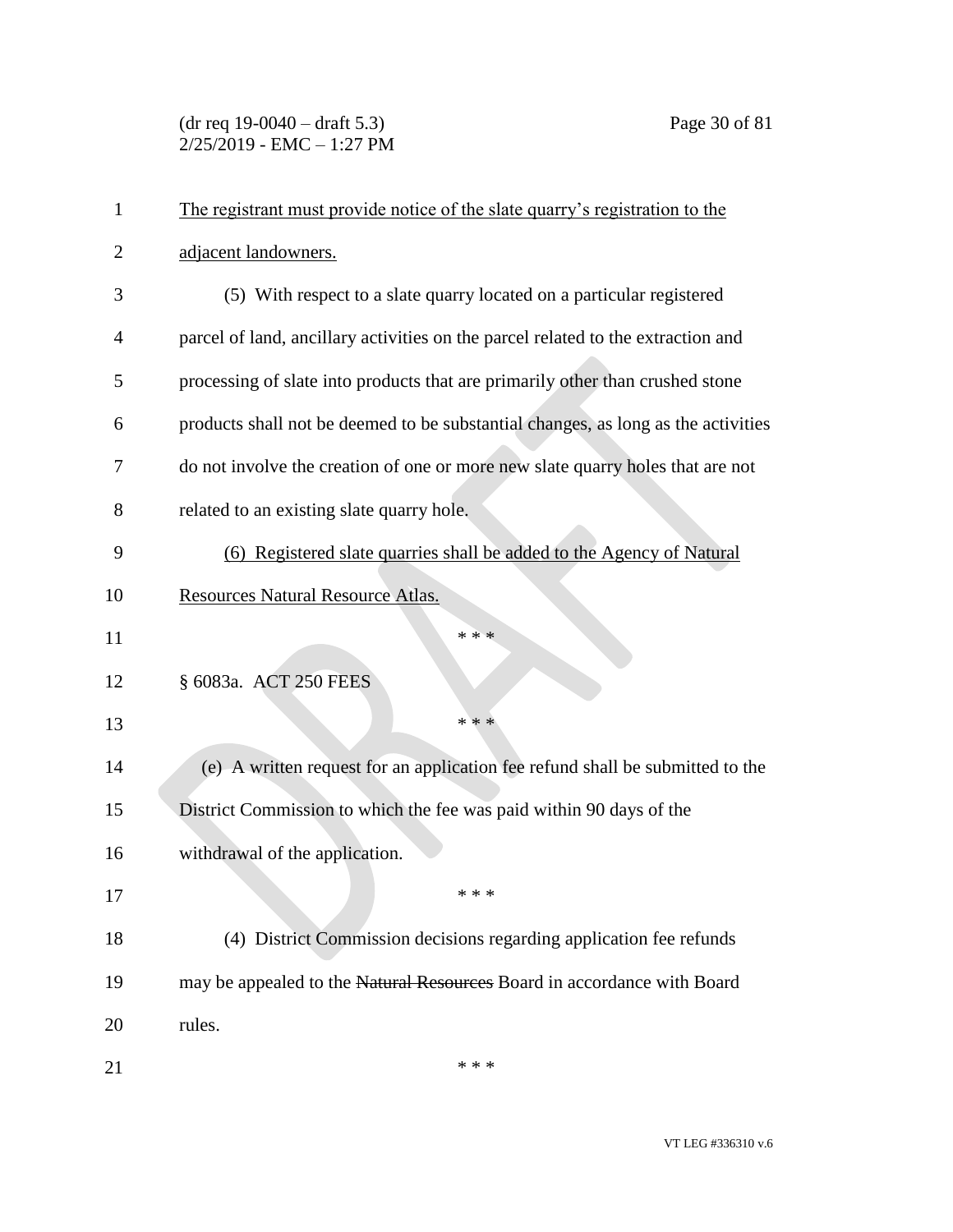<u>The registrant must provide notice of the slate quarry's registration to the adjacent landowners.</u>

(5) With respect to a slate quarry located on a particular registered parcel of land, ancillary activities on the parcel related to the extraction and processing of slate into products that are primarily other than crushed stone products shall not be deemed to be substantial changes, as long as the activities do not involve the creation of one or more new slate quarry holes that are not related to an existing slate quarry hole.

<u>(6) Registered slate quarries shall be added to the Agency of Natural Resources Natural Resource Atlas.</u>

\* \* \*

§ 6083a. ACT 250 FEES

\* \* \*

(e) A written request for an application fee refund shall be submitted to the District Commission to which the fee was paid within 90 days of the withdrawal of the application.

\* \* \*

(4) District Commission decisions regarding application fee refunds may be appealed to the ~~Natural Resources~~ Board in accordance with Board rules.

\* \* \*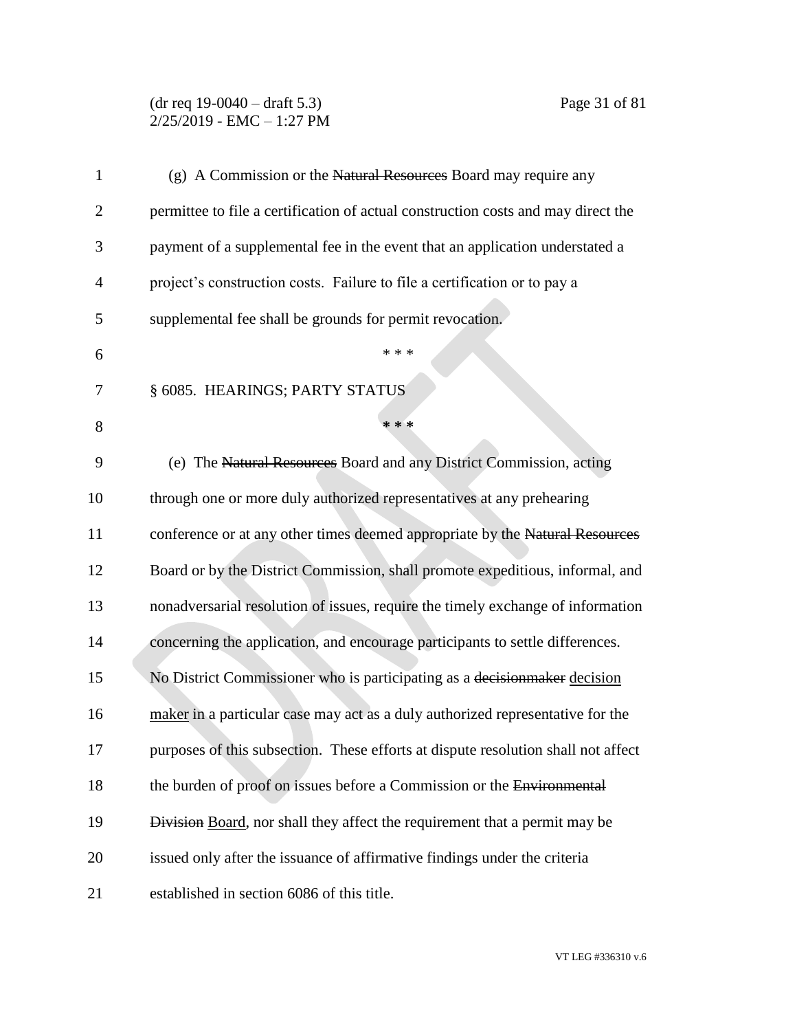(g) A Commission or the ~~Natural Resources~~ Board may require any permittee to file a certification of actual construction costs and may direct the payment of a supplemental fee in the event that an application understated a project's construction costs. Failure to file a certification or to pay a supplemental fee shall be grounds for permit revocation.

\* \* \*

§ 6085. HEARINGS; PARTY STATUS

\* \* \*

(e) The ~~Natural Resources~~ Board and any District Commission, acting through one or more duly authorized representatives at any prehearing conference or at any other times deemed appropriate by the ~~Natural Resources~~ Board or by the District Commission, shall promote expeditious, informal, and nonadversarial resolution of issues, require the timely exchange of information concerning the application, and encourage participants to settle differences. No District Commissioner who is participating as a ~~decisionmaker~~ <u>decision maker</u> in a particular case may act as a duly authorized representative for the purposes of this subsection. These efforts at dispute resolution shall not affect the burden of proof on issues before a Commission or the ~~Environmental Division~~ <u>Board</u>, nor shall they affect the requirement that a permit may be issued only after the issuance of affirmative findings under the criteria established in section 6086 of this title.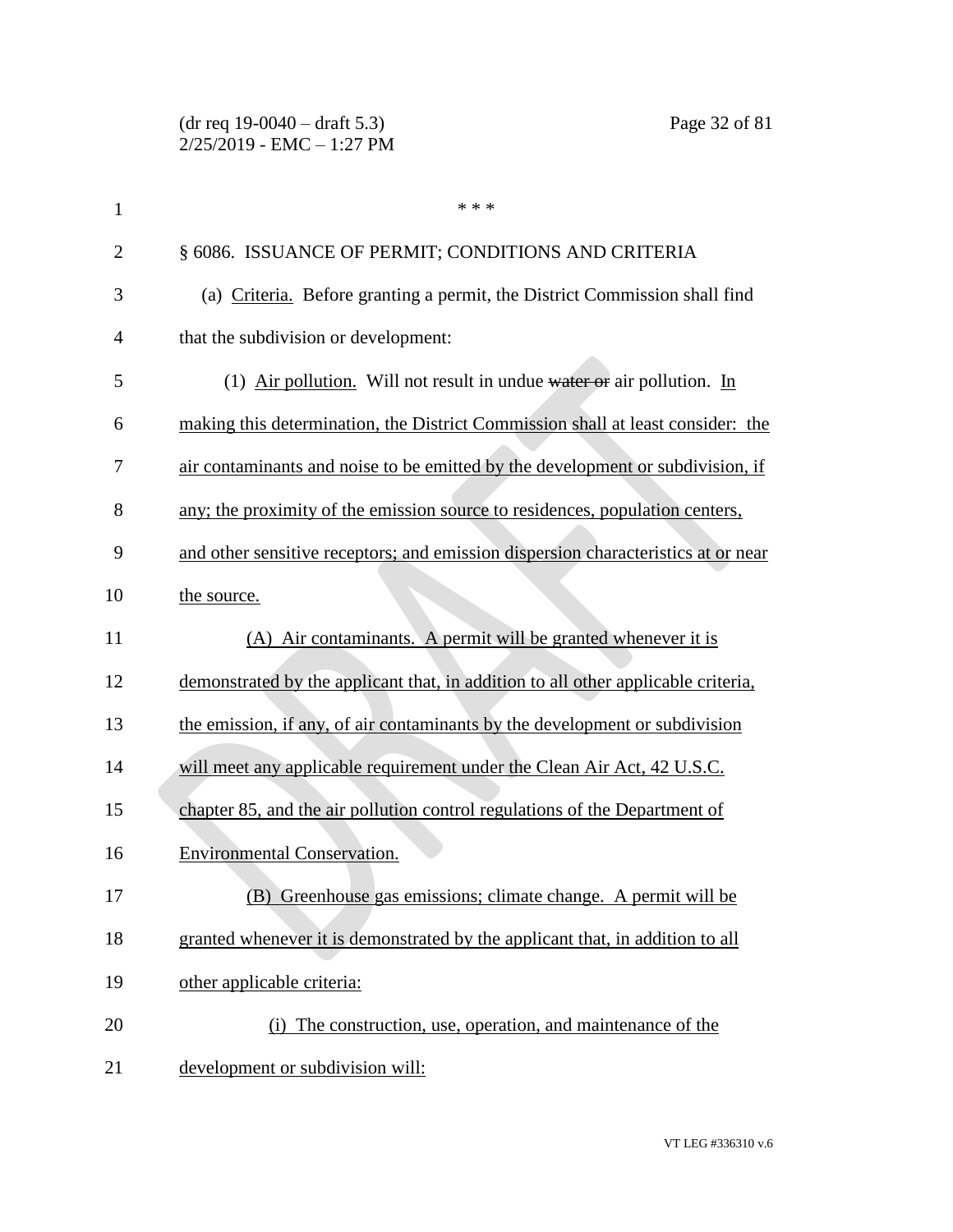\* \* \*

§ 6086. ISSUANCE OF PERMIT; CONDITIONS AND CRITERIA

(a) Criteria. Before granting a permit, the District Commission shall find that the subdivision or development:

(1) Air pollution. Will not result in undue ~~water or~~ air pollution. In making this determination, the District Commission shall at least consider: the air contaminants and noise to be emitted by the development or subdivision, if any; the proximity of the emission source to residences, population centers, and other sensitive receptors; and emission dispersion characteristics at or near the source.

(A) Air contaminants. A permit will be granted whenever it is demonstrated by the applicant that, in addition to all other applicable criteria, the emission, if any, of air contaminants by the development or subdivision will meet any applicable requirement under the Clean Air Act, 42 U.S.C. chapter 85, and the air pollution control regulations of the Department of Environmental Conservation.

(B) Greenhouse gas emissions; climate change. A permit will be granted whenever it is demonstrated by the applicant that, in addition to all other applicable criteria:

(i) The construction, use, operation, and maintenance of the development or subdivision will: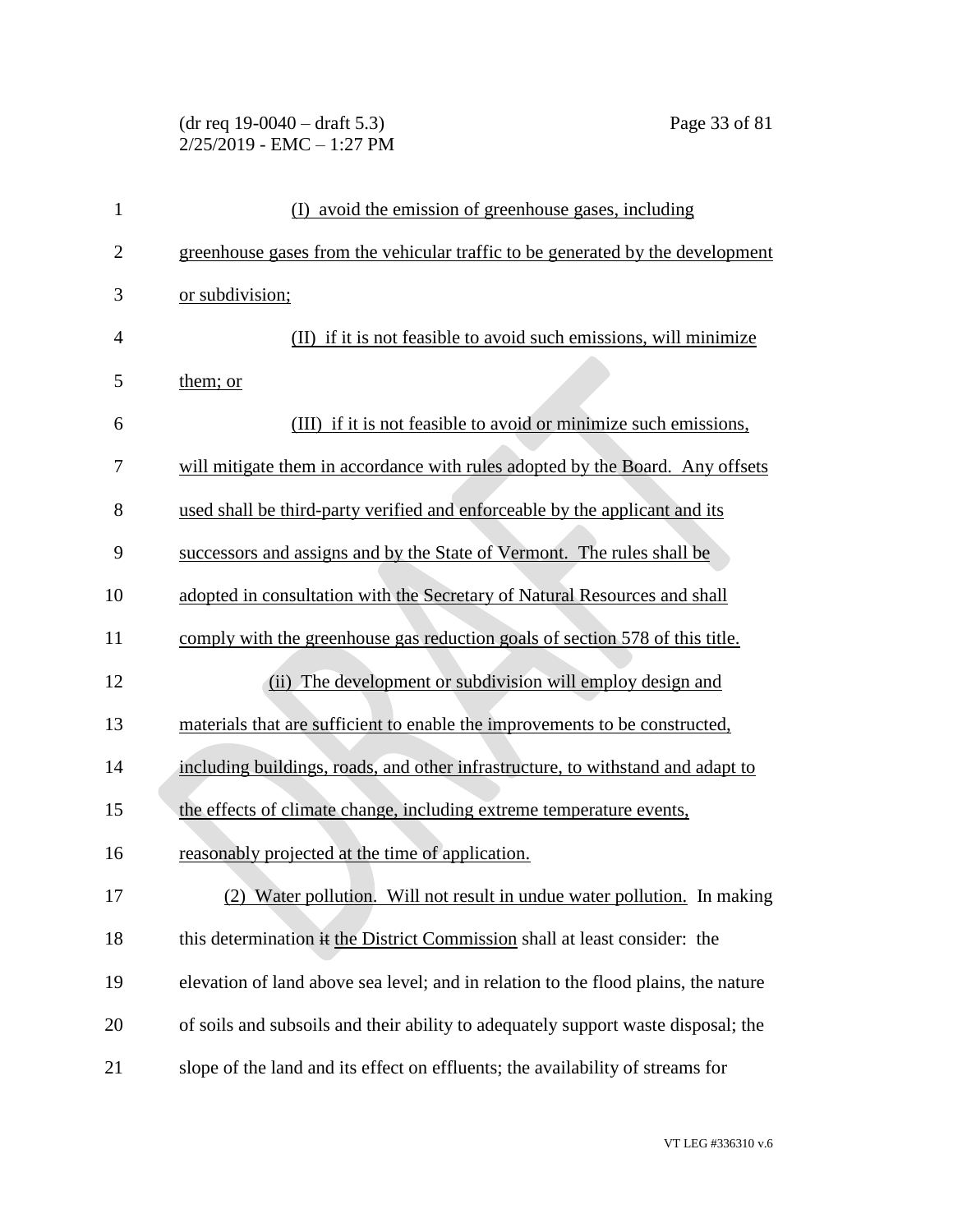(I) avoid the emission of greenhouse gases, including greenhouse gases from the vehicular traffic to be generated by the development or subdivision;

(II) if it is not feasible to avoid such emissions, will minimize them; or

(III) if it is not feasible to avoid or minimize such emissions, will mitigate them in accordance with rules adopted by the Board. Any offsets used shall be third-party verified and enforceable by the applicant and its successors and assigns and by the State of Vermont. The rules shall be adopted in consultation with the Secretary of Natural Resources and shall comply with the greenhouse gas reduction goals of section 578 of this title.

(ii) The development or subdivision will employ design and materials that are sufficient to enable the improvements to be constructed, including buildings, roads, and other infrastructure, to withstand and adapt to the effects of climate change, including extreme temperature events, reasonably projected at the time of application.

(2) Water pollution. Will not result in undue water pollution. In making this determination ~~it~~ the District Commission shall at least consider: the elevation of land above sea level; and in relation to the flood plains, the nature of soils and subsoils and their ability to adequately support waste disposal; the slope of the land and its effect on effluents; the availability of streams for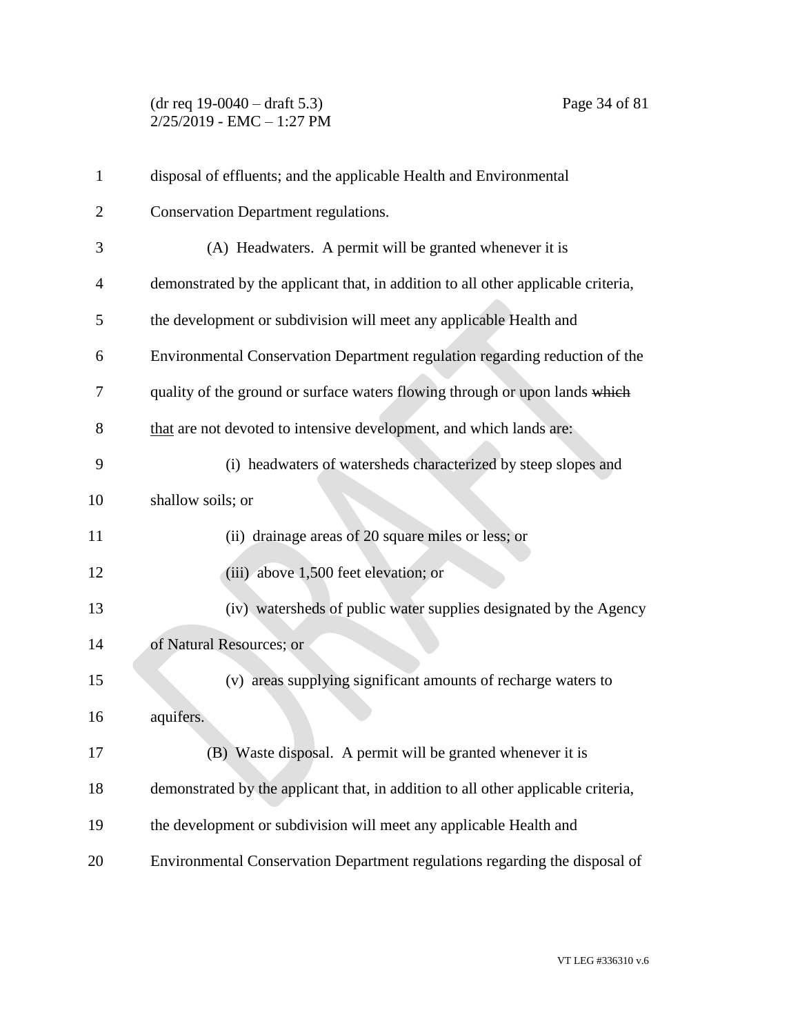disposal of effluents; and the applicable Health and Environmental Conservation Department regulations.

(A) Headwaters. A permit will be granted whenever it is demonstrated by the applicant that, in addition to all other applicable criteria, the development or subdivision will meet any applicable Health and Environmental Conservation Department regulation regarding reduction of the quality of the ground or surface waters flowing through or upon lands ~~which~~ <u>that</u> are not devoted to intensive development, and which lands are:

(i) headwaters of watersheds characterized by steep slopes and shallow soils; or

(ii) drainage areas of 20 square miles or less; or

(iii) above 1,500 feet elevation; or

(iv) watersheds of public water supplies designated by the Agency of Natural Resources; or

(v) areas supplying significant amounts of recharge waters to aquifers.

(B) Waste disposal. A permit will be granted whenever it is demonstrated by the applicant that, in addition to all other applicable criteria, the development or subdivision will meet any applicable Health and Environmental Conservation Department regulations regarding the disposal of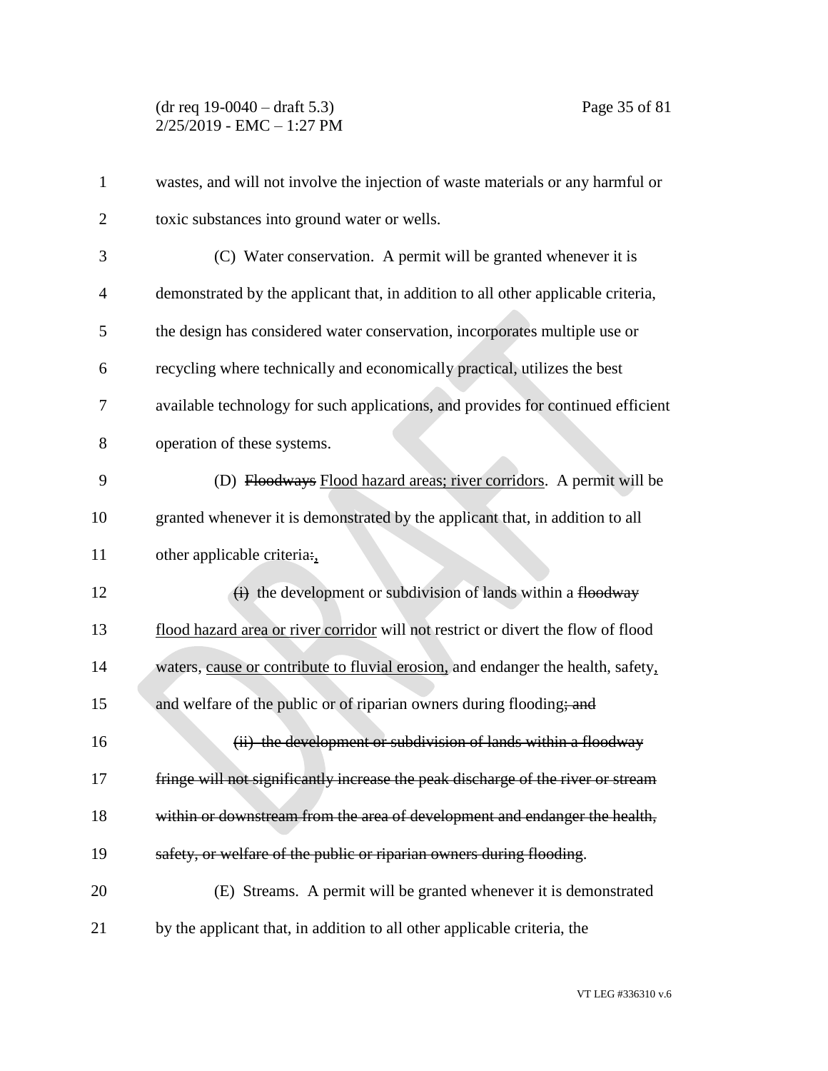wastes, and will not involve the injection of waste materials or any harmful or toxic substances into ground water or wells.

(C) Water conservation. A permit will be granted whenever it is demonstrated by the applicant that, in addition to all other applicable criteria, the design has considered water conservation, incorporates multiple use or recycling where technically and economically practical, utilizes the best available technology for such applications, and provides for continued efficient operation of these systems.

(D) ~~Floodways~~ <u>Flood hazard areas; river corridors</u>. A permit will be granted whenever it is demonstrated by the applicant that, in addition to all other applicable criteria~~:~~<u>,</u>

~~(i)~~ the development or subdivision of lands within a ~~floodway~~ <u>flood hazard area or river corridor</u> will not restrict or divert the flow of flood waters, <u>cause or contribute to fluvial erosion,</u> and endanger the health, safety<u>,</u> and welfare of the public or of riparian owners during flooding~~; and~~

~~(ii) the development or subdivision of lands within a floodway fringe will not significantly increase the peak discharge of the river or stream within or downstream from the area of development and endanger the health, safety, or welfare of the public or riparian owners during flooding~~.

(E) Streams. A permit will be granted whenever it is demonstrated by the applicant that, in addition to all other applicable criteria, the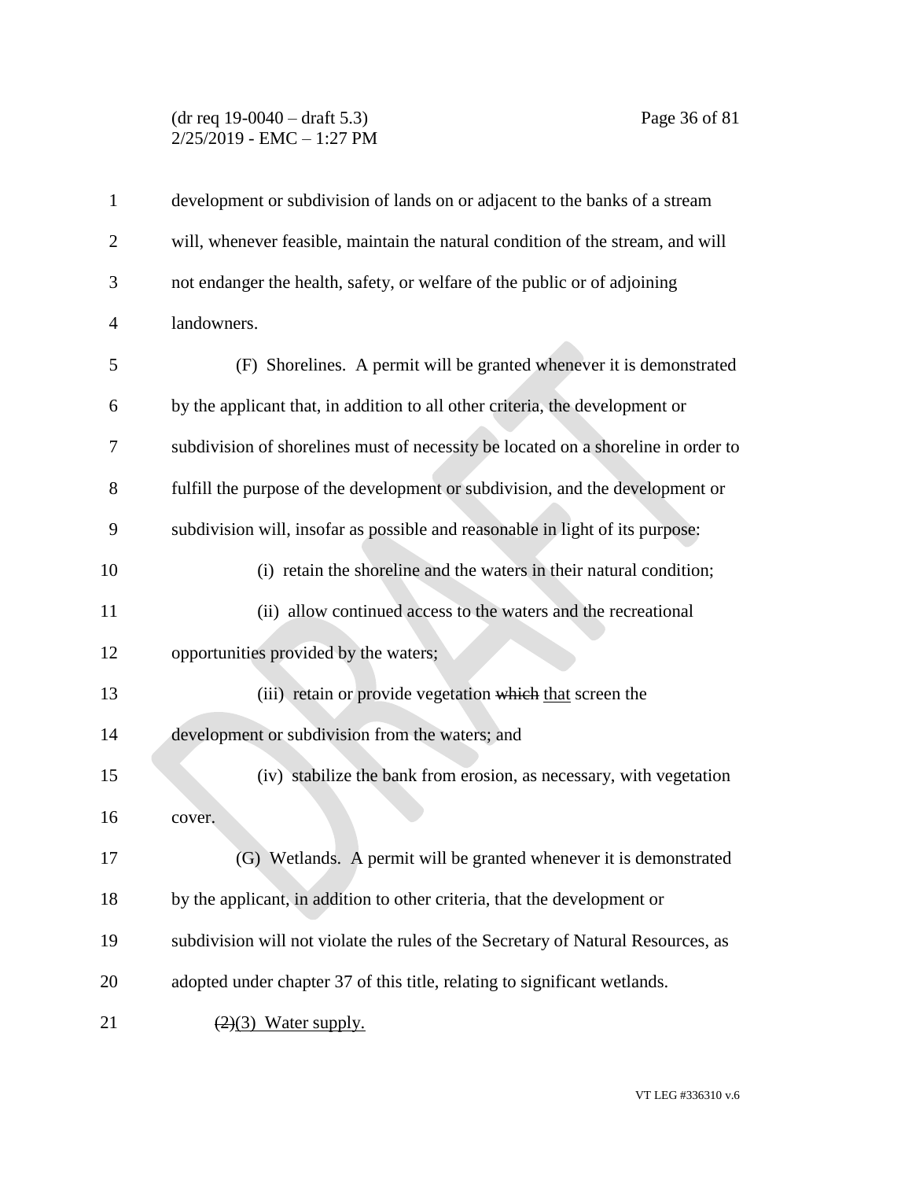development or subdivision of lands on or adjacent to the banks of a stream will, whenever feasible, maintain the natural condition of the stream, and will not endanger the health, safety, or welfare of the public or of adjoining landowners.

(F) Shorelines. A permit will be granted whenever it is demonstrated by the applicant that, in addition to all other criteria, the development or subdivision of shorelines must of necessity be located on a shoreline in order to fulfill the purpose of the development or subdivision, and the development or subdivision will, insofar as possible and reasonable in light of its purpose:

(i) retain the shoreline and the waters in their natural condition;

(ii) allow continued access to the waters and the recreational opportunities provided by the waters;

(iii) retain or provide vegetation ~~which~~ that screen the development or subdivision from the waters; and

(iv) stabilize the bank from erosion, as necessary, with vegetation cover.

(G) Wetlands. A permit will be granted whenever it is demonstrated by the applicant, in addition to other criteria, that the development or subdivision will not violate the rules of the Secretary of Natural Resources, as adopted under chapter 37 of this title, relating to significant wetlands.

~~(2)~~(3) Water supply.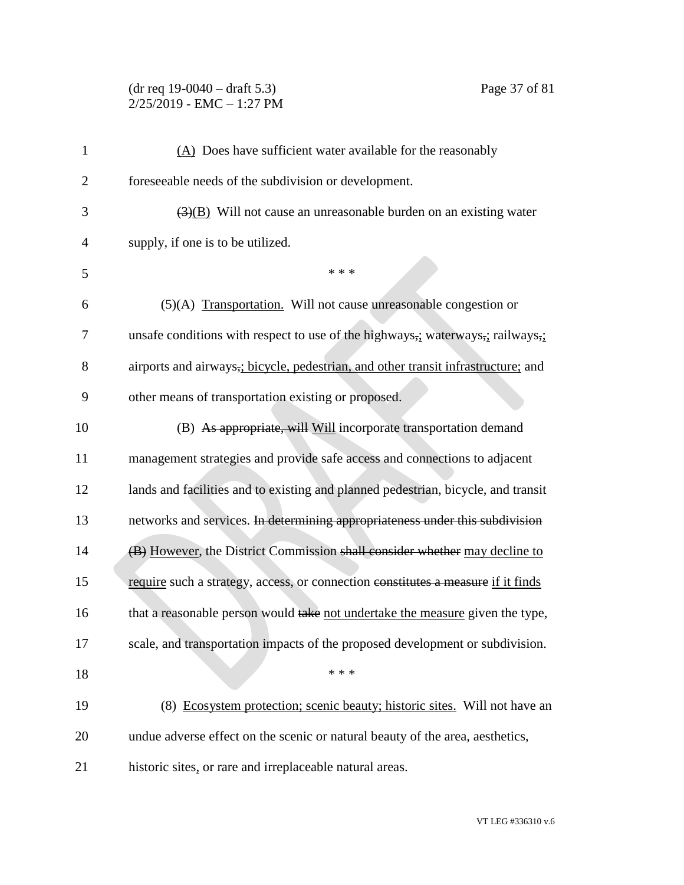(A) Does have sufficient water available for the reasonably foreseeable needs of the subdivision or development.

~~(3)~~(B) Will not cause an unreasonable burden on an existing water supply, if one is to be utilized.

\* \* \*

(5)(A) Transportation. Will not cause unreasonable congestion or unsafe conditions with respect to use of the highways~~,~~; waterways~~,~~; railways~~,~~; airports and airways~~,~~; bicycle, pedestrian, and other transit infrastructure; and other means of transportation existing or proposed.

(B) ~~As appropriate, will~~ Will incorporate transportation demand management strategies and provide safe access and connections to adjacent lands and facilities and to existing and planned pedestrian, bicycle, and transit networks and services. ~~In determining appropriateness under this subdivision (B)~~ However, the District Commission ~~shall consider whether~~ may decline to require such a strategy, access, or connection ~~constitutes a measure~~ if it finds that a reasonable person would ~~take~~ not undertake the measure given the type, scale, and transportation impacts of the proposed development or subdivision.

\* \* \*

(8) Ecosystem protection; scenic beauty; historic sites. Will not have an undue adverse effect on the scenic or natural beauty of the area, aesthetics, historic sites, or rare and irreplaceable natural areas.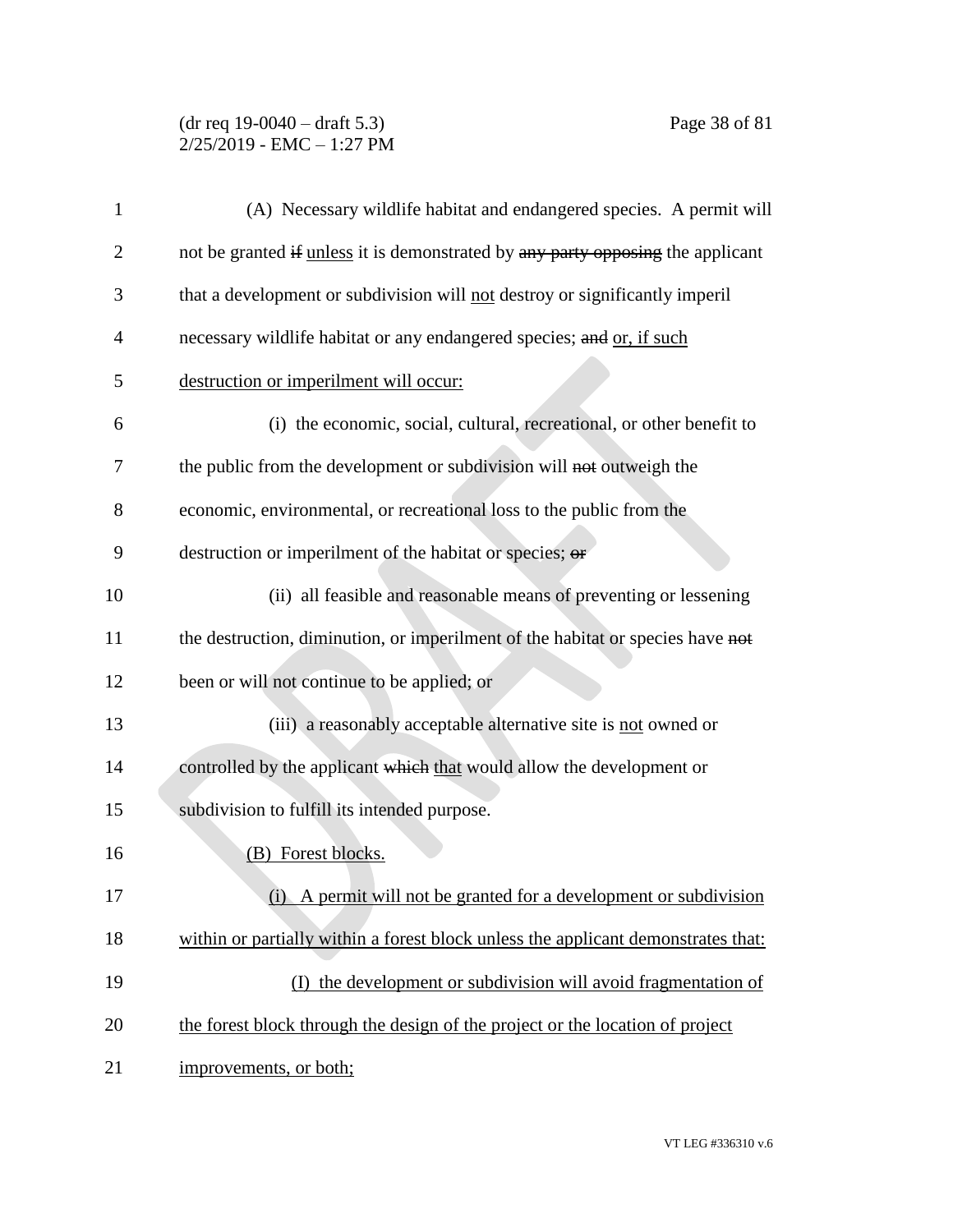(A) Necessary wildlife habitat and endangered species. A permit will not be granted ~~if~~ unless it is demonstrated by ~~any party opposing~~ the applicant that a development or subdivision will not destroy or significantly imperil necessary wildlife habitat or any endangered species; ~~and~~ or, if such destruction or imperilment will occur:

(i) the economic, social, cultural, recreational, or other benefit to the public from the development or subdivision will ~~not~~ outweigh the economic, environmental, or recreational loss to the public from the destruction or imperilment of the habitat or species; ~~or~~

(ii) all feasible and reasonable means of preventing or lessening the destruction, diminution, or imperilment of the habitat or species have ~~not~~ been or will ~~not~~ continue to be applied; or

(iii) a reasonably acceptable alternative site is not owned or controlled by the applicant ~~which~~ that would allow the development or subdivision to fulfill its intended purpose.

(B) Forest blocks.

(i) A permit will not be granted for a development or subdivision within or partially within a forest block unless the applicant demonstrates that:

(I) the development or subdivision will avoid fragmentation of the forest block through the design of the project or the location of project improvements, or both;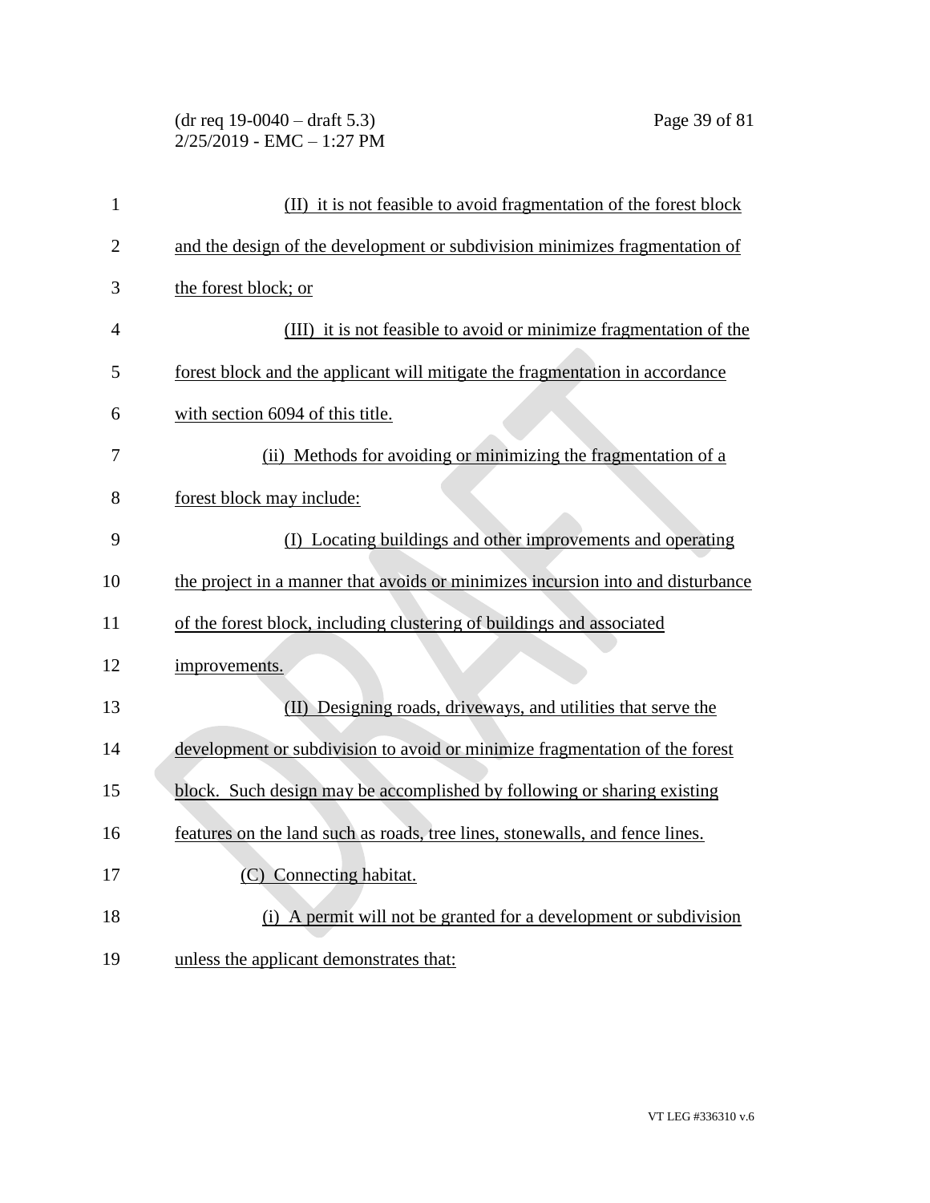(II) it is not feasible to avoid fragmentation of the forest block and the design of the development or subdivision minimizes fragmentation of the forest block; or

(III) it is not feasible to avoid or minimize fragmentation of the forest block and the applicant will mitigate the fragmentation in accordance with section 6094 of this title.

(ii) Methods for avoiding or minimizing the fragmentation of a forest block may include:

(I) Locating buildings and other improvements and operating the project in a manner that avoids or minimizes incursion into and disturbance of the forest block, including clustering of buildings and associated improvements.

(II) Designing roads, driveways, and utilities that serve the development or subdivision to avoid or minimize fragmentation of the forest block. Such design may be accomplished by following or sharing existing features on the land such as roads, tree lines, stonewalls, and fence lines.

(C) Connecting habitat.

(i) A permit will not be granted for a development or subdivision unless the applicant demonstrates that: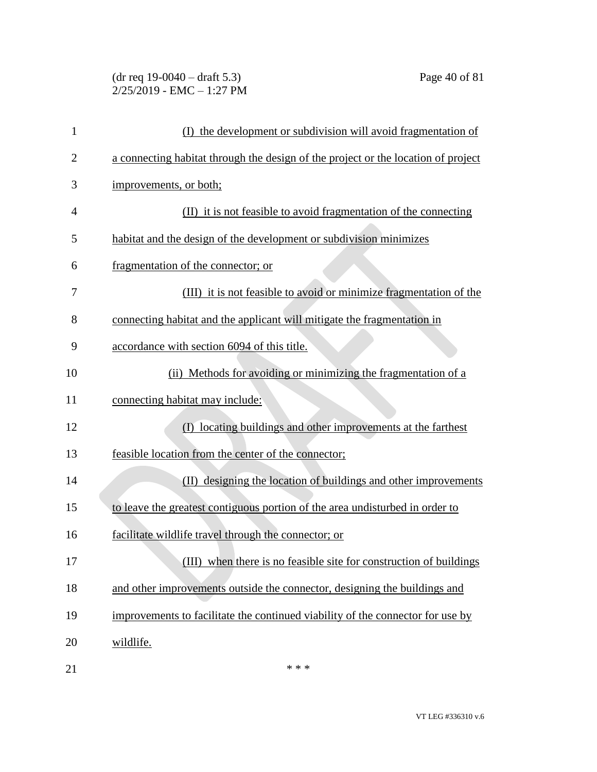(I) the development or subdivision will avoid fragmentation of a connecting habitat through the design of the project or the location of project improvements, or both;

(II) it is not feasible to avoid fragmentation of the connecting habitat and the design of the development or subdivision minimizes fragmentation of the connector; or

(III) it is not feasible to avoid or minimize fragmentation of the connecting habitat and the applicant will mitigate the fragmentation in accordance with section 6094 of this title.

(ii) Methods for avoiding or minimizing the fragmentation of a connecting habitat may include:

(I) locating buildings and other improvements at the farthest feasible location from the center of the connector;

(II) designing the location of buildings and other improvements to leave the greatest contiguous portion of the area undisturbed in order to facilitate wildlife travel through the connector; or

(III) when there is no feasible site for construction of buildings and other improvements outside the connector, designing the buildings and improvements to facilitate the continued viability of the connector for use by wildlife.

\* \* \*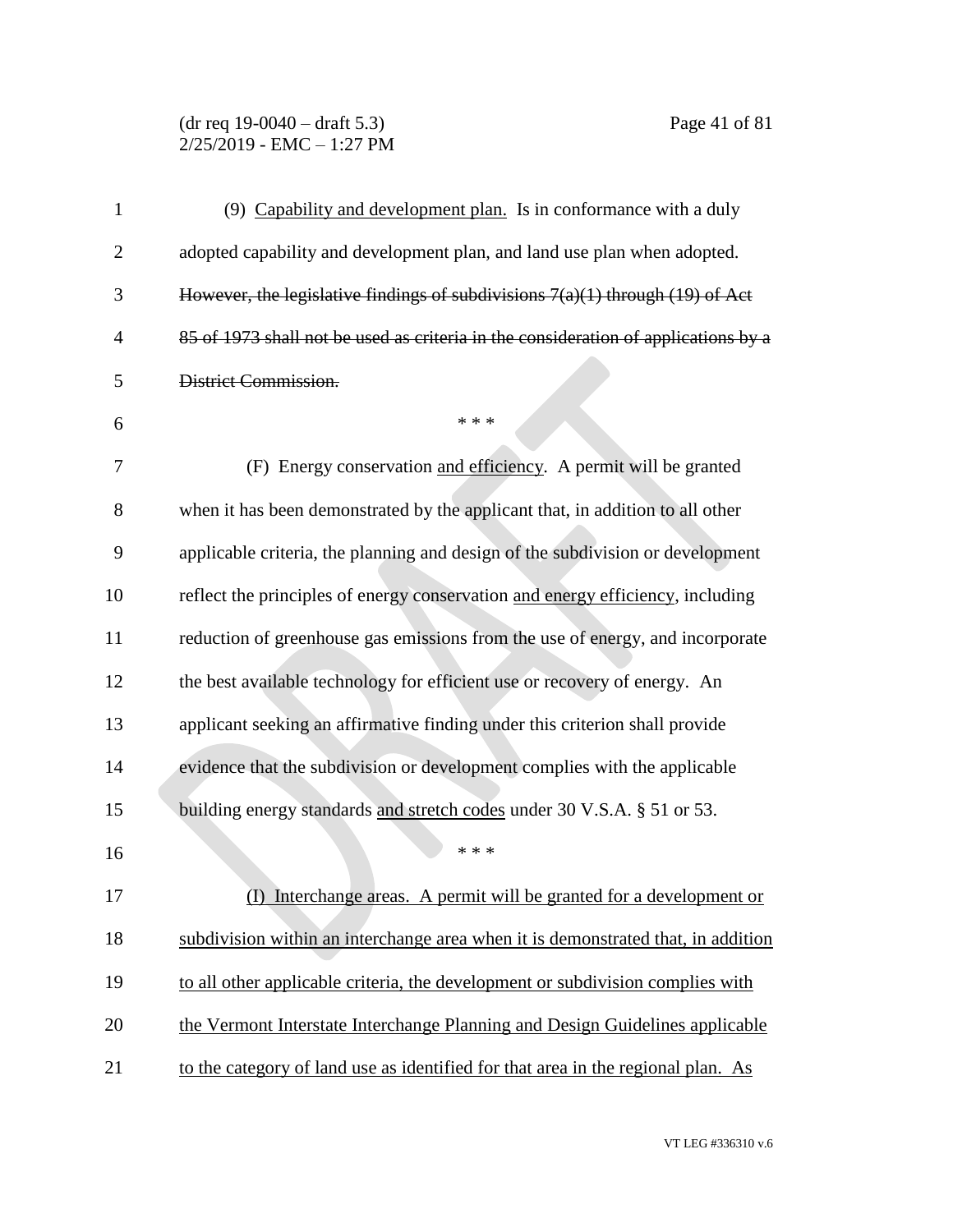(9) Capability and development plan. Is in conformance with a duly adopted capability and development plan, and land use plan when adopted. ~~However, the legislative findings of subdivisions 7(a)(1) through (19) of Act 85 of 1973 shall not be used as criteria in the consideration of applications by a District Commission.~~

\* \* \*

(F) Energy conservation and efficiency. A permit will be granted when it has been demonstrated by the applicant that, in addition to all other applicable criteria, the planning and design of the subdivision or development reflect the principles of energy conservation and energy efficiency, including reduction of greenhouse gas emissions from the use of energy, and incorporate the best available technology for efficient use or recovery of energy. An applicant seeking an affirmative finding under this criterion shall provide evidence that the subdivision or development complies with the applicable building energy standards and stretch codes under 30 V.S.A. § 51 or 53.

\* \* \*

(I) Interchange areas. A permit will be granted for a development or subdivision within an interchange area when it is demonstrated that, in addition to all other applicable criteria, the development or subdivision complies with the Vermont Interstate Interchange Planning and Design Guidelines applicable to the category of land use as identified for that area in the regional plan. As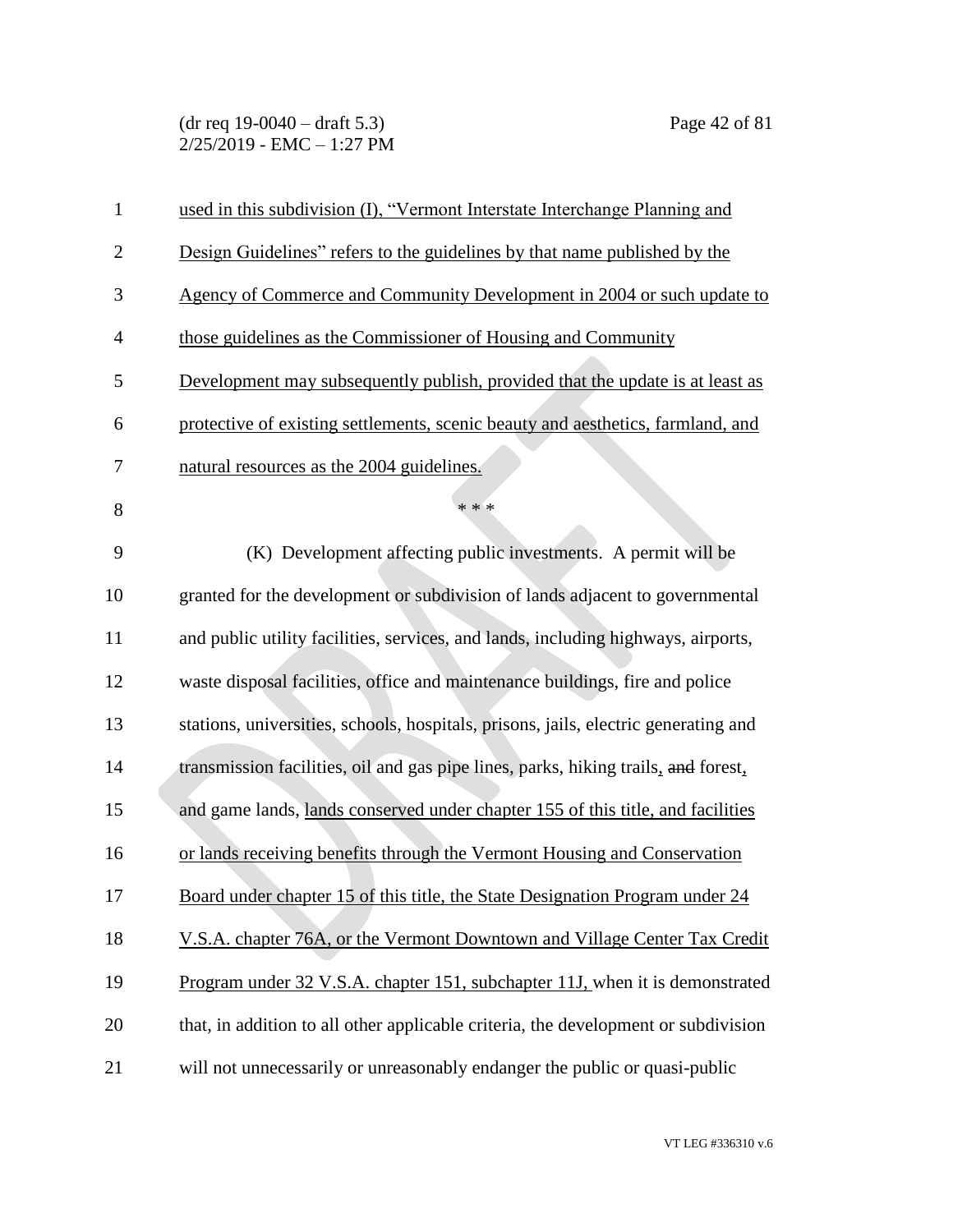used in this subdivision (I), "Vermont Interstate Interchange Planning and Design Guidelines" refers to the guidelines by that name published by the Agency of Commerce and Community Development in 2004 or such update to those guidelines as the Commissioner of Housing and Community Development may subsequently publish, provided that the update is at least as protective of existing settlements, scenic beauty and aesthetics, farmland, and natural resources as the 2004 guidelines.

\* \* \*

(K) Development affecting public investments. A permit will be granted for the development or subdivision of lands adjacent to governmental and public utility facilities, services, and lands, including highways, airports, waste disposal facilities, office and maintenance buildings, fire and police stations, universities, schools, hospitals, prisons, jails, electric generating and transmission facilities, oil and gas pipe lines, parks, hiking trails, ~~and~~ forest, and game lands, lands conserved under chapter 155 of this title, and facilities or lands receiving benefits through the Vermont Housing and Conservation Board under chapter 15 of this title, the State Designation Program under 24 V.S.A. chapter 76A, or the Vermont Downtown and Village Center Tax Credit Program under 32 V.S.A. chapter 151, subchapter 11J, when it is demonstrated that, in addition to all other applicable criteria, the development or subdivision will not unnecessarily or unreasonably endanger the public or quasi-public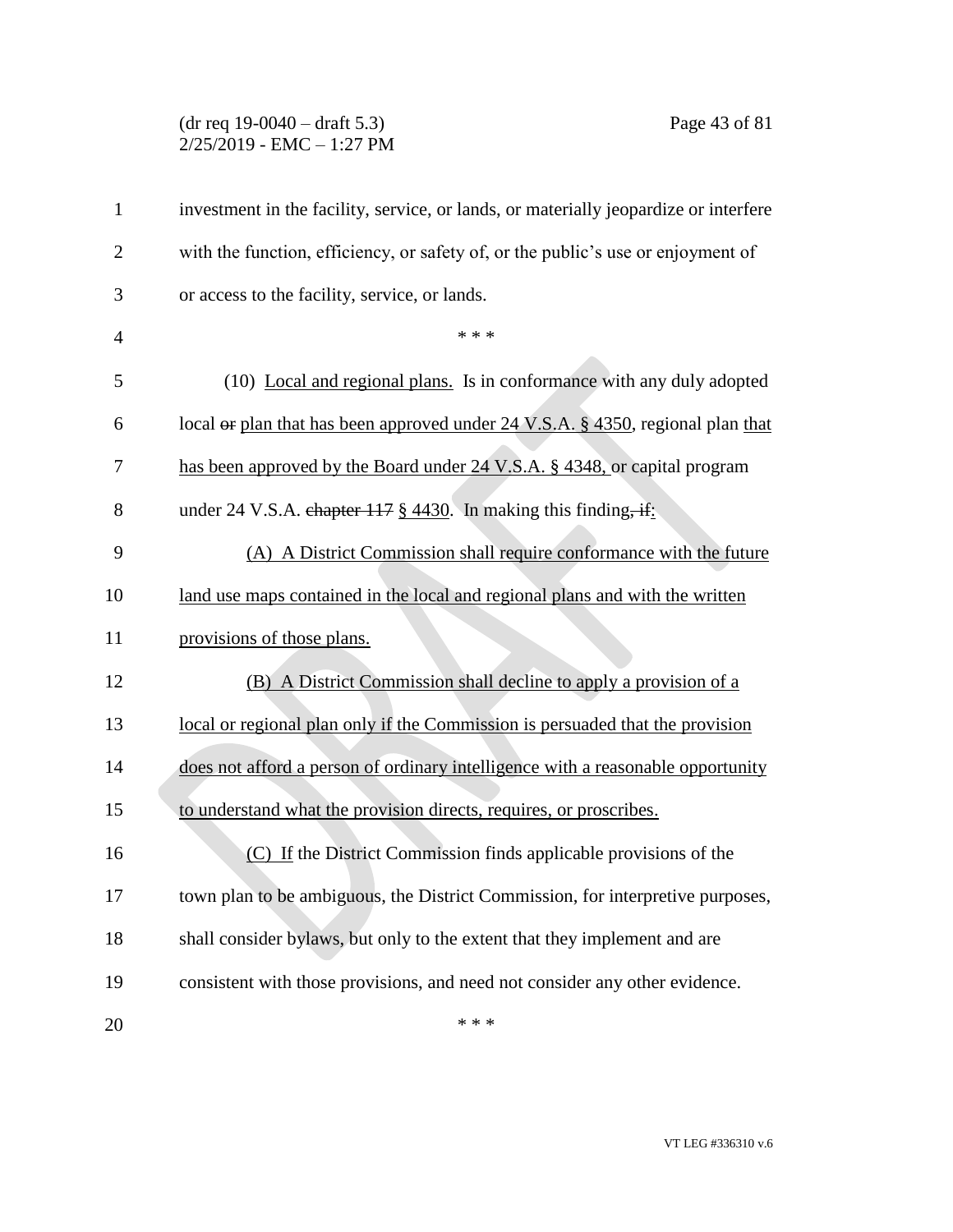investment in the facility, service, or lands, or materially jeopardize or interfere with the function, efficiency, or safety of, or the public's use or enjoyment of or access to the facility, service, or lands.

\* \* \*

(10) <u>Local and regional plans.</u> Is in conformance with any duly adopted local ~~or~~ <u>plan that has been approved under 24 V.S.A. § 4350</u>, regional plan <u>that has been approved by the Board under 24 V.S.A. § 4348,</u> or capital program under 24 V.S.A. ~~chapter 117~~ <u>§ 4430</u>. In making this finding~~, if~~<u>:</u>

<u>(A) A District Commission shall require conformance with the future land use maps contained in the local and regional plans and with the written provisions of those plans.</u>

<u>(B) A District Commission shall decline to apply a provision of a local or regional plan only if the Commission is persuaded that the provision does not afford a person of ordinary intelligence with a reasonable opportunity to understand what the provision directs, requires, or proscribes.</u>

<u>(C) If</u> the District Commission finds applicable provisions of the town plan to be ambiguous, the District Commission, for interpretive purposes, shall consider bylaws, but only to the extent that they implement and are consistent with those provisions, and need not consider any other evidence.

\* \* \*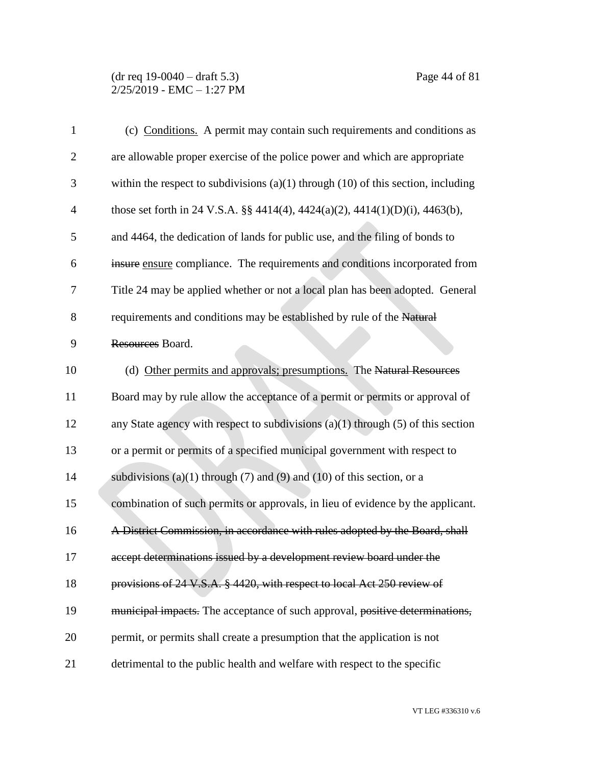(c) Conditions. A permit may contain such requirements and conditions as are allowable proper exercise of the police power and which are appropriate within the respect to subdivisions (a)(1) through (10) of this section, including those set forth in 24 V.S.A. §§ 4414(4), 4424(a)(2), 4414(1)(D)(i), 4463(b), and 4464, the dedication of lands for public use, and the filing of bonds to ~~insure~~ ensure compliance. The requirements and conditions incorporated from Title 24 may be applied whether or not a local plan has been adopted. General requirements and conditions may be established by rule of the ~~Natural Resources~~ Board.

(d) Other permits and approvals; presumptions. The ~~Natural Resources~~ Board may by rule allow the acceptance of a permit or permits or approval of any State agency with respect to subdivisions (a)(1) through (5) of this section or a permit or permits of a specified municipal government with respect to subdivisions (a)(1) through (7) and (9) and (10) of this section, or a combination of such permits or approvals, in lieu of evidence by the applicant. ~~A District Commission, in accordance with rules adopted by the Board, shall accept determinations issued by a development review board under the provisions of 24 V.S.A. § 4420, with respect to local Act 250 review of municipal impacts.~~ The acceptance of such approval, ~~positive determinations,~~ permit, or permits shall create a presumption that the application is not detrimental to the public health and welfare with respect to the specific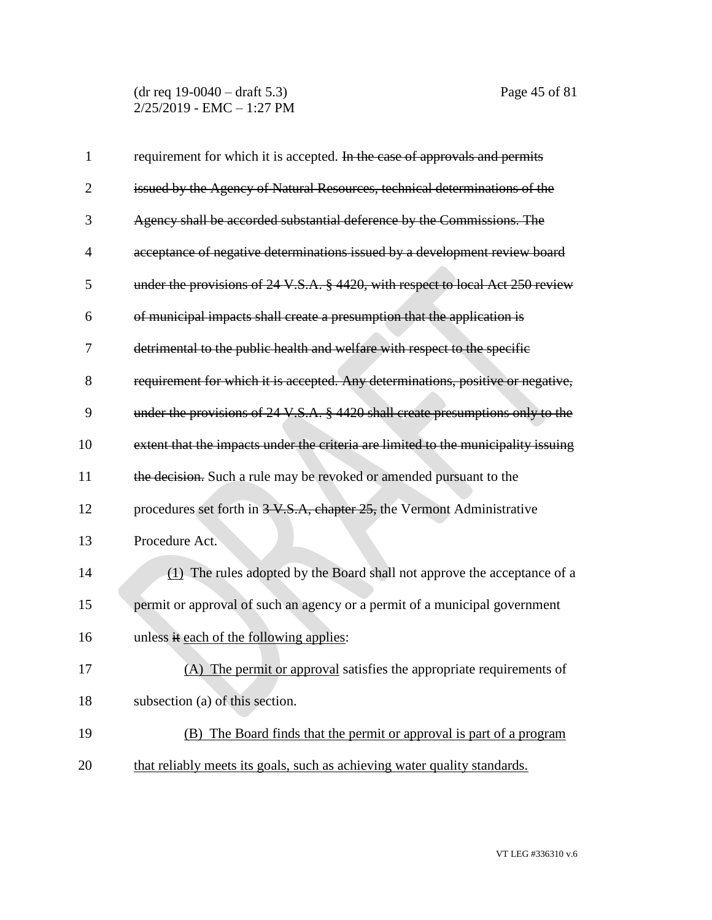requirement for which it is accepted. ~~In the case of approvals and permits issued by the Agency of Natural Resources, technical determinations of the Agency shall be accorded substantial deference by the Commissions. The acceptance of negative determinations issued by a development review board under the provisions of 24 V.S.A. § 4420, with respect to local Act 250 review of municipal impacts shall create a presumption that the application is detrimental to the public health and welfare with respect to the specific requirement for which it is accepted. Any determinations, positive or negative, under the provisions of 24 V.S.A. § 4420 shall create presumptions only to the extent that the impacts under the criteria are limited to the municipality issuing the decision.~~ Such a rule may be revoked or amended pursuant to the procedures set forth in ~~3 V.S.A, chapter 25,~~ the Vermont Administrative Procedure Act.

<u>(1)</u> The rules adopted by the Board shall not approve the acceptance of a permit or approval of such an agency or a permit of a municipal government unless ~~it~~ <u>each of the following applies</u>:

<u>(A) The permit or approval</u> satisfies the appropriate requirements of subsection (a) of this section.

<u>(B) The Board finds that the permit or approval is part of a program that reliably meets its goals, such as achieving water quality standards.</u>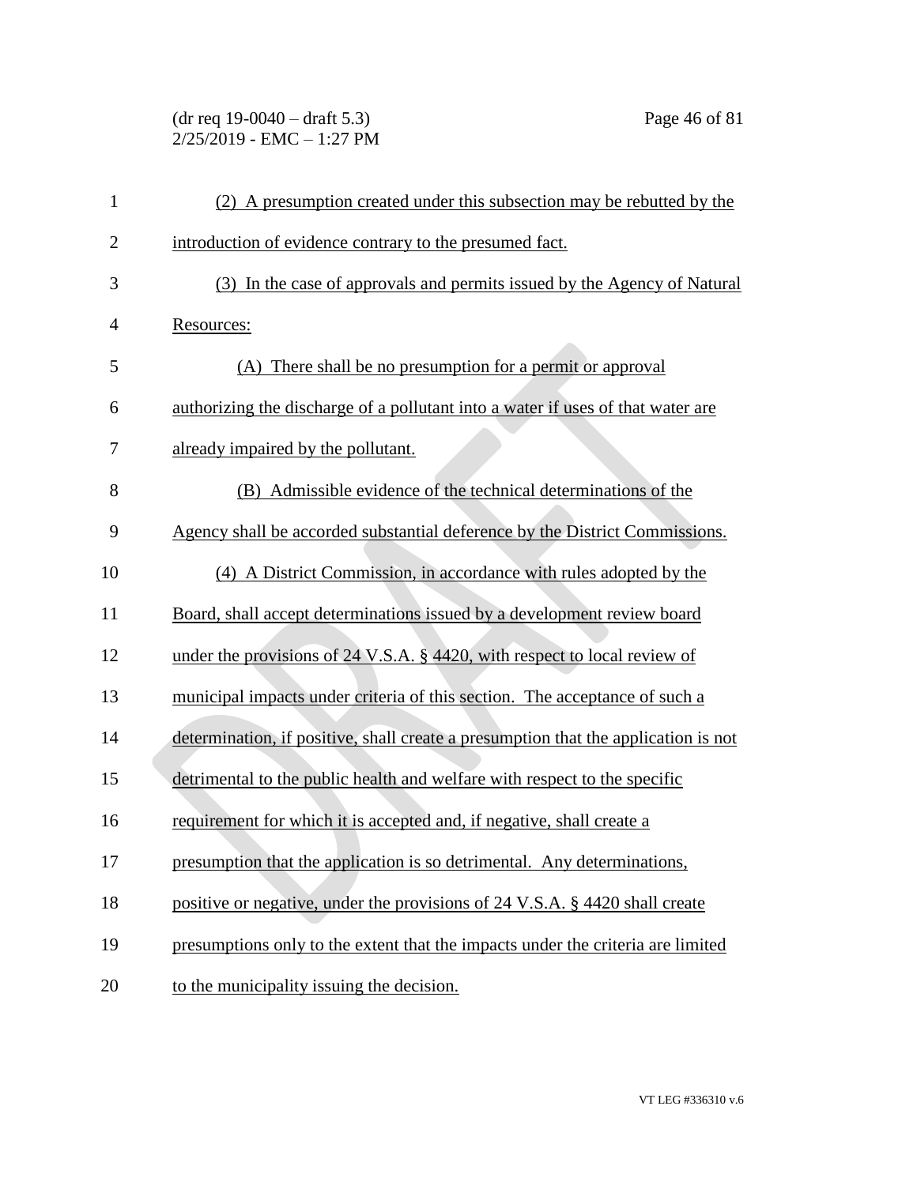(2) A presumption created under this subsection may be rebutted by the introduction of evidence contrary to the presumed fact.

(3) In the case of approvals and permits issued by the Agency of Natural Resources:

(A) There shall be no presumption for a permit or approval authorizing the discharge of a pollutant into a water if uses of that water are already impaired by the pollutant.

(B) Admissible evidence of the technical determinations of the Agency shall be accorded substantial deference by the District Commissions.

(4) A District Commission, in accordance with rules adopted by the Board, shall accept determinations issued by a development review board under the provisions of 24 V.S.A. § 4420, with respect to local review of municipal impacts under criteria of this section. The acceptance of such a determination, if positive, shall create a presumption that the application is not detrimental to the public health and welfare with respect to the specific requirement for which it is accepted and, if negative, shall create a presumption that the application is so detrimental. Any determinations, positive or negative, under the provisions of 24 V.S.A. § 4420 shall create presumptions only to the extent that the impacts under the criteria are limited to the municipality issuing the decision.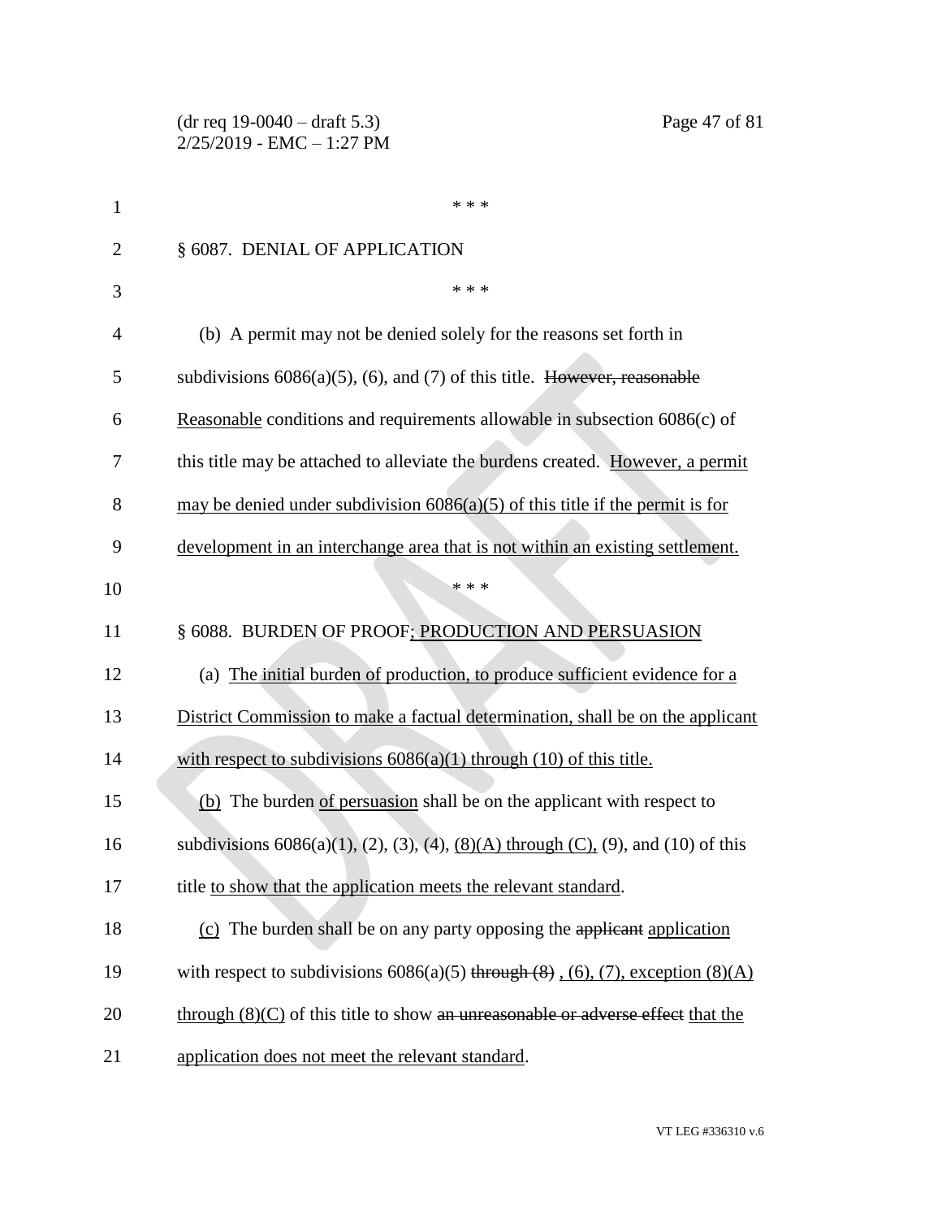\* \* \*

§ 6087. DENIAL OF APPLICATION

\* \* \*

(b) A permit may not be denied solely for the reasons set forth in subdivisions 6086(a)(5), (6), and (7) of this title. ~~However, reasonable~~ Reasonable conditions and requirements allowable in subsection 6086(c) of this title may be attached to alleviate the burdens created. However, a permit may be denied under subdivision 6086(a)(5) of this title if the permit is for development in an interchange area that is not within an existing settlement.

\* \* \*

§ 6088. BURDEN OF PROOF; PRODUCTION AND PERSUASION

(a) The initial burden of production, to produce sufficient evidence for a District Commission to make a factual determination, shall be on the applicant with respect to subdivisions 6086(a)(1) through (10) of this title.

(b) The burden of persuasion shall be on the applicant with respect to subdivisions 6086(a)(1), (2), (3), (4), (8)(A) through (C), (9), and (10) of this title to show that the application meets the relevant standard.

(c) The burden shall be on any party opposing the ~~applicant~~ application with respect to subdivisions 6086(a)(5) ~~through (8)~~ , (6), (7), exception (8)(A) through (8)(C) of this title to show ~~an unreasonable or adverse effect~~ that the application does not meet the relevant standard.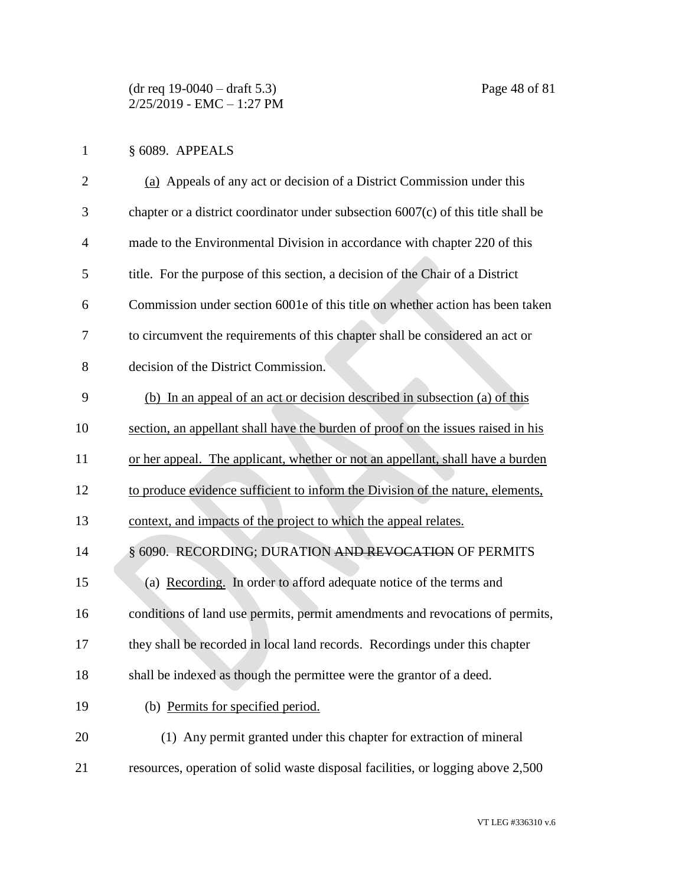§ 6089. APPEALS

(a) Appeals of any act or decision of a District Commission under this chapter or a district coordinator under subsection 6007(c) of this title shall be made to the Environmental Division in accordance with chapter 220 of this title. For the purpose of this section, a decision of the Chair of a District Commission under section 6001e of this title on whether action has been taken to circumvent the requirements of this chapter shall be considered an act or decision of the District Commission.

(b) In an appeal of an act or decision described in subsection (a) of this section, an appellant shall have the burden of proof on the issues raised in his or her appeal. The applicant, whether or not an appellant, shall have a burden to produce evidence sufficient to inform the Division of the nature, elements, context, and impacts of the project to which the appeal relates.

§ 6090. RECORDING; DURATION ~~AND REVOCATION~~ OF PERMITS

(a) Recording. In order to afford adequate notice of the terms and conditions of land use permits, permit amendments and revocations of permits, they shall be recorded in local land records. Recordings under this chapter shall be indexed as though the permittee were the grantor of a deed.

(b) Permits for specified period.

(1) Any permit granted under this chapter for extraction of mineral resources, operation of solid waste disposal facilities, or logging above 2,500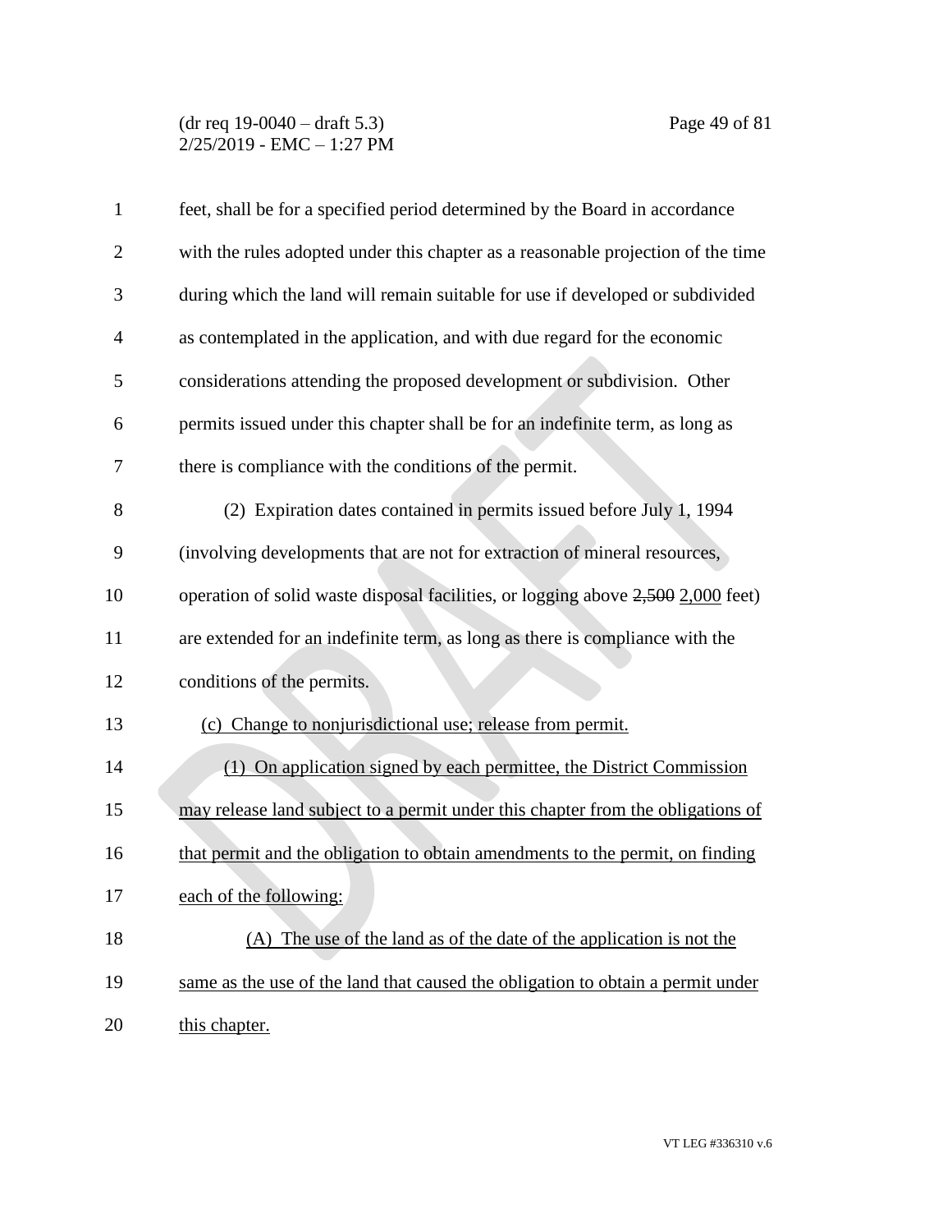feet, shall be for a specified period determined by the Board in accordance with the rules adopted under this chapter as a reasonable projection of the time during which the land will remain suitable for use if developed or subdivided as contemplated in the application, and with due regard for the economic considerations attending the proposed development or subdivision. Other permits issued under this chapter shall be for an indefinite term, as long as there is compliance with the conditions of the permit.

(2) Expiration dates contained in permits issued before July 1, 1994 (involving developments that are not for extraction of mineral resources, operation of solid waste disposal facilities, or logging above ~~2,500~~ <u>2,000</u> feet) are extended for an indefinite term, as long as there is compliance with the conditions of the permits.

<u>(c) Change to nonjurisdictional use; release from permit.</u>

<u>(1) On application signed by each permittee, the District Commission may release land subject to a permit under this chapter from the obligations of that permit and the obligation to obtain amendments to the permit, on finding each of the following:</u>

<u>(A) The use of the land as of the date of the application is not the same as the use of the land that caused the obligation to obtain a permit under this chapter.</u>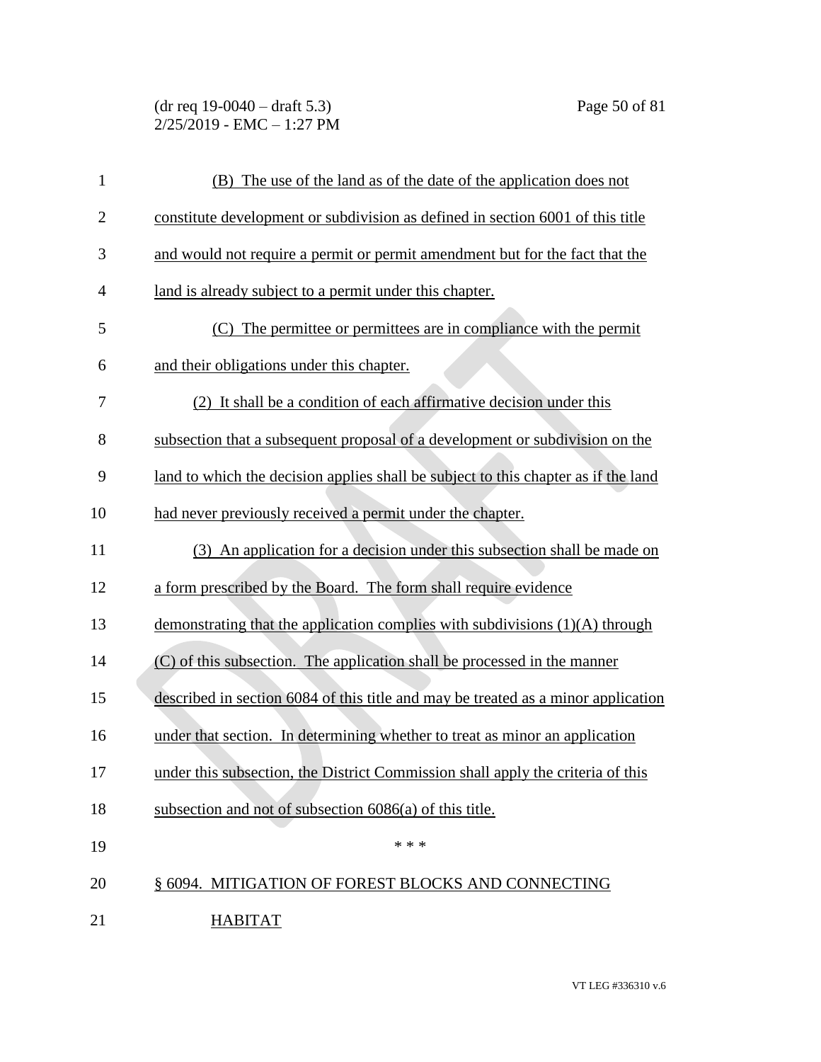(B) The use of the land as of the date of the application does not constitute development or subdivision as defined in section 6001 of this title and would not require a permit or permit amendment but for the fact that the land is already subject to a permit under this chapter.

(C) The permittee or permittees are in compliance with the permit and their obligations under this chapter.

(2) It shall be a condition of each affirmative decision under this subsection that a subsequent proposal of a development or subdivision on the land to which the decision applies shall be subject to this chapter as if the land had never previously received a permit under the chapter.

(3) An application for a decision under this subsection shall be made on a form prescribed by the Board. The form shall require evidence demonstrating that the application complies with subdivisions (1)(A) through (C) of this subsection. The application shall be processed in the manner described in section 6084 of this title and may be treated as a minor application under that section. In determining whether to treat as minor an application under this subsection, the District Commission shall apply the criteria of this subsection and not of subsection 6086(a) of this title.

\* \* \*

§ 6094. MITIGATION OF FOREST BLOCKS AND CONNECTING HABITAT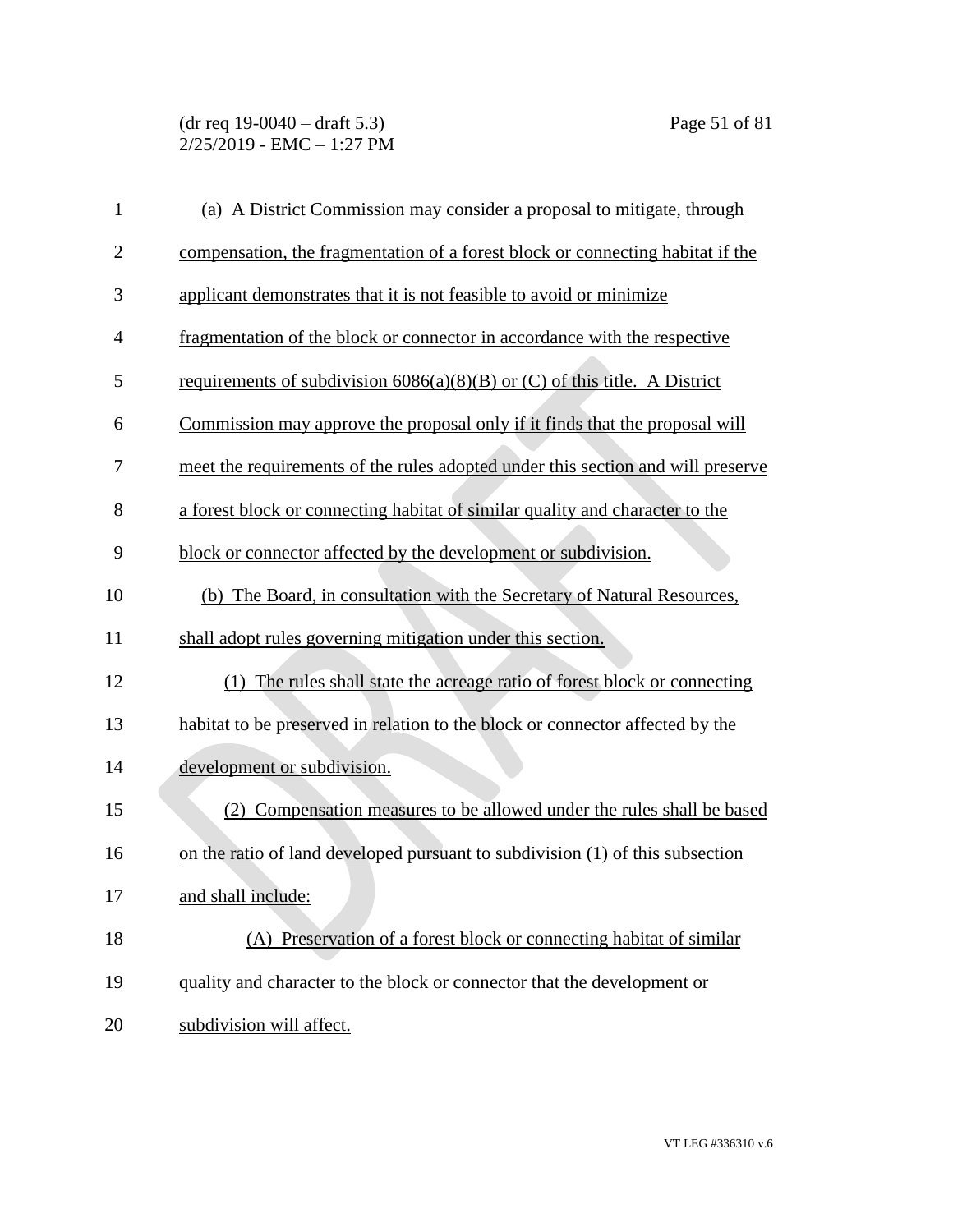(a) A District Commission may consider a proposal to mitigate, through compensation, the fragmentation of a forest block or connecting habitat if the applicant demonstrates that it is not feasible to avoid or minimize fragmentation of the block or connector in accordance with the respective requirements of subdivision 6086(a)(8)(B) or (C) of this title. A District Commission may approve the proposal only if it finds that the proposal will meet the requirements of the rules adopted under this section and will preserve a forest block or connecting habitat of similar quality and character to the block or connector affected by the development or subdivision.

(b) The Board, in consultation with the Secretary of Natural Resources, shall adopt rules governing mitigation under this section.

(1) The rules shall state the acreage ratio of forest block or connecting habitat to be preserved in relation to the block or connector affected by the development or subdivision.

(2) Compensation measures to be allowed under the rules shall be based on the ratio of land developed pursuant to subdivision (1) of this subsection and shall include:

(A) Preservation of a forest block or connecting habitat of similar quality and character to the block or connector that the development or subdivision will affect.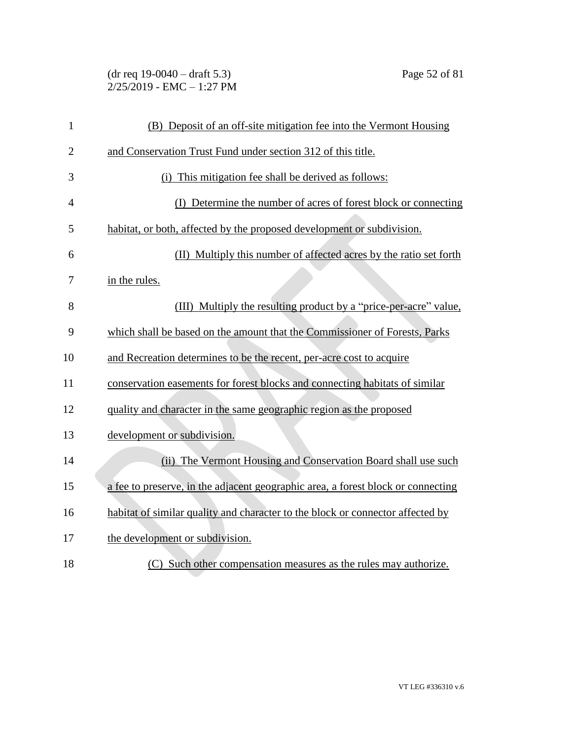(B) Deposit of an off-site mitigation fee into the Vermont Housing and Conservation Trust Fund under section 312 of this title.

(i) This mitigation fee shall be derived as follows:

(I) Determine the number of acres of forest block or connecting habitat, or both, affected by the proposed development or subdivision.

(II) Multiply this number of affected acres by the ratio set forth in the rules.

(III) Multiply the resulting product by a "price-per-acre" value, which shall be based on the amount that the Commissioner of Forests, Parks and Recreation determines to be the recent, per-acre cost to acquire conservation easements for forest blocks and connecting habitats of similar quality and character in the same geographic region as the proposed development or subdivision.

(ii) The Vermont Housing and Conservation Board shall use such a fee to preserve, in the adjacent geographic area, a forest block or connecting habitat of similar quality and character to the block or connector affected by the development or subdivision.

(C) Such other compensation measures as the rules may authorize.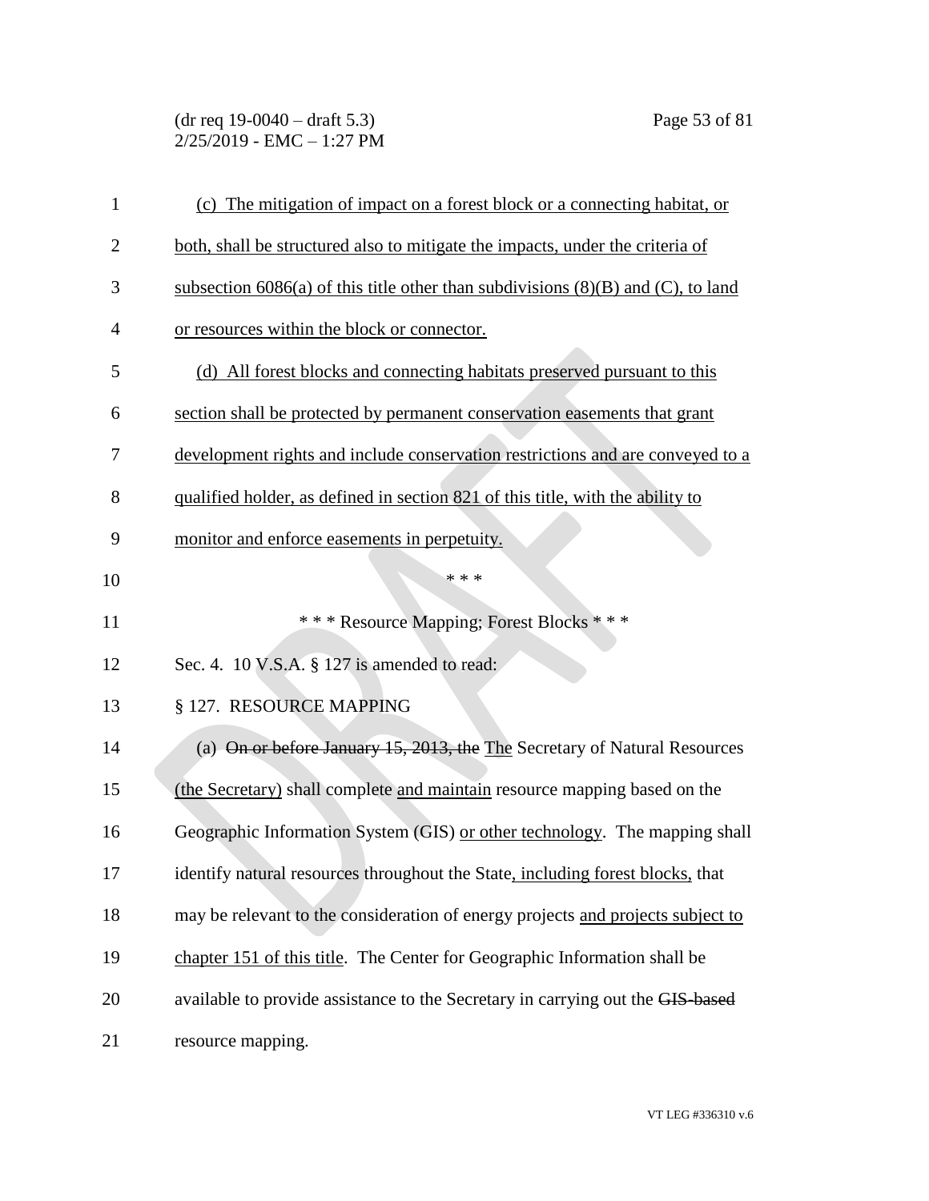(c) The mitigation of impact on a forest block or a connecting habitat, or both, shall be structured also to mitigate the impacts, under the criteria of subsection 6086(a) of this title other than subdivisions (8)(B) and (C), to land or resources within the block or connector.

(d) All forest blocks and connecting habitats preserved pursuant to this section shall be protected by permanent conservation easements that grant development rights and include conservation restrictions and are conveyed to a qualified holder, as defined in section 821 of this title, with the ability to monitor and enforce easements in perpetuity.

\* \* \*

\* \* \* Resource Mapping; Forest Blocks \* \* \*

Sec. 4. 10 V.S.A. § 127 is amended to read:

§ 127. RESOURCE MAPPING

(a) ~~On or before January 15, 2013, the~~ The Secretary of Natural Resources (the Secretary) shall complete and maintain resource mapping based on the Geographic Information System (GIS) or other technology. The mapping shall identify natural resources throughout the State, including forest blocks, that may be relevant to the consideration of energy projects and projects subject to chapter 151 of this title. The Center for Geographic Information shall be available to provide assistance to the Secretary in carrying out the ~~GIS-based~~ resource mapping.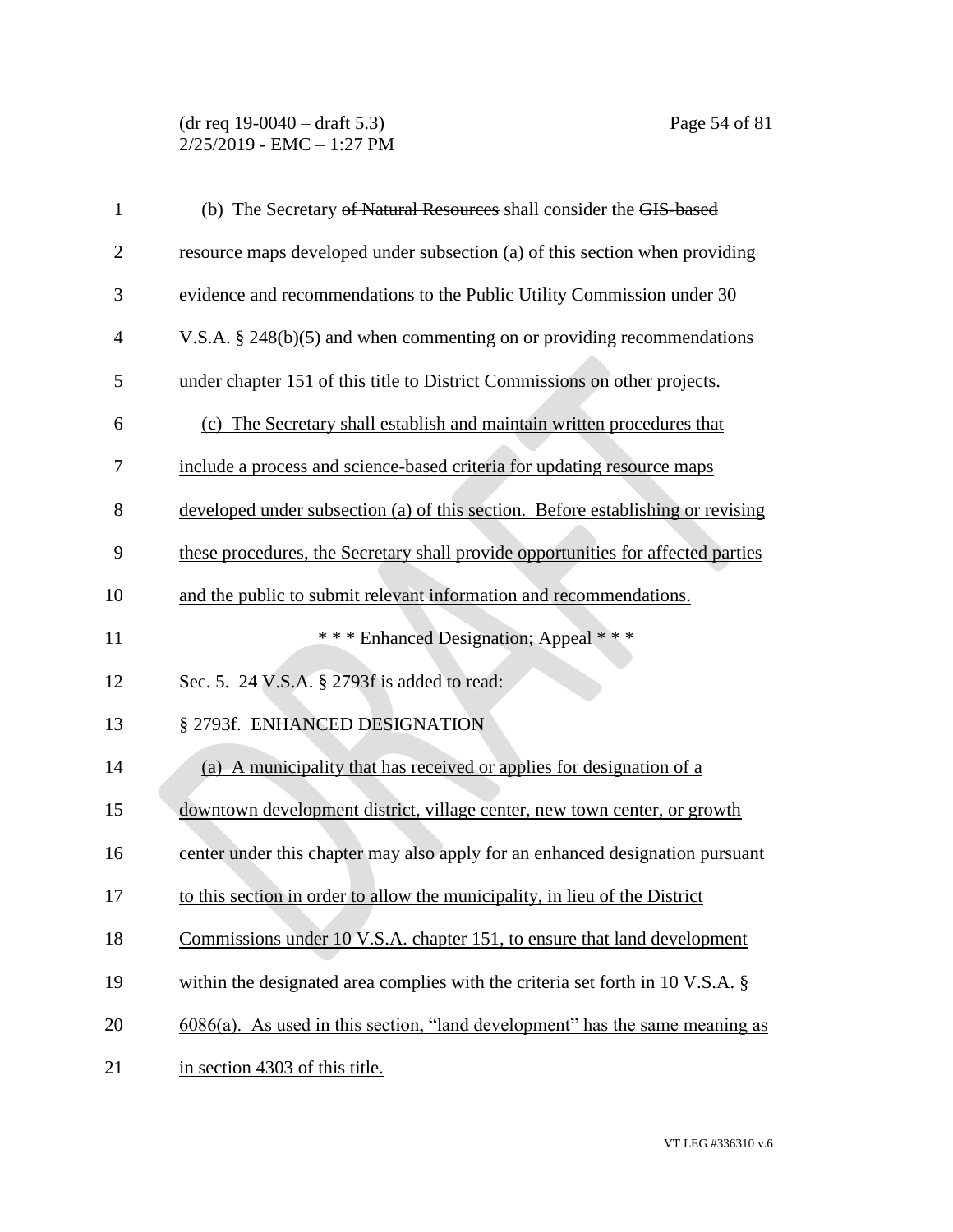(b) The Secretary ~~of Natural Resources~~ shall consider the ~~GIS-based~~ resource maps developed under subsection (a) of this section when providing evidence and recommendations to the Public Utility Commission under 30 V.S.A. § 248(b)(5) and when commenting on or providing recommendations under chapter 151 of this title to District Commissions on other projects.

<u>(c) The Secretary shall establish and maintain written procedures that include a process and science-based criteria for updating resource maps developed under subsection (a) of this section. Before establishing or revising these procedures, the Secretary shall provide opportunities for affected parties and the public to submit relevant information and recommendations.</u>

\* \* \* Enhanced Designation; Appeal \* \* \*

Sec. 5. 24 V.S.A. § 2793f is added to read:

<u>§ 2793f. ENHANCED DESIGNATION</u>

<u>(a) A municipality that has received or applies for designation of a downtown development district, village center, new town center, or growth center under this chapter may also apply for an enhanced designation pursuant to this section in order to allow the municipality, in lieu of the District Commissions under 10 V.S.A. chapter 151, to ensure that land development within the designated area complies with the criteria set forth in 10 V.S.A. § 6086(a). As used in this section, "land development" has the same meaning as in section 4303 of this title.</u>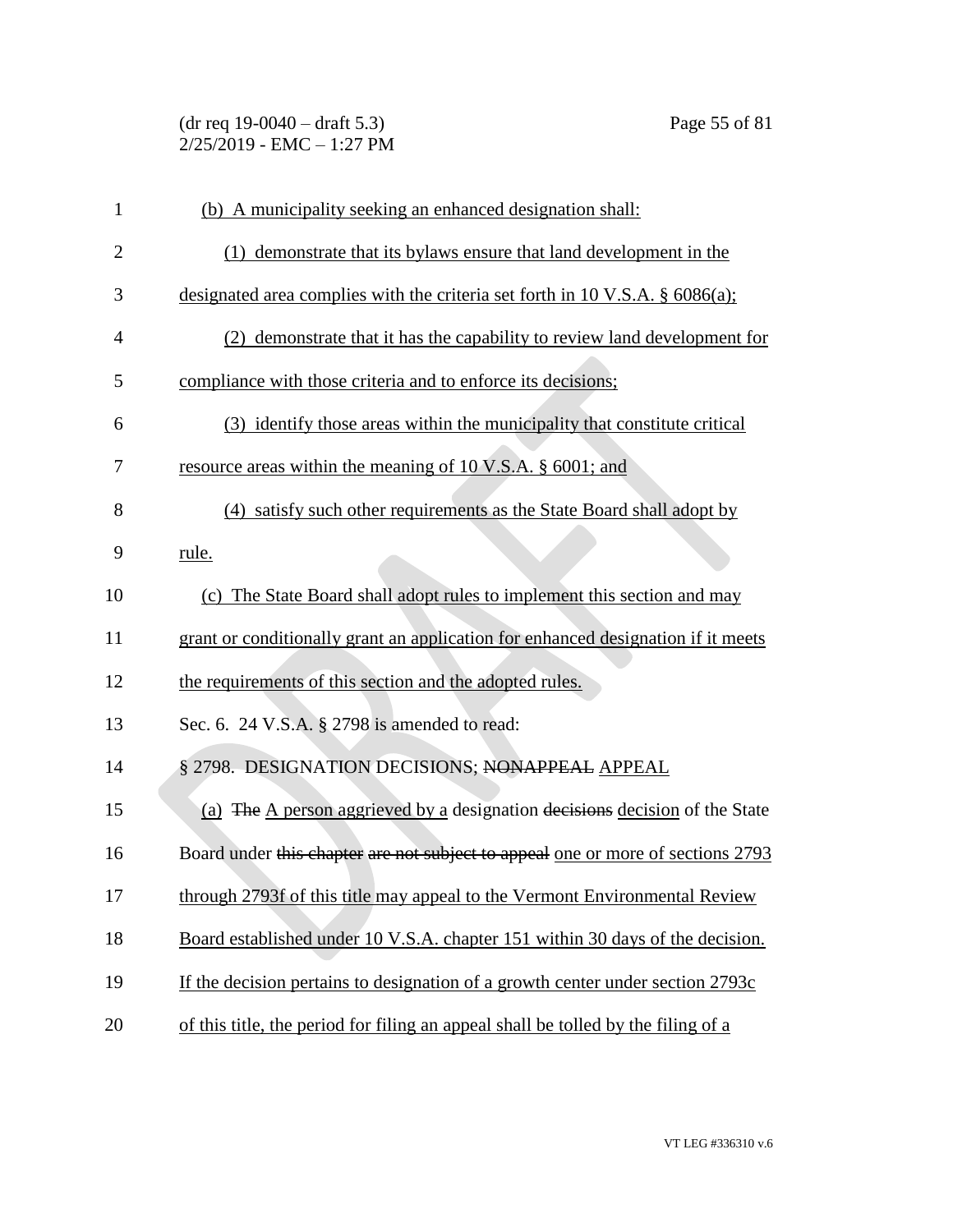(b) A municipality seeking an enhanced designation shall:

(1) demonstrate that its bylaws ensure that land development in the designated area complies with the criteria set forth in 10 V.S.A. § 6086(a);

(2) demonstrate that it has the capability to review land development for compliance with those criteria and to enforce its decisions;

(3) identify those areas within the municipality that constitute critical resource areas within the meaning of 10 V.S.A. § 6001; and

(4) satisfy such other requirements as the State Board shall adopt by rule.

(c) The State Board shall adopt rules to implement this section and may grant or conditionally grant an application for enhanced designation if it meets the requirements of this section and the adopted rules.

Sec. 6. 24 V.S.A. § 2798 is amended to read:

§ 2798. DESIGNATION DECISIONS; ~~NONAPPEAL~~ APPEAL

(a) ~~The~~ A person aggrieved by a designation ~~decisions~~ decision of the State Board under ~~this chapter are not subject to appeal~~ one or more of sections 2793 through 2793f of this title may appeal to the Vermont Environmental Review Board established under 10 V.S.A. chapter 151 within 30 days of the decision. If the decision pertains to designation of a growth center under section 2793c of this title, the period for filing an appeal shall be tolled by the filing of a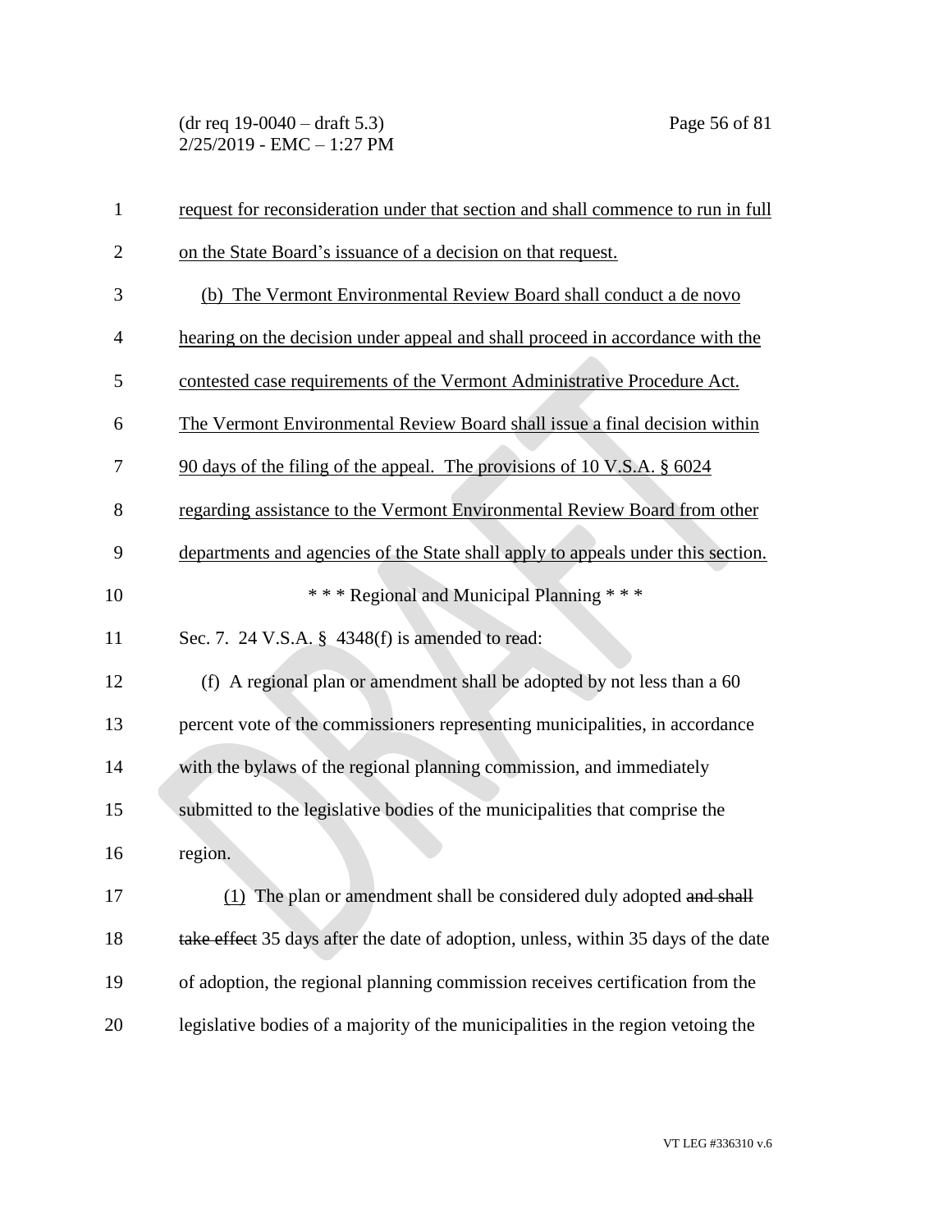request for reconsideration under that section and shall commence to run in full on the State Board's issuance of a decision on that request.

(b) The Vermont Environmental Review Board shall conduct a de novo hearing on the decision under appeal and shall proceed in accordance with the contested case requirements of the Vermont Administrative Procedure Act. The Vermont Environmental Review Board shall issue a final decision within 90 days of the filing of the appeal. The provisions of 10 V.S.A. § 6024 regarding assistance to the Vermont Environmental Review Board from other departments and agencies of the State shall apply to appeals under this section.

\* \* \* Regional and Municipal Planning \* \* \*

Sec. 7. 24 V.S.A. § 4348(f) is amended to read:

(f) A regional plan or amendment shall be adopted by not less than a 60 percent vote of the commissioners representing municipalities, in accordance with the bylaws of the regional planning commission, and immediately submitted to the legislative bodies of the municipalities that comprise the region.

(1) The plan or amendment shall be considered duly adopted ~~and shall take effect~~ 35 days after the date of adoption, unless, within 35 days of the date of adoption, the regional planning commission receives certification from the legislative bodies of a majority of the municipalities in the region vetoing the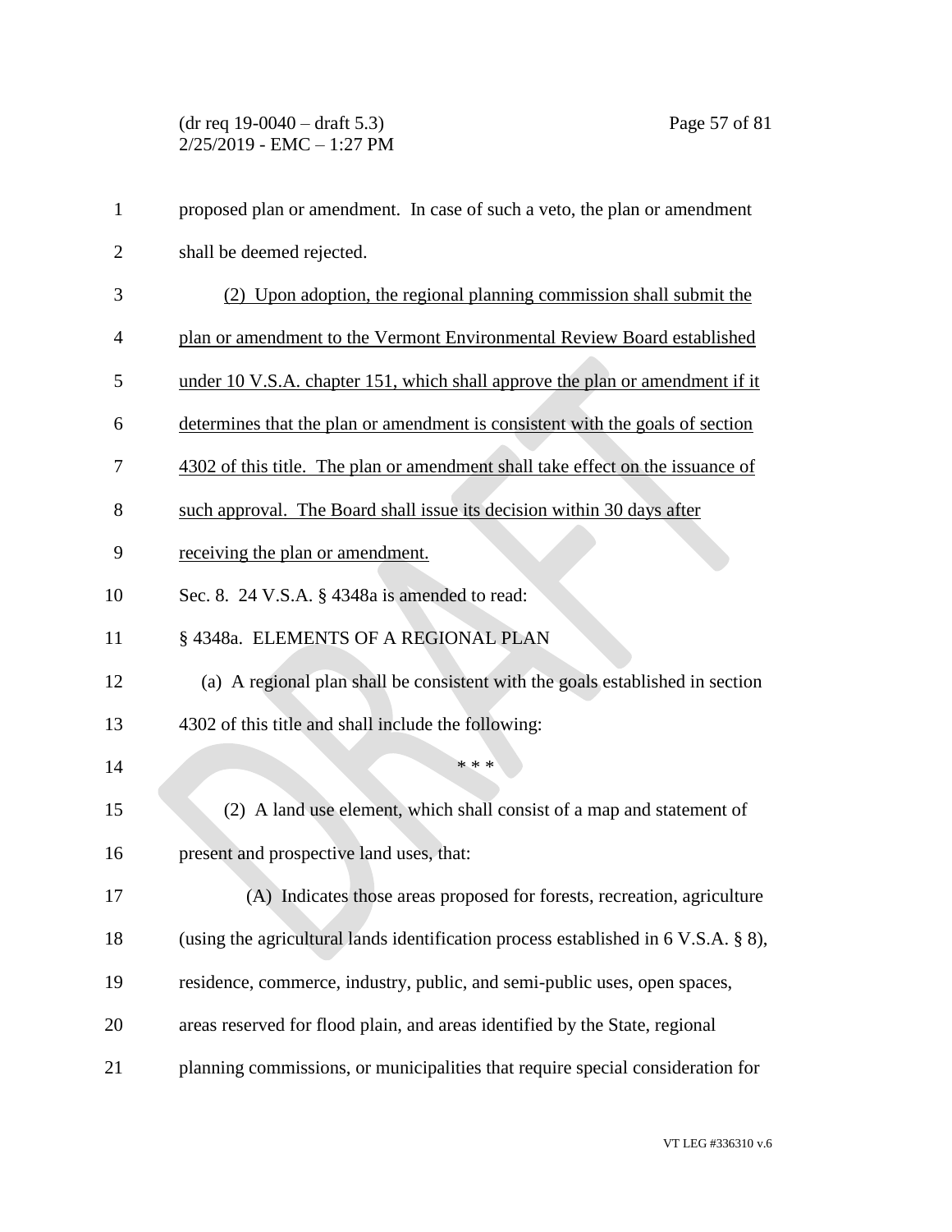proposed plan or amendment. In case of such a veto, the plan or amendment shall be deemed rejected.

<u>(2) Upon adoption, the regional planning commission shall submit the plan or amendment to the Vermont Environmental Review Board established under 10 V.S.A. chapter 151, which shall approve the plan or amendment if it determines that the plan or amendment is consistent with the goals of section 4302 of this title. The plan or amendment shall take effect on the issuance of such approval. The Board shall issue its decision within 30 days after receiving the plan or amendment.</u>

Sec. 8. 24 V.S.A. § 4348a is amended to read:

§ 4348a. ELEMENTS OF A REGIONAL PLAN

(a) A regional plan shall be consistent with the goals established in section 4302 of this title and shall include the following:

\* \* \*

(2) A land use element, which shall consist of a map and statement of present and prospective land uses, that:

(A) Indicates those areas proposed for forests, recreation, agriculture (using the agricultural lands identification process established in 6 V.S.A. § 8), residence, commerce, industry, public, and semi-public uses, open spaces, areas reserved for flood plain, and areas identified by the State, regional planning commissions, or municipalities that require special consideration for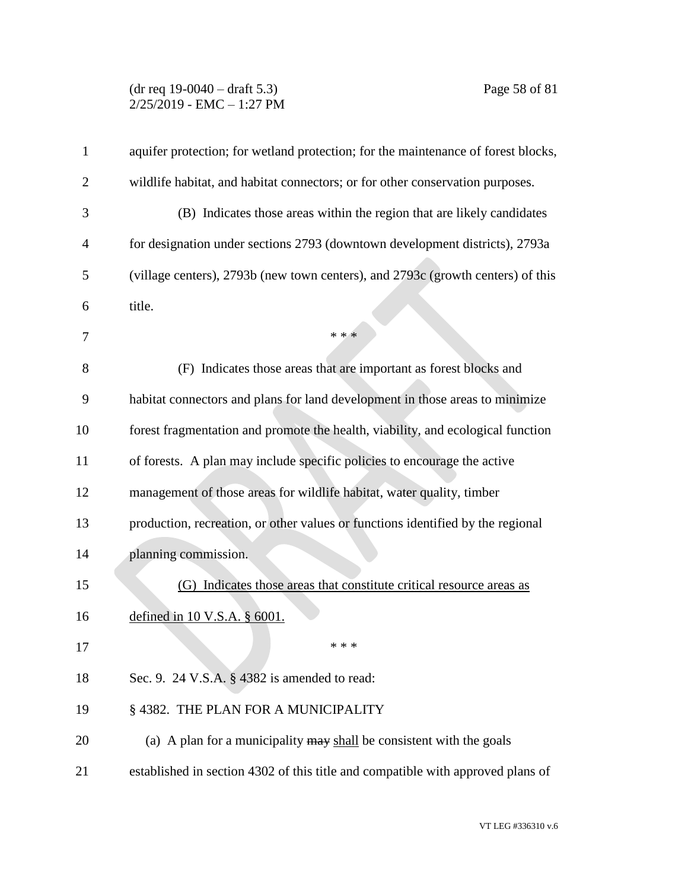aquifer protection; for wetland protection; for the maintenance of forest blocks, wildlife habitat, and habitat connectors; or for other conservation purposes.

(B) Indicates those areas within the region that are likely candidates for designation under sections 2793 (downtown development districts), 2793a (village centers), 2793b (new town centers), and 2793c (growth centers) of this title.

\* \* \*

(F) Indicates those areas that are important as forest blocks and habitat connectors and plans for land development in those areas to minimize forest fragmentation and promote the health, viability, and ecological function of forests. A plan may include specific policies to encourage the active management of those areas for wildlife habitat, water quality, timber production, recreation, or other values or functions identified by the regional planning commission.

<u>(G) Indicates those areas that constitute critical resource areas as defined in 10 V.S.A. § 6001.</u>

\* \* \*

Sec. 9. 24 V.S.A. § 4382 is amended to read:

§ 4382. THE PLAN FOR A MUNICIPALITY

(a) A plan for a municipality ~~may~~ <u>shall</u> be consistent with the goals established in section 4302 of this title and compatible with approved plans of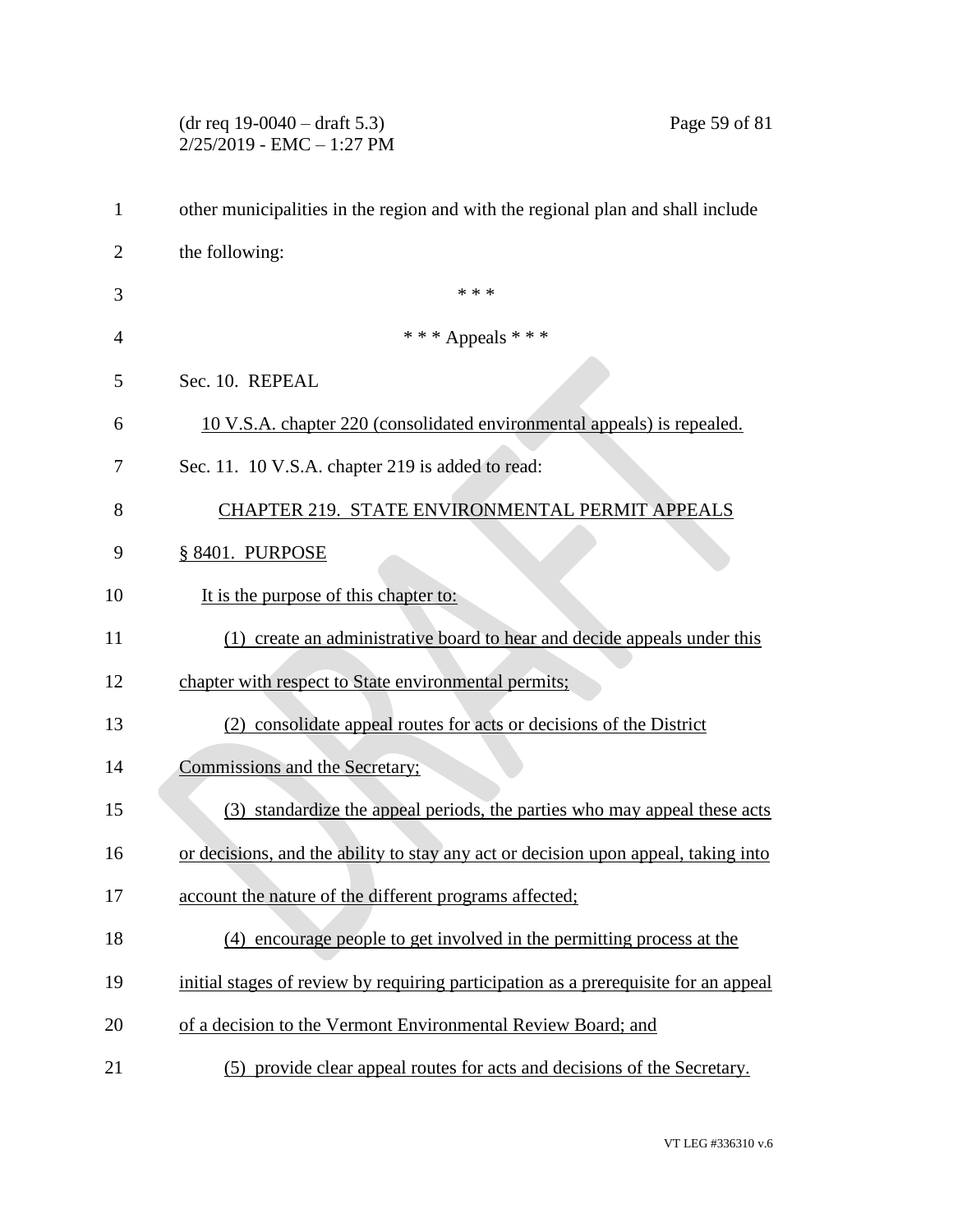other municipalities in the region and with the regional plan and shall include the following:

\* \* \*

\* \* \* Appeals \* \* \*

Sec. 10. REPEAL

10 V.S.A. chapter 220 (consolidated environmental appeals) is repealed.

Sec. 11. 10 V.S.A. chapter 219 is added to read:

CHAPTER 219. STATE ENVIRONMENTAL PERMIT APPEALS

§ 8401. PURPOSE

It is the purpose of this chapter to:

(1) create an administrative board to hear and decide appeals under this chapter with respect to State environmental permits;

(2) consolidate appeal routes for acts or decisions of the District Commissions and the Secretary;

(3) standardize the appeal periods, the parties who may appeal these acts or decisions, and the ability to stay any act or decision upon appeal, taking into account the nature of the different programs affected;

(4) encourage people to get involved in the permitting process at the initial stages of review by requiring participation as a prerequisite for an appeal of a decision to the Vermont Environmental Review Board; and

(5) provide clear appeal routes for acts and decisions of the Secretary.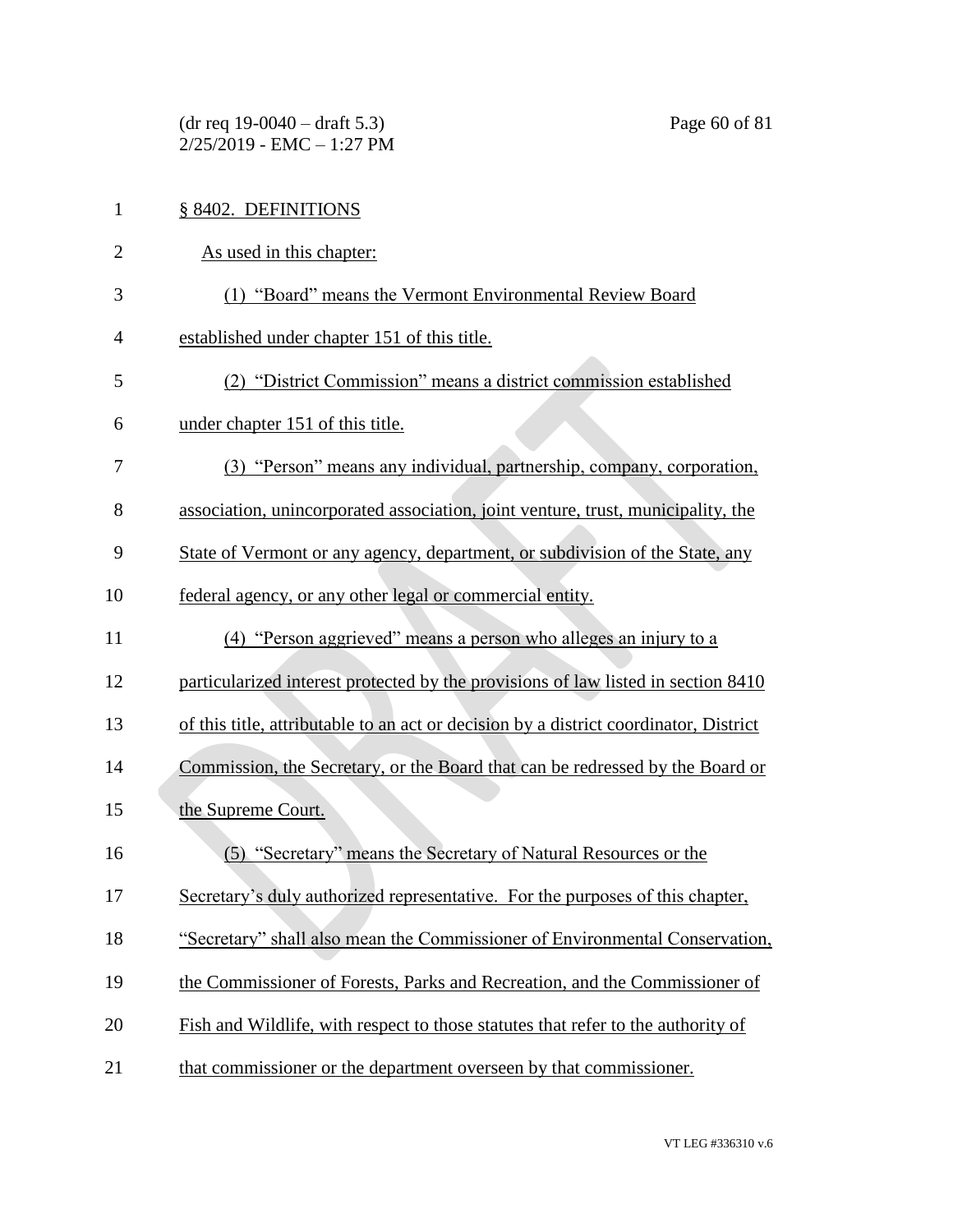§ 8402. DEFINITIONS

As used in this chapter:

(1) "Board" means the Vermont Environmental Review Board established under chapter 151 of this title.

(2) "District Commission" means a district commission established under chapter 151 of this title.

(3) "Person" means any individual, partnership, company, corporation, association, unincorporated association, joint venture, trust, municipality, the State of Vermont or any agency, department, or subdivision of the State, any federal agency, or any other legal or commercial entity.

(4) "Person aggrieved" means a person who alleges an injury to a particularized interest protected by the provisions of law listed in section 8410 of this title, attributable to an act or decision by a district coordinator, District Commission, the Secretary, or the Board that can be redressed by the Board or the Supreme Court.

(5) "Secretary" means the Secretary of Natural Resources or the Secretary's duly authorized representative. For the purposes of this chapter, "Secretary" shall also mean the Commissioner of Environmental Conservation, the Commissioner of Forests, Parks and Recreation, and the Commissioner of Fish and Wildlife, with respect to those statutes that refer to the authority of that commissioner or the department overseen by that commissioner.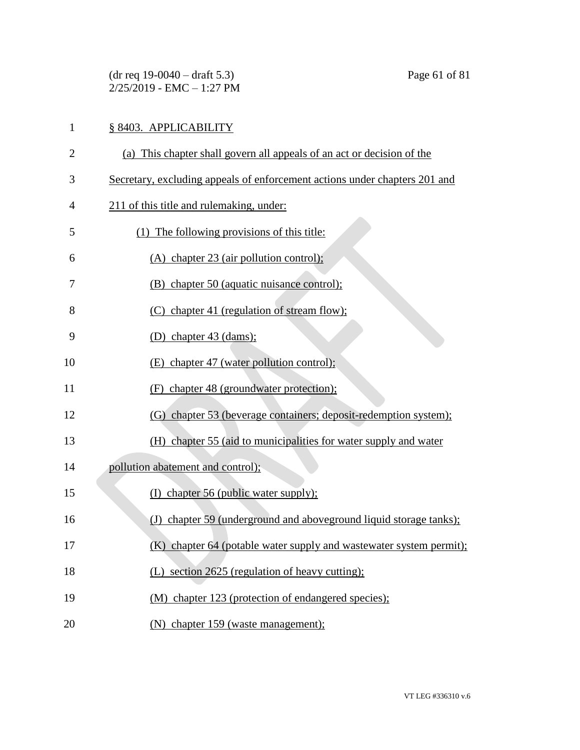## § 8403. APPLICABILITY

(a) This chapter shall govern all appeals of an act or decision of the Secretary, excluding appeals of enforcement actions under chapters 201 and 211 of this title and rulemaking, under:

(1) The following provisions of this title:

(A) chapter 23 (air pollution control);

(B) chapter 50 (aquatic nuisance control);

(C) chapter 41 (regulation of stream flow);

(D) chapter 43 (dams);

(E) chapter 47 (water pollution control);

(F) chapter 48 (groundwater protection);

(G) chapter 53 (beverage containers; deposit-redemption system);

(H) chapter 55 (aid to municipalities for water supply and water pollution abatement and control);

(I) chapter 56 (public water supply);

(J) chapter 59 (underground and aboveground liquid storage tanks);

(K) chapter 64 (potable water supply and wastewater system permit);

(L) section 2625 (regulation of heavy cutting);

(M) chapter 123 (protection of endangered species);

(N) chapter 159 (waste management);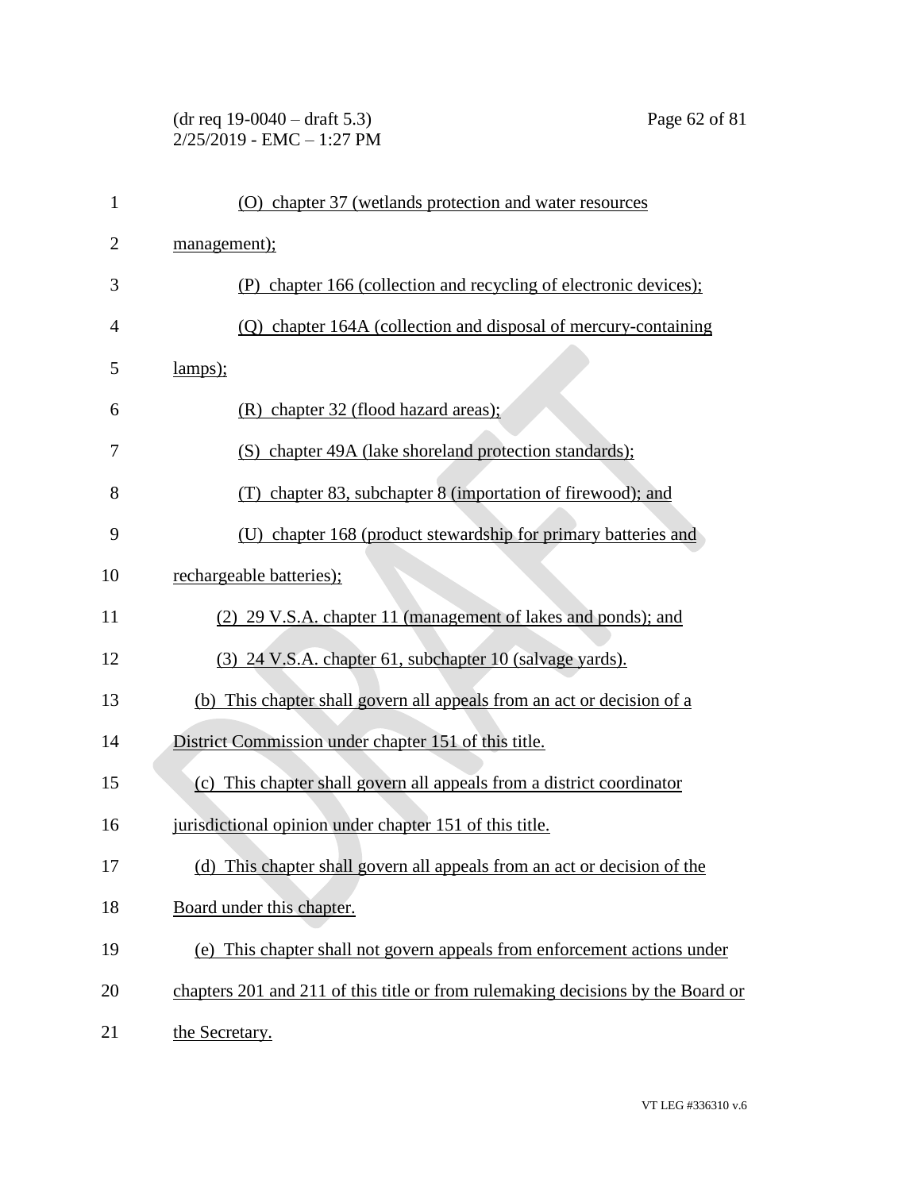(O) chapter 37 (wetlands protection and water resources management);

(P) chapter 166 (collection and recycling of electronic devices);

(Q) chapter 164A (collection and disposal of mercury-containing lamps);

(R) chapter 32 (flood hazard areas);

(S) chapter 49A (lake shoreland protection standards);

(T) chapter 83, subchapter 8 (importation of firewood); and

(U) chapter 168 (product stewardship for primary batteries and rechargeable batteries);

(2) 29 V.S.A. chapter 11 (management of lakes and ponds); and

(3) 24 V.S.A. chapter 61, subchapter 10 (salvage yards).

(b) This chapter shall govern all appeals from an act or decision of a District Commission under chapter 151 of this title.

(c) This chapter shall govern all appeals from a district coordinator jurisdictional opinion under chapter 151 of this title.

(d) This chapter shall govern all appeals from an act or decision of the Board under this chapter.

(e) This chapter shall not govern appeals from enforcement actions under chapters 201 and 211 of this title or from rulemaking decisions by the Board or the Secretary.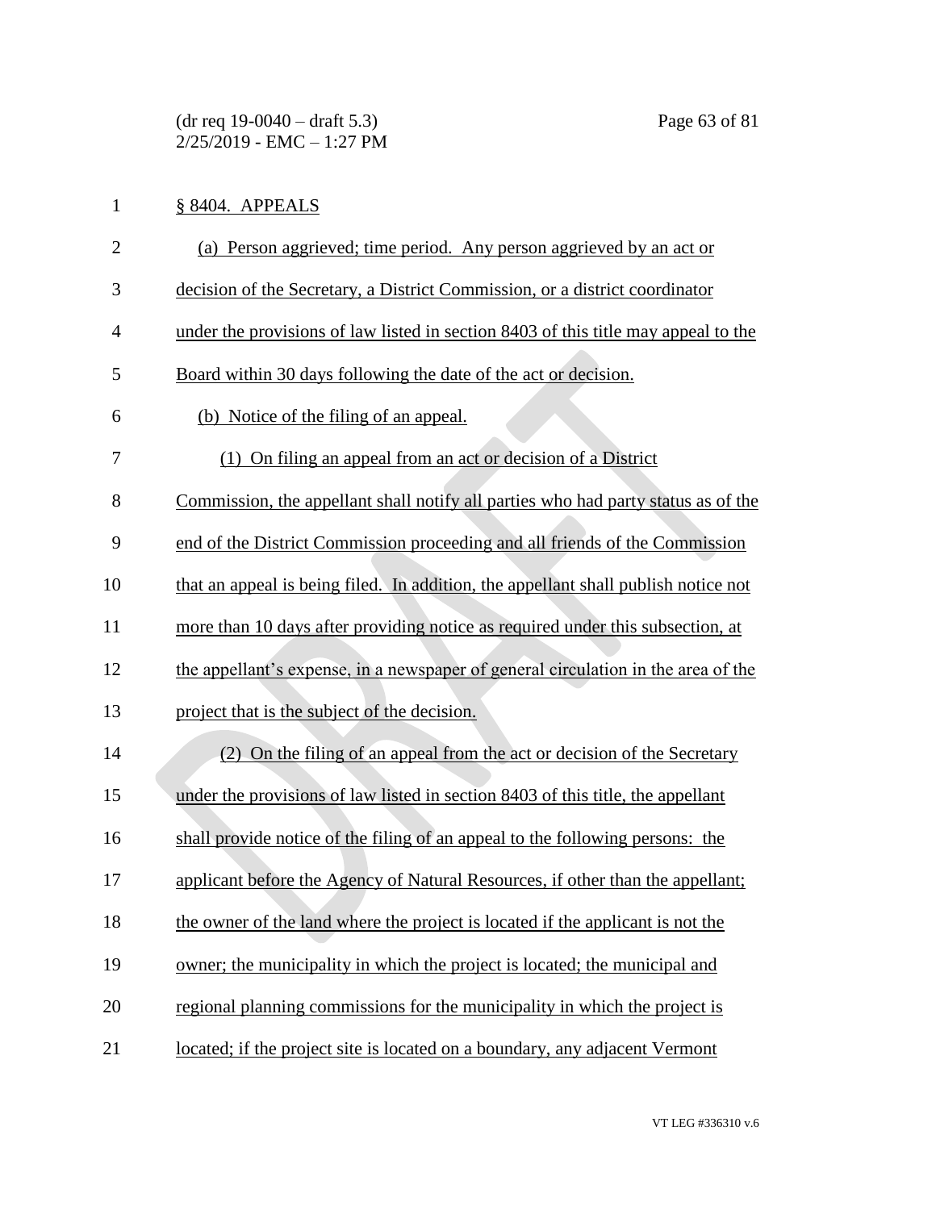§ 8404. APPEALS

(a) Person aggrieved; time period. Any person aggrieved by an act or decision of the Secretary, a District Commission, or a district coordinator under the provisions of law listed in section 8403 of this title may appeal to the Board within 30 days following the date of the act or decision.

(b) Notice of the filing of an appeal.

(1) On filing an appeal from an act or decision of a District Commission, the appellant shall notify all parties who had party status as of the end of the District Commission proceeding and all friends of the Commission that an appeal is being filed. In addition, the appellant shall publish notice not more than 10 days after providing notice as required under this subsection, at the appellant's expense, in a newspaper of general circulation in the area of the project that is the subject of the decision.

(2) On the filing of an appeal from the act or decision of the Secretary under the provisions of law listed in section 8403 of this title, the appellant shall provide notice of the filing of an appeal to the following persons: the applicant before the Agency of Natural Resources, if other than the appellant; the owner of the land where the project is located if the applicant is not the owner; the municipality in which the project is located; the municipal and regional planning commissions for the municipality in which the project is located; if the project site is located on a boundary, any adjacent Vermont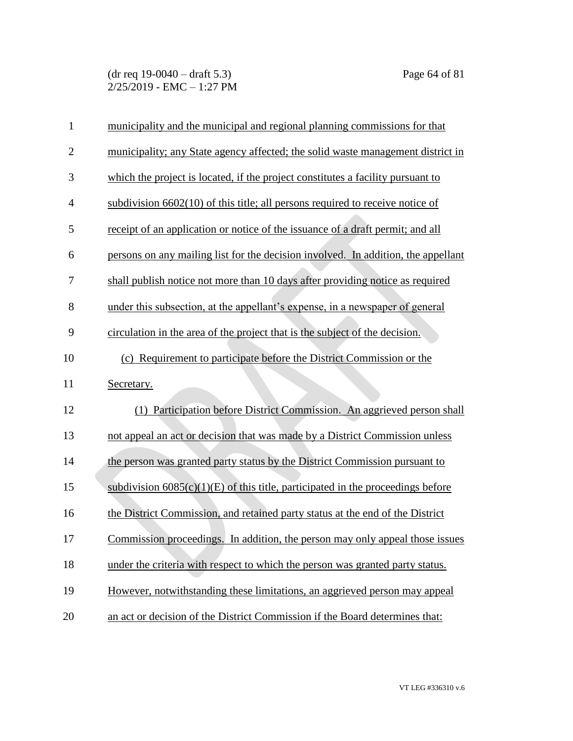municipality and the municipal and regional planning commissions for that municipality; any State agency affected; the solid waste management district in which the project is located, if the project constitutes a facility pursuant to subdivision 6602(10) of this title; all persons required to receive notice of receipt of an application or notice of the issuance of a draft permit; and all persons on any mailing list for the decision involved. In addition, the appellant shall publish notice not more than 10 days after providing notice as required under this subsection, at the appellant's expense, in a newspaper of general circulation in the area of the project that is the subject of the decision.

(c) Requirement to participate before the District Commission or the Secretary.

(1) Participation before District Commission. An aggrieved person shall not appeal an act or decision that was made by a District Commission unless the person was granted party status by the District Commission pursuant to subdivision 6085(c)(1)(E) of this title, participated in the proceedings before the District Commission, and retained party status at the end of the District Commission proceedings. In addition, the person may only appeal those issues under the criteria with respect to which the person was granted party status. However, notwithstanding these limitations, an aggrieved person may appeal an act or decision of the District Commission if the Board determines that: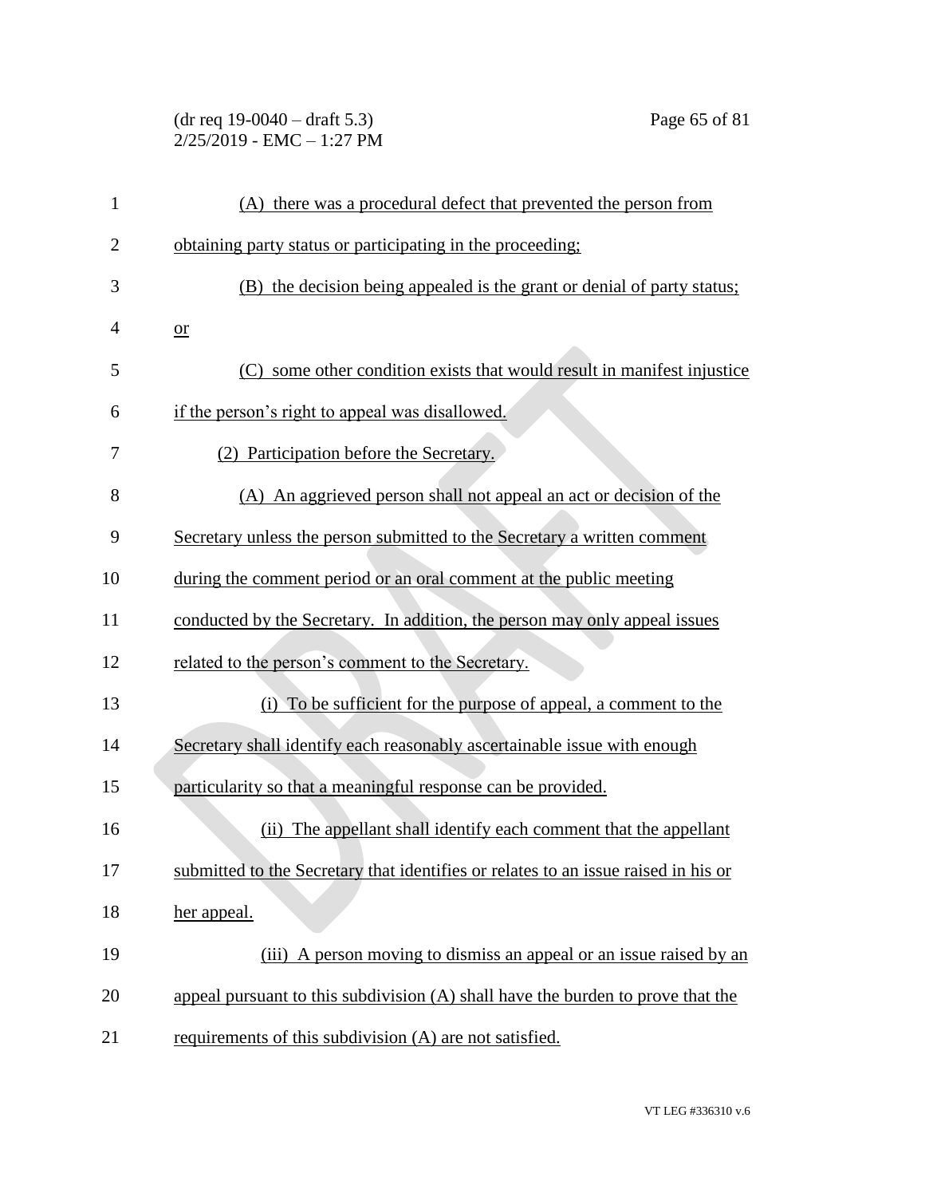(A) there was a procedural defect that prevented the person from obtaining party status or participating in the proceeding;

(B) the decision being appealed is the grant or denial of party status; or

(C) some other condition exists that would result in manifest injustice if the person's right to appeal was disallowed.

(2) Participation before the Secretary.

(A) An aggrieved person shall not appeal an act or decision of the Secretary unless the person submitted to the Secretary a written comment during the comment period or an oral comment at the public meeting conducted by the Secretary. In addition, the person may only appeal issues related to the person's comment to the Secretary.

(i) To be sufficient for the purpose of appeal, a comment to the Secretary shall identify each reasonably ascertainable issue with enough particularity so that a meaningful response can be provided.

(ii) The appellant shall identify each comment that the appellant submitted to the Secretary that identifies or relates to an issue raised in his or her appeal.

(iii) A person moving to dismiss an appeal or an issue raised by an appeal pursuant to this subdivision (A) shall have the burden to prove that the requirements of this subdivision (A) are not satisfied.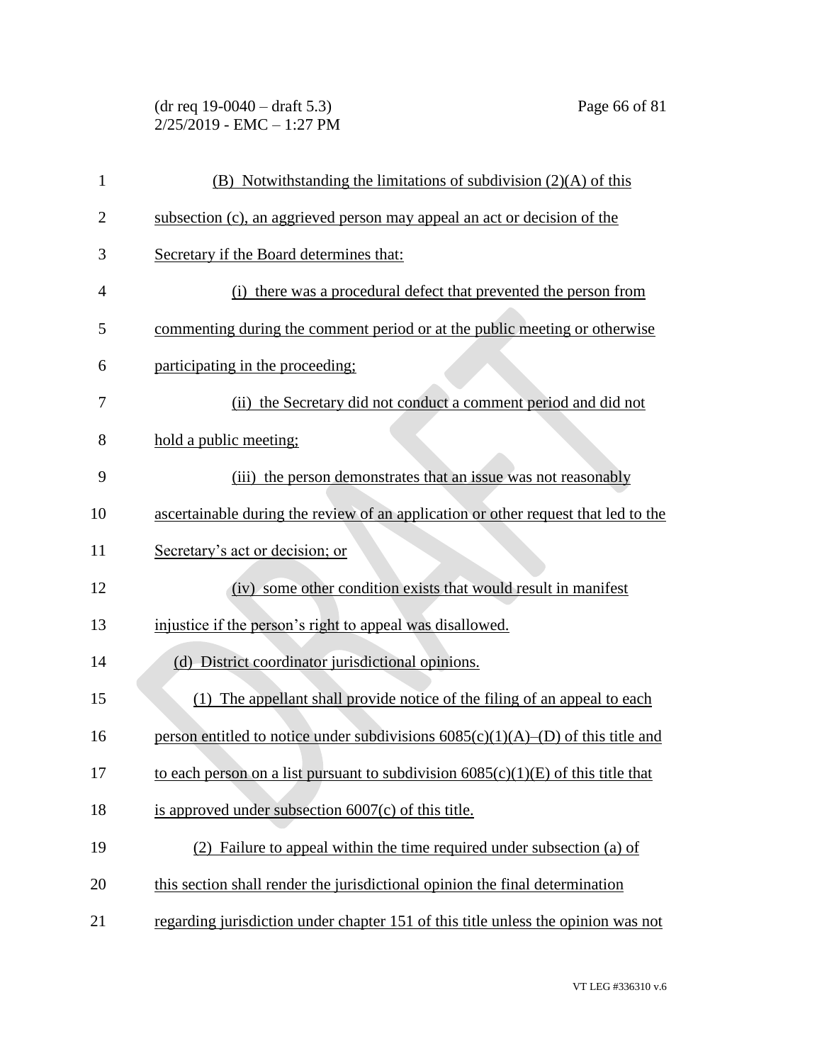(B) Notwithstanding the limitations of subdivision (2)(A) of this subsection (c), an aggrieved person may appeal an act or decision of the Secretary if the Board determines that:

(i) there was a procedural defect that prevented the person from commenting during the comment period or at the public meeting or otherwise participating in the proceeding;

(ii) the Secretary did not conduct a comment period and did not hold a public meeting;

(iii) the person demonstrates that an issue was not reasonably ascertainable during the review of an application or other request that led to the Secretary's act or decision; or

(iv) some other condition exists that would result in manifest injustice if the person's right to appeal was disallowed.

(d) District coordinator jurisdictional opinions.

(1) The appellant shall provide notice of the filing of an appeal to each person entitled to notice under subdivisions 6085(c)(1)(A)–(D) of this title and to each person on a list pursuant to subdivision 6085(c)(1)(E) of this title that is approved under subsection 6007(c) of this title.

(2) Failure to appeal within the time required under subsection (a) of this section shall render the jurisdictional opinion the final determination regarding jurisdiction under chapter 151 of this title unless the opinion was not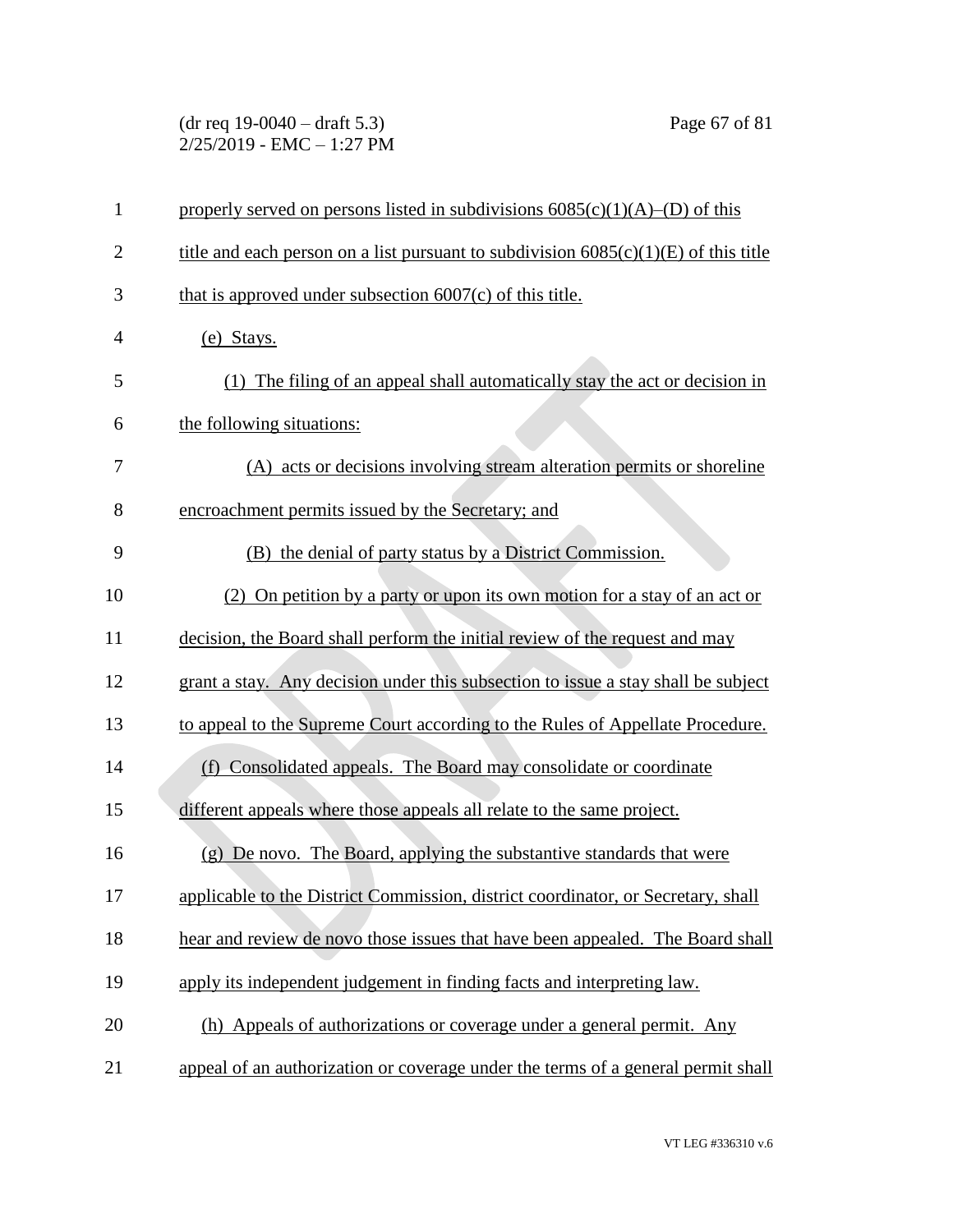properly served on persons listed in subdivisions 6085(c)(1)(A)–(D) of this title and each person on a list pursuant to subdivision 6085(c)(1)(E) of this title that is approved under subsection 6007(c) of this title.

(e) Stays.

(1) The filing of an appeal shall automatically stay the act or decision in the following situations:

(A) acts or decisions involving stream alteration permits or shoreline encroachment permits issued by the Secretary; and

(B) the denial of party status by a District Commission.

(2) On petition by a party or upon its own motion for a stay of an act or decision, the Board shall perform the initial review of the request and may grant a stay. Any decision under this subsection to issue a stay shall be subject to appeal to the Supreme Court according to the Rules of Appellate Procedure.

(f) Consolidated appeals. The Board may consolidate or coordinate different appeals where those appeals all relate to the same project.

(g) De novo. The Board, applying the substantive standards that were applicable to the District Commission, district coordinator, or Secretary, shall hear and review de novo those issues that have been appealed. The Board shall apply its independent judgement in finding facts and interpreting law.

(h) Appeals of authorizations or coverage under a general permit. Any appeal of an authorization or coverage under the terms of a general permit shall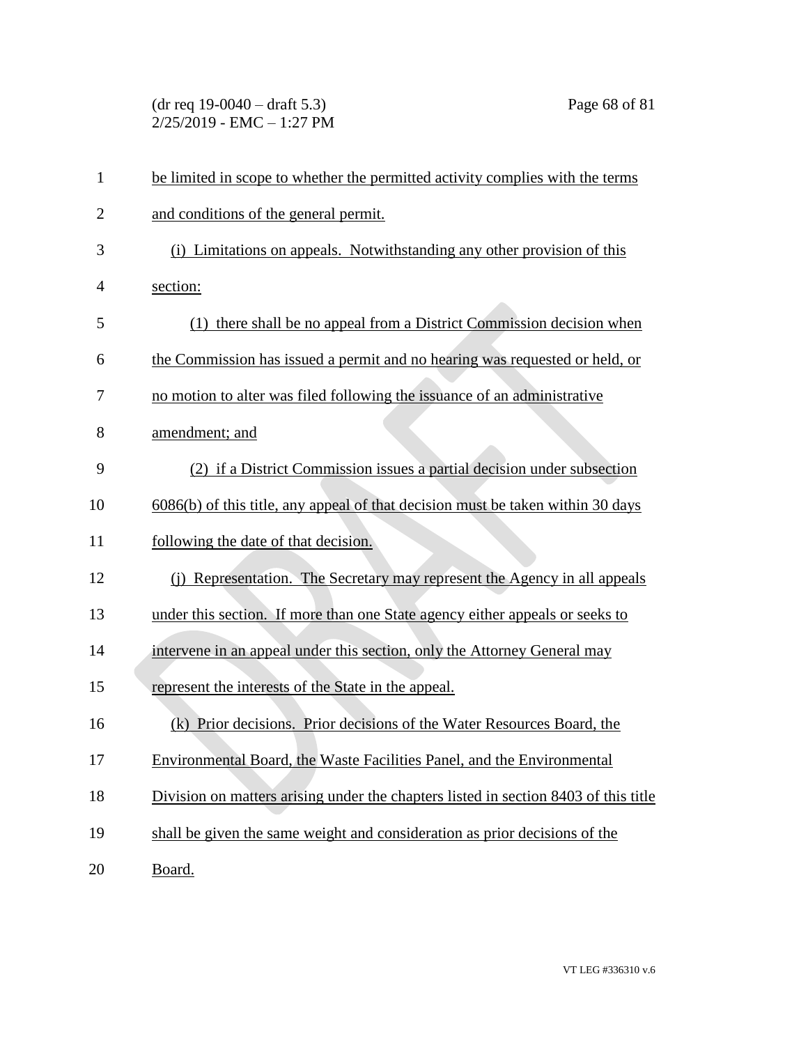be limited in scope to whether the permitted activity complies with the terms and conditions of the general permit.

(i) Limitations on appeals. Notwithstanding any other provision of this section:

(1) there shall be no appeal from a District Commission decision when the Commission has issued a permit and no hearing was requested or held, or no motion to alter was filed following the issuance of an administrative amendment; and

(2) if a District Commission issues a partial decision under subsection 6086(b) of this title, any appeal of that decision must be taken within 30 days following the date of that decision.

(j) Representation. The Secretary may represent the Agency in all appeals under this section. If more than one State agency either appeals or seeks to intervene in an appeal under this section, only the Attorney General may represent the interests of the State in the appeal.

(k) Prior decisions. Prior decisions of the Water Resources Board, the Environmental Board, the Waste Facilities Panel, and the Environmental Division on matters arising under the chapters listed in section 8403 of this title shall be given the same weight and consideration as prior decisions of the Board.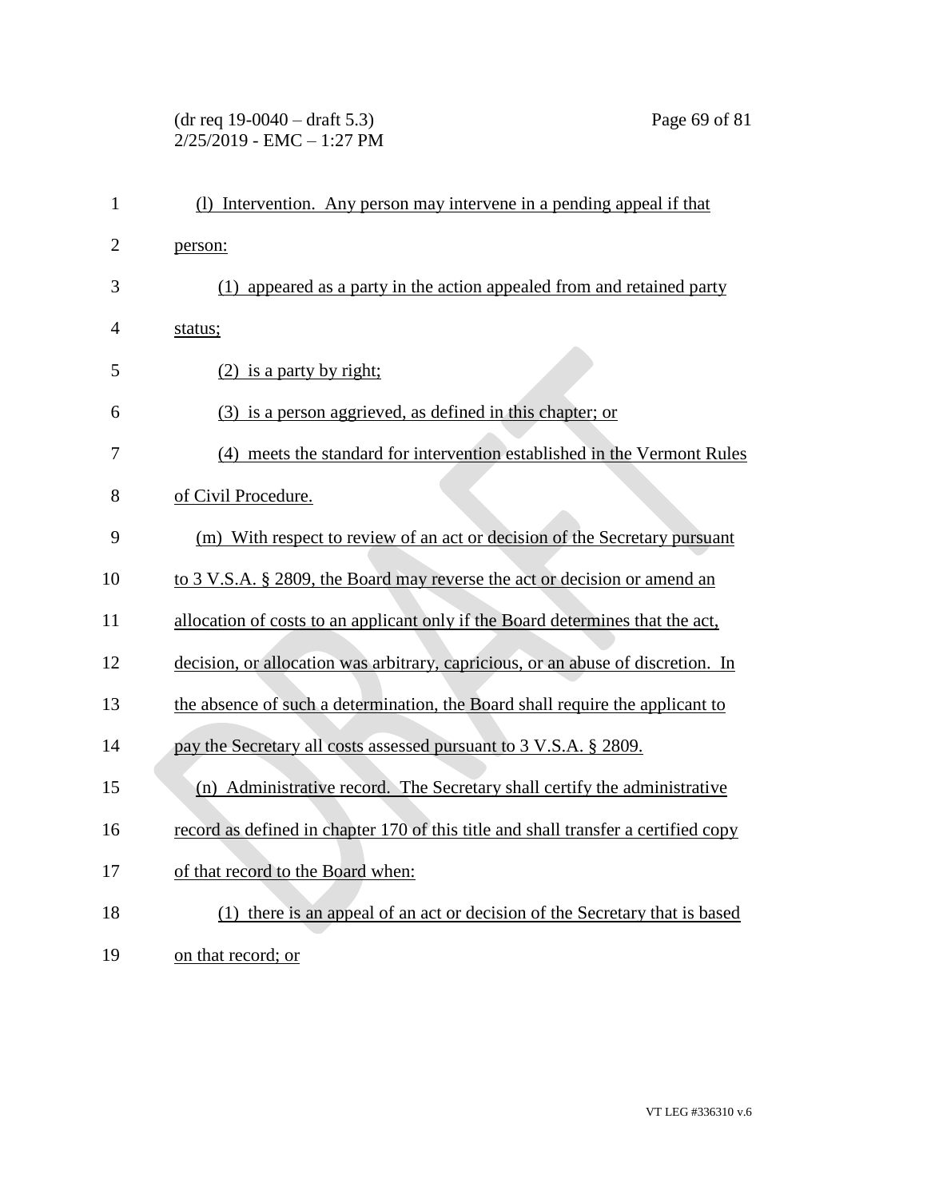(l) Intervention. Any person may intervene in a pending appeal if that person:

(1) appeared as a party in the action appealed from and retained party status;

(2) is a party by right;

(3) is a person aggrieved, as defined in this chapter; or

(4) meets the standard for intervention established in the Vermont Rules of Civil Procedure.

(m) With respect to review of an act or decision of the Secretary pursuant to 3 V.S.A. § 2809, the Board may reverse the act or decision or amend an allocation of costs to an applicant only if the Board determines that the act, decision, or allocation was arbitrary, capricious, or an abuse of discretion. In the absence of such a determination, the Board shall require the applicant to pay the Secretary all costs assessed pursuant to 3 V.S.A. § 2809.

(n) Administrative record. The Secretary shall certify the administrative record as defined in chapter 170 of this title and shall transfer a certified copy of that record to the Board when:

(1) there is an appeal of an act or decision of the Secretary that is based on that record; or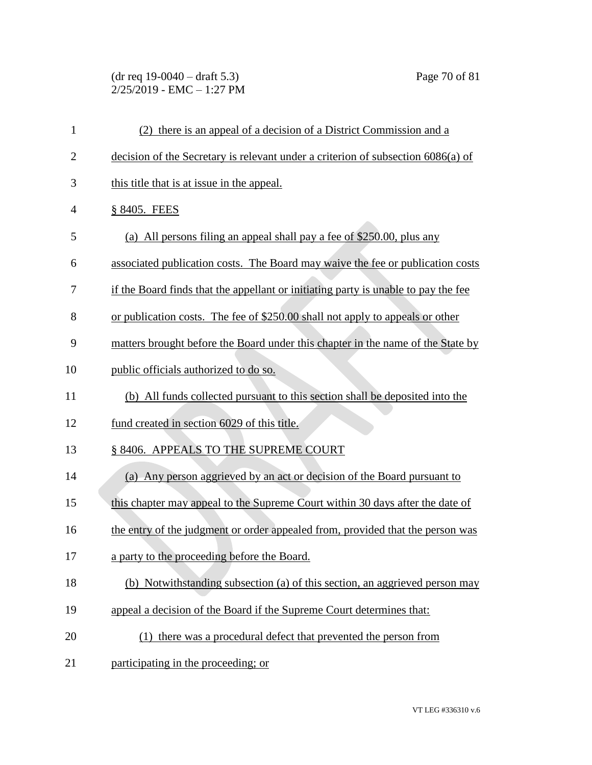(2) there is an appeal of a decision of a District Commission and a decision of the Secretary is relevant under a criterion of subsection 6086(a) of this title that is at issue in the appeal.

§ 8405. FEES

(a) All persons filing an appeal shall pay a fee of $250.00, plus any associated publication costs. The Board may waive the fee or publication costs if the Board finds that the appellant or initiating party is unable to pay the fee or publication costs. The fee of $250.00 shall not apply to appeals or other matters brought before the Board under this chapter in the name of the State by public officials authorized to do so.

(b) All funds collected pursuant to this section shall be deposited into the fund created in section 6029 of this title.

§ 8406. APPEALS TO THE SUPREME COURT

(a) Any person aggrieved by an act or decision of the Board pursuant to this chapter may appeal to the Supreme Court within 30 days after the date of the entry of the judgment or order appealed from, provided that the person was a party to the proceeding before the Board.

(b) Notwithstanding subsection (a) of this section, an aggrieved person may appeal a decision of the Board if the Supreme Court determines that:

(1) there was a procedural defect that prevented the person from participating in the proceeding; or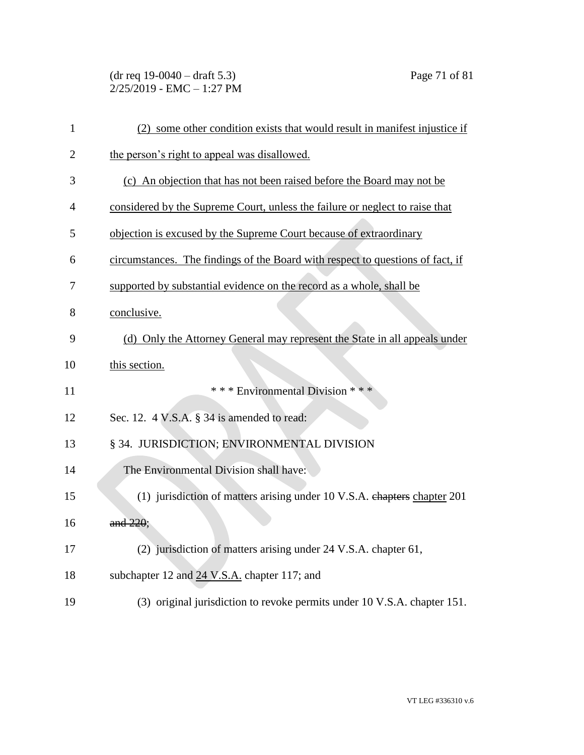(2) some other condition exists that would result in manifest injustice if the person's right to appeal was disallowed.

(c) An objection that has not been raised before the Board may not be considered by the Supreme Court, unless the failure or neglect to raise that objection is excused by the Supreme Court because of extraordinary circumstances. The findings of the Board with respect to questions of fact, if supported by substantial evidence on the record as a whole, shall be conclusive.

(d) Only the Attorney General may represent the State in all appeals under this section.

\* \* \* Environmental Division \* \* \*

Sec. 12. 4 V.S.A. § 34 is amended to read:

§ 34. JURISDICTION; ENVIRONMENTAL DIVISION

The Environmental Division shall have:

(1) jurisdiction of matters arising under 10 V.S.A. ~~chapters~~ chapter 201 ~~and 220~~;

(2) jurisdiction of matters arising under 24 V.S.A. chapter 61, subchapter 12 and 24 V.S.A. chapter 117; and

(3) original jurisdiction to revoke permits under 10 V.S.A. chapter 151.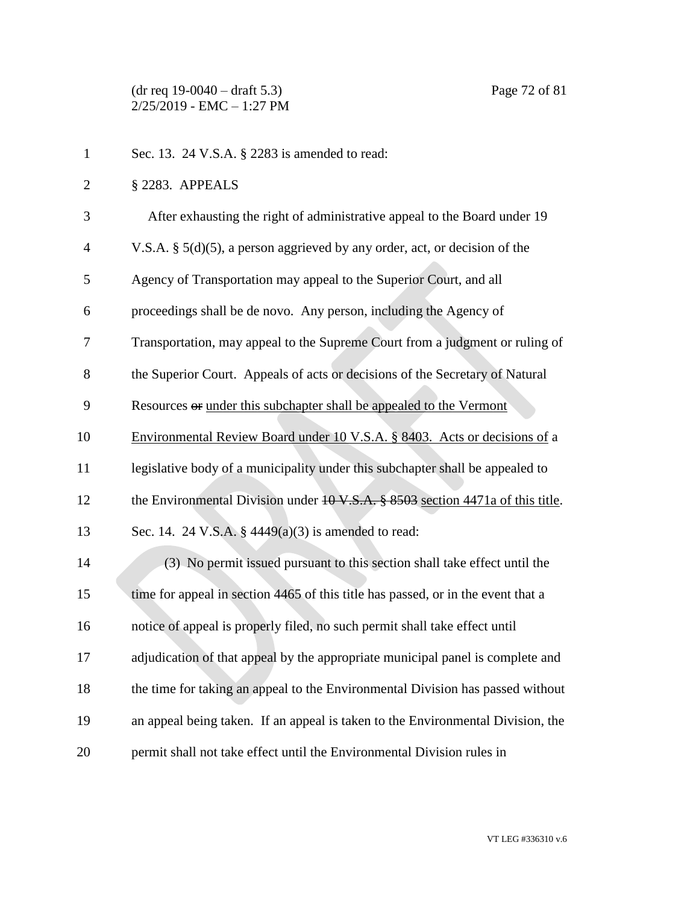Sec. 13. 24 V.S.A. § 2283 is amended to read:

§ 2283. APPEALS

After exhausting the right of administrative appeal to the Board under 19 V.S.A. § 5(d)(5), a person aggrieved by any order, act, or decision of the Agency of Transportation may appeal to the Superior Court, and all proceedings shall be de novo. Any person, including the Agency of Transportation, may appeal to the Supreme Court from a judgment or ruling of the Superior Court. Appeals of acts or decisions of the Secretary of Natural Resources ~~or~~ <u>under this subchapter shall be appealed to the Vermont Environmental Review Board under 10 V.S.A. § 8403. Acts or decisions of</u> a legislative body of a municipality under this subchapter shall be appealed to the Environmental Division under ~~10 V.S.A. § 8503~~ <u>section 4471a of this title</u>.

Sec. 14. 24 V.S.A. § 4449(a)(3) is amended to read:

(3) No permit issued pursuant to this section shall take effect until the time for appeal in section 4465 of this title has passed, or in the event that a notice of appeal is properly filed, no such permit shall take effect until adjudication of that appeal by the appropriate municipal panel is complete and the time for taking an appeal to the Environmental Division has passed without an appeal being taken. If an appeal is taken to the Environmental Division, the permit shall not take effect until the Environmental Division rules in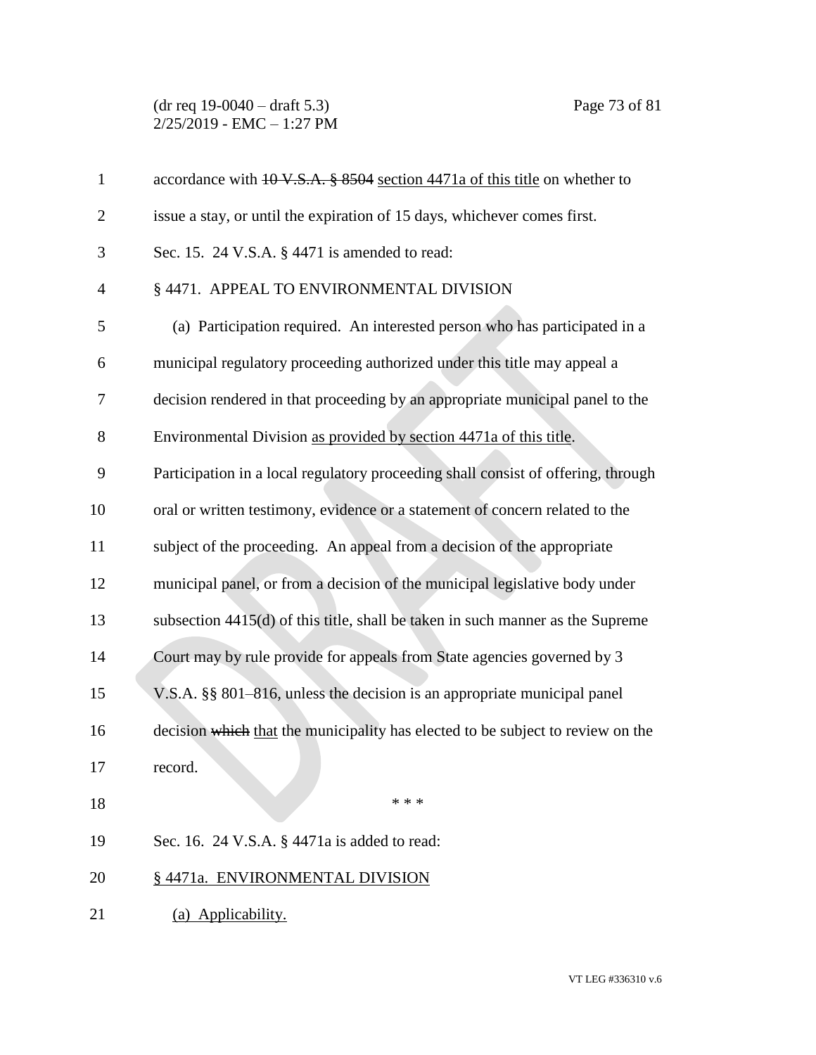accordance with ~~10 V.S.A. § 8504~~ <u>section 4471a of this title</u> on whether to issue a stay, or until the expiration of 15 days, whichever comes first.

Sec. 15. 24 V.S.A. § 4471 is amended to read:

§ 4471. APPEAL TO ENVIRONMENTAL DIVISION

(a) Participation required. An interested person who has participated in a municipal regulatory proceeding authorized under this title may appeal a decision rendered in that proceeding by an appropriate municipal panel to the Environmental Division <u>as provided by section 4471a of this title</u>. Participation in a local regulatory proceeding shall consist of offering, through oral or written testimony, evidence or a statement of concern related to the subject of the proceeding. An appeal from a decision of the appropriate municipal panel, or from a decision of the municipal legislative body under subsection 4415(d) of this title, shall be taken in such manner as the Supreme Court may by rule provide for appeals from State agencies governed by 3 V.S.A. §§ 801–816, unless the decision is an appropriate municipal panel decision ~~which~~ <u>that</u> the municipality has elected to be subject to review on the record.

\* \* \*

Sec. 16. 24 V.S.A. § 4471a is added to read:

<u>§ 4471a. ENVIRONMENTAL DIVISION</u>

<u>(a) Applicability.</u>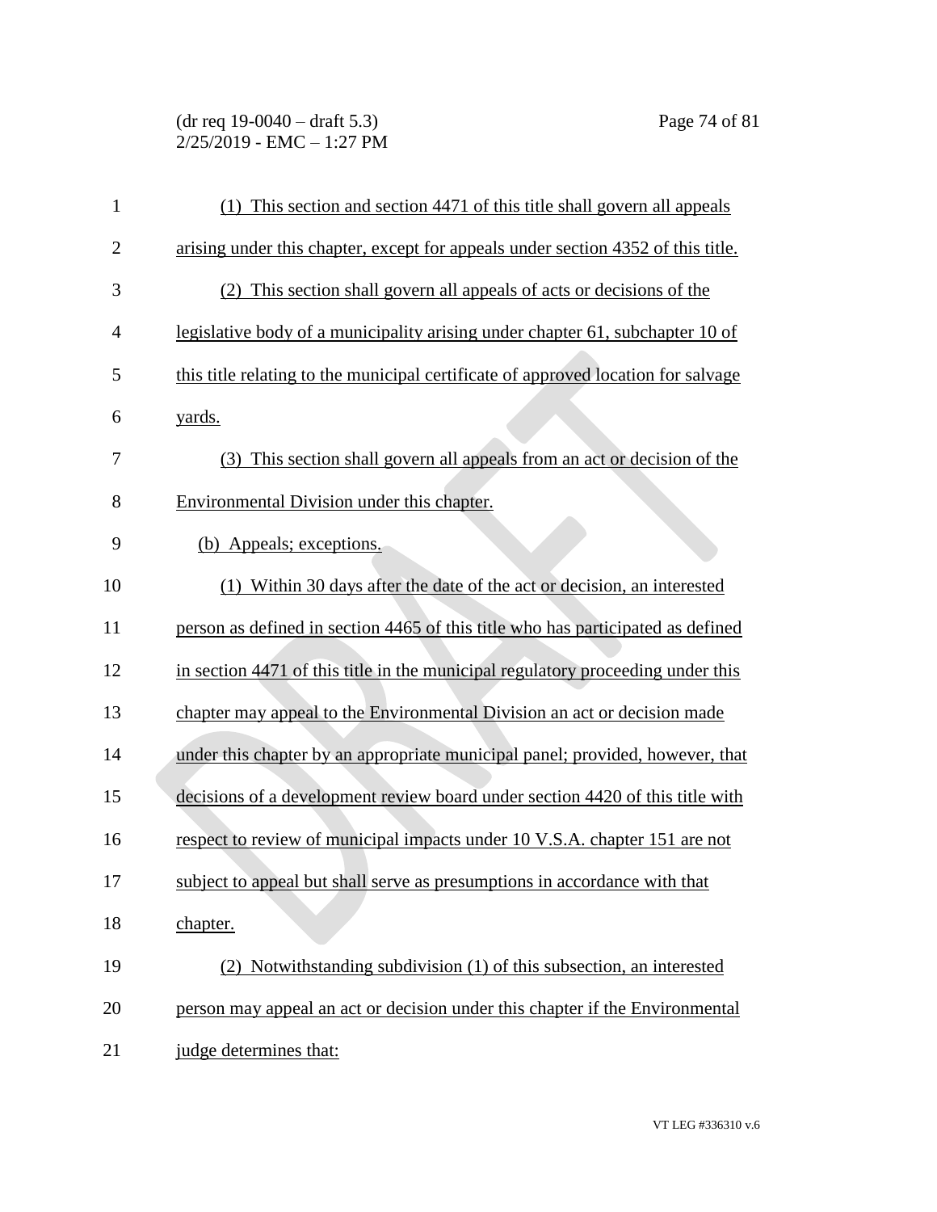(1) This section and section 4471 of this title shall govern all appeals arising under this chapter, except for appeals under section 4352 of this title.

(2) This section shall govern all appeals of acts or decisions of the legislative body of a municipality arising under chapter 61, subchapter 10 of this title relating to the municipal certificate of approved location for salvage yards.

(3) This section shall govern all appeals from an act or decision of the Environmental Division under this chapter.

(b) Appeals; exceptions.

(1) Within 30 days after the date of the act or decision, an interested person as defined in section 4465 of this title who has participated as defined in section 4471 of this title in the municipal regulatory proceeding under this chapter may appeal to the Environmental Division an act or decision made under this chapter by an appropriate municipal panel; provided, however, that decisions of a development review board under section 4420 of this title with respect to review of municipal impacts under 10 V.S.A. chapter 151 are not subject to appeal but shall serve as presumptions in accordance with that chapter.

(2) Notwithstanding subdivision (1) of this subsection, an interested person may appeal an act or decision under this chapter if the Environmental judge determines that: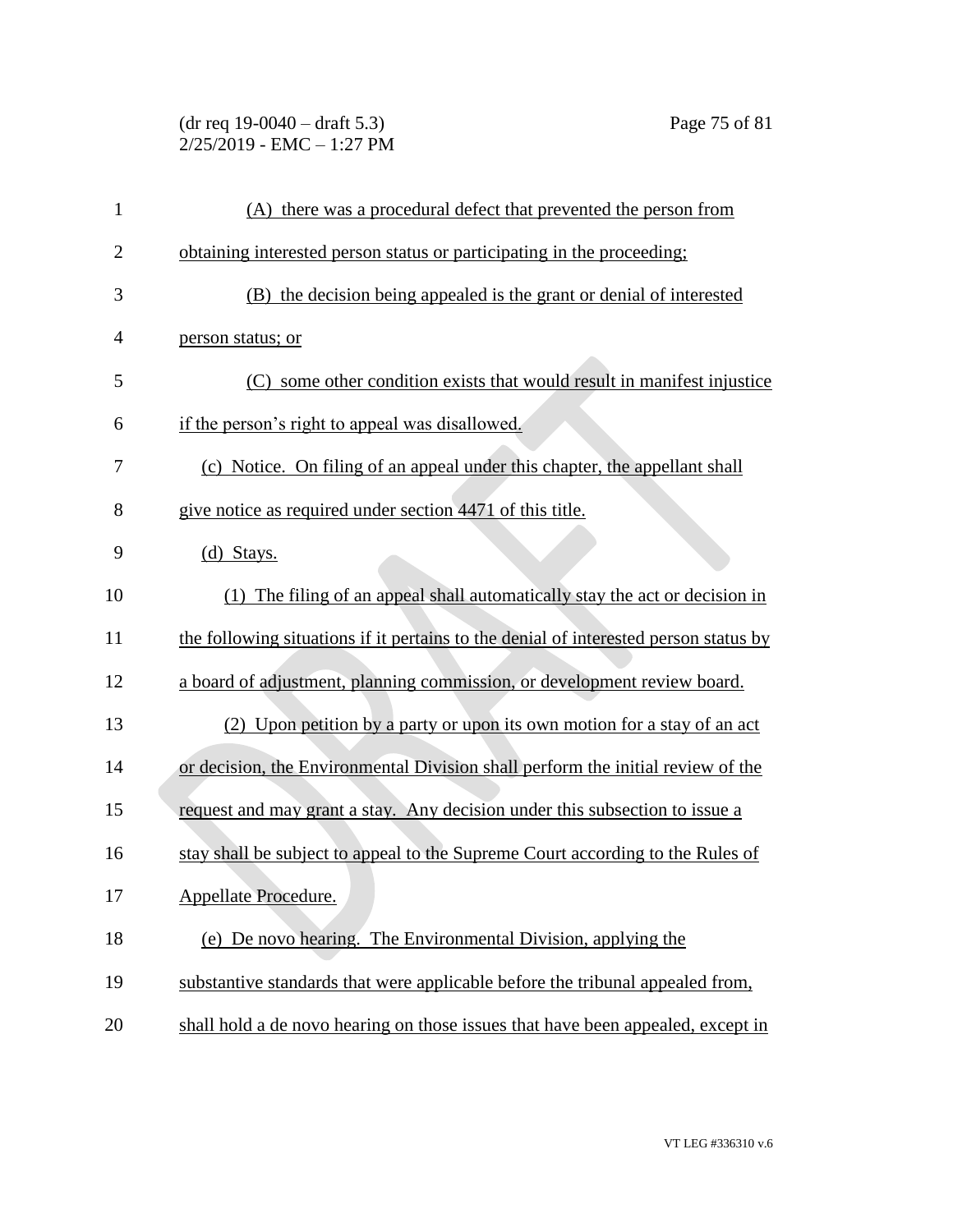(A) there was a procedural defect that prevented the person from obtaining interested person status or participating in the proceeding;

(B) the decision being appealed is the grant or denial of interested person status; or

(C) some other condition exists that would result in manifest injustice if the person's right to appeal was disallowed.

(c) Notice. On filing of an appeal under this chapter, the appellant shall give notice as required under section 4471 of this title.

(d) Stays.

(1) The filing of an appeal shall automatically stay the act or decision in the following situations if it pertains to the denial of interested person status by a board of adjustment, planning commission, or development review board.

(2) Upon petition by a party or upon its own motion for a stay of an act or decision, the Environmental Division shall perform the initial review of the request and may grant a stay. Any decision under this subsection to issue a stay shall be subject to appeal to the Supreme Court according to the Rules of Appellate Procedure.

(e) De novo hearing. The Environmental Division, applying the substantive standards that were applicable before the tribunal appealed from, shall hold a de novo hearing on those issues that have been appealed, except in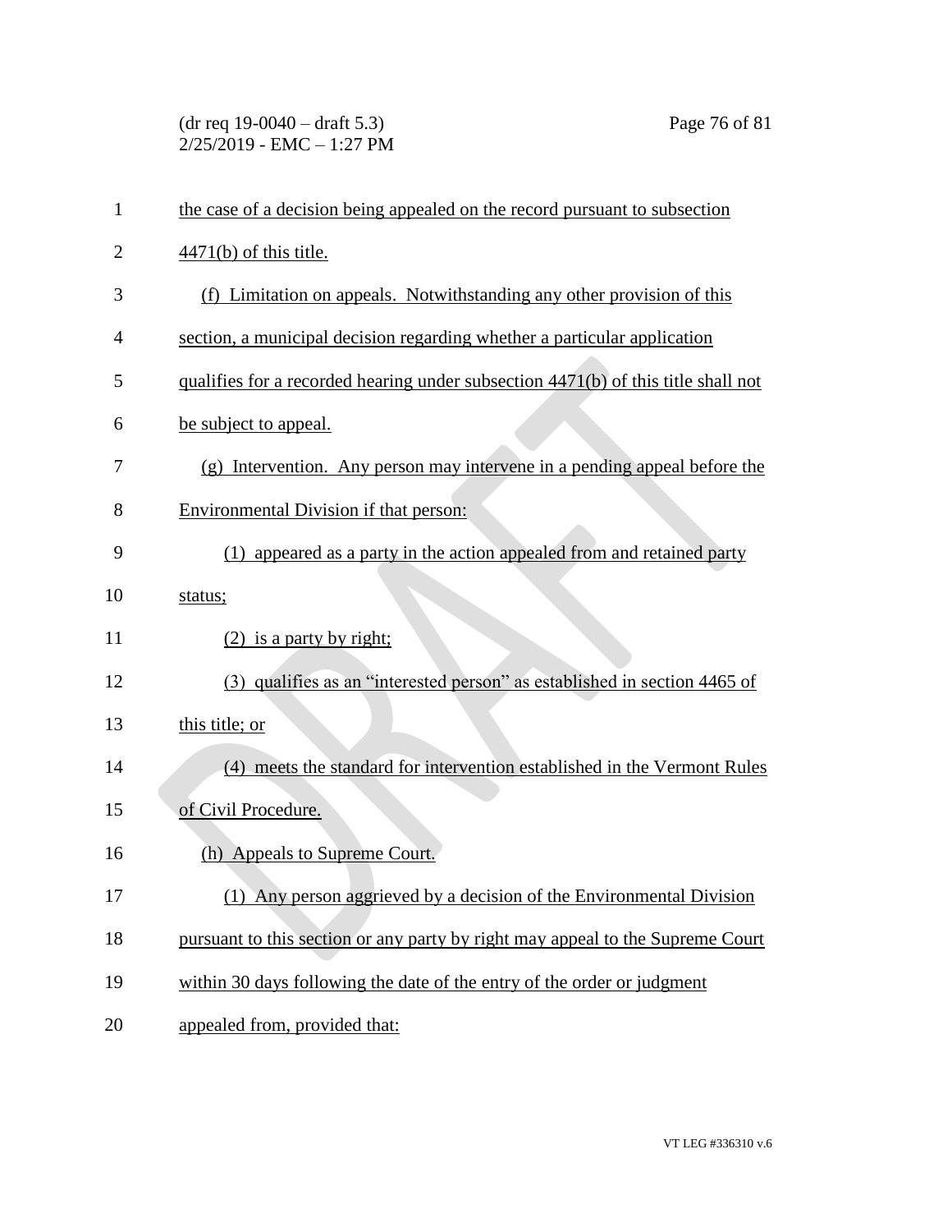the case of a decision being appealed on the record pursuant to subsection 4471(b) of this title.

(f) Limitation on appeals. Notwithstanding any other provision of this section, a municipal decision regarding whether a particular application qualifies for a recorded hearing under subsection 4471(b) of this title shall not be subject to appeal.

(g) Intervention. Any person may intervene in a pending appeal before the Environmental Division if that person:

(1) appeared as a party in the action appealed from and retained party status;

(2) is a party by right;

(3) qualifies as an "interested person" as established in section 4465 of this title; or

(4) meets the standard for intervention established in the Vermont Rules of Civil Procedure.

(h) Appeals to Supreme Court.

(1) Any person aggrieved by a decision of the Environmental Division pursuant to this section or any party by right may appeal to the Supreme Court within 30 days following the date of the entry of the order or judgment appealed from, provided that: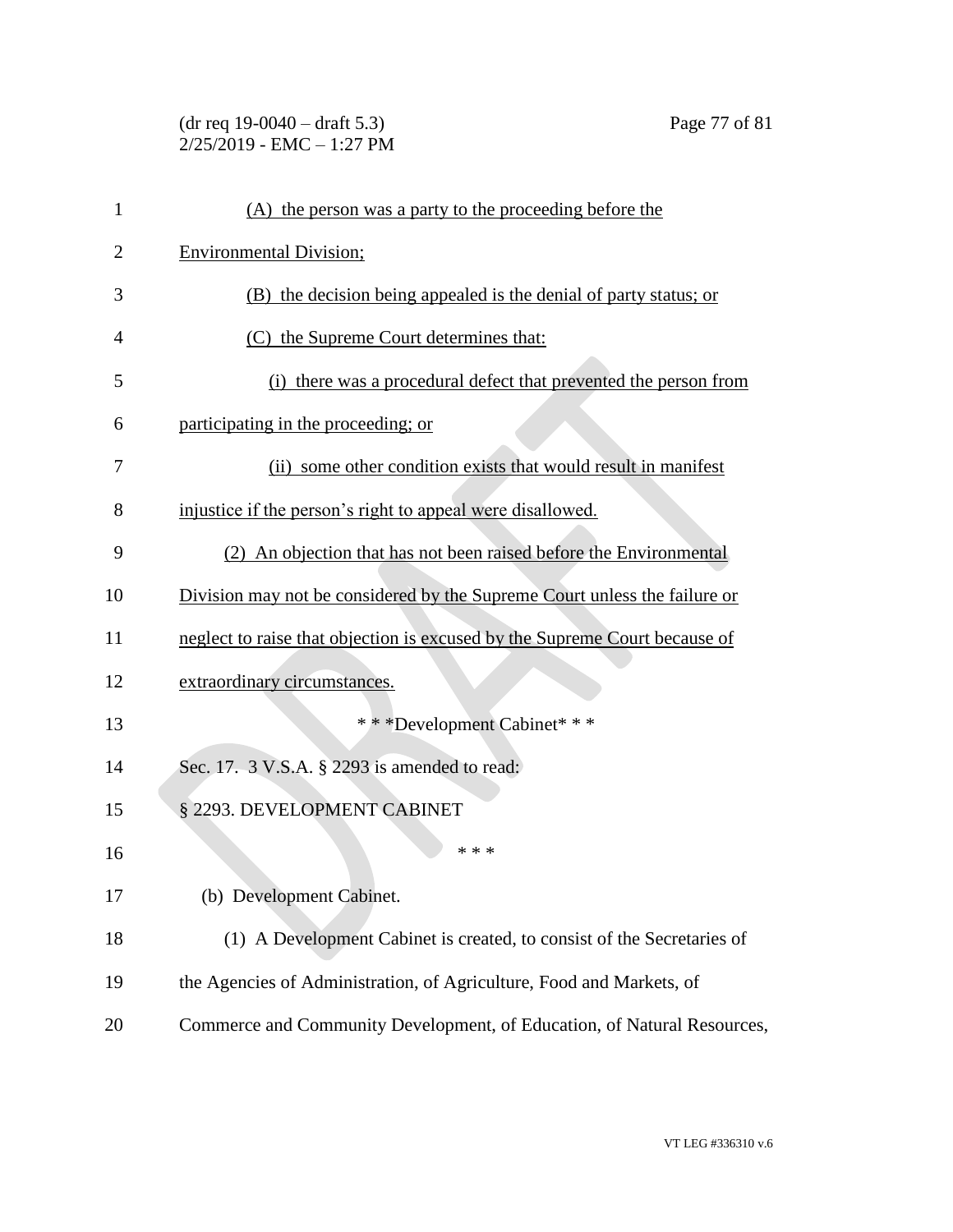(A) the person was a party to the proceeding before the Environmental Division;

(B) the decision being appealed is the denial of party status; or

(C) the Supreme Court determines that:

(i) there was a procedural defect that prevented the person from participating in the proceeding; or

(ii) some other condition exists that would result in manifest injustice if the person's right to appeal were disallowed.

(2) An objection that has not been raised before the Environmental Division may not be considered by the Supreme Court unless the failure or neglect to raise that objection is excused by the Supreme Court because of extraordinary circumstances.

\* \* \*Development Cabinet\* \* \*

Sec. 17. 3 V.S.A. § 2293 is amended to read:

§ 2293. DEVELOPMENT CABINET

\* \* \*

(b) Development Cabinet.

(1) A Development Cabinet is created, to consist of the Secretaries of the Agencies of Administration, of Agriculture, Food and Markets, of Commerce and Community Development, of Education, of Natural Resources,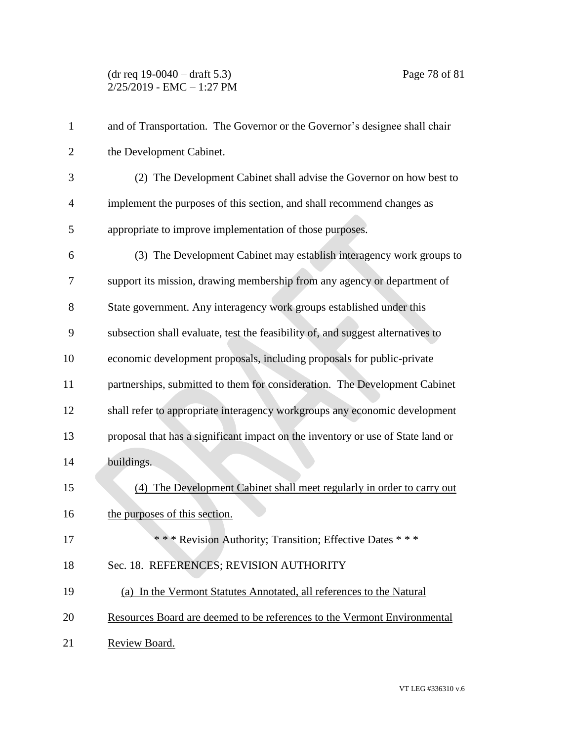and of Transportation. The Governor or the Governor's designee shall chair the Development Cabinet.

(2) The Development Cabinet shall advise the Governor on how best to implement the purposes of this section, and shall recommend changes as appropriate to improve implementation of those purposes.

(3) The Development Cabinet may establish interagency work groups to support its mission, drawing membership from any agency or department of State government. Any interagency work groups established under this subsection shall evaluate, test the feasibility of, and suggest alternatives to economic development proposals, including proposals for public-private partnerships, submitted to them for consideration. The Development Cabinet shall refer to appropriate interagency workgroups any economic development proposal that has a significant impact on the inventory or use of State land or buildings.

(4) The Development Cabinet shall meet regularly in order to carry out the purposes of this section.

\* \* \* Revision Authority; Transition; Effective Dates \* \* \*

Sec. 18. REFERENCES; REVISION AUTHORITY

(a) In the Vermont Statutes Annotated, all references to the Natural Resources Board are deemed to be references to the Vermont Environmental Review Board.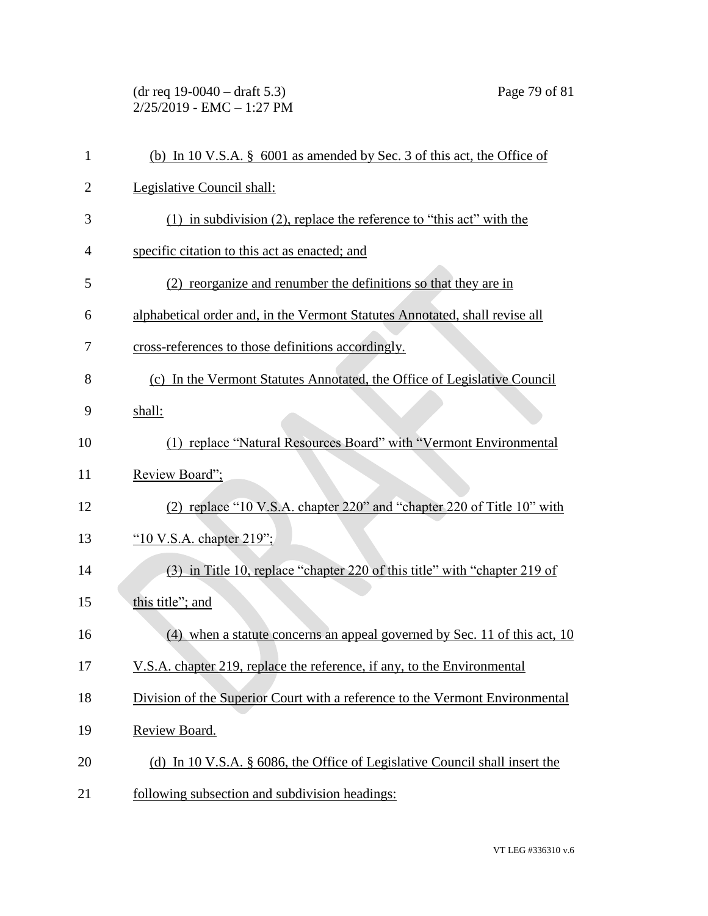(b) In 10 V.S.A. § 6001 as amended by Sec. 3 of this act, the Office of Legislative Council shall:

(1) in subdivision (2), replace the reference to "this act" with the specific citation to this act as enacted; and

(2) reorganize and renumber the definitions so that they are in alphabetical order and, in the Vermont Statutes Annotated, shall revise all cross-references to those definitions accordingly.

(c) In the Vermont Statutes Annotated, the Office of Legislative Council shall:

(1) replace "Natural Resources Board" with "Vermont Environmental Review Board";

(2) replace "10 V.S.A. chapter 220" and "chapter 220 of Title 10" with "10 V.S.A. chapter 219";

(3) in Title 10, replace "chapter 220 of this title" with "chapter 219 of this title"; and

(4) when a statute concerns an appeal governed by Sec. 11 of this act, 10 V.S.A. chapter 219, replace the reference, if any, to the Environmental Division of the Superior Court with a reference to the Vermont Environmental Review Board.

(d) In 10 V.S.A. § 6086, the Office of Legislative Council shall insert the following subsection and subdivision headings: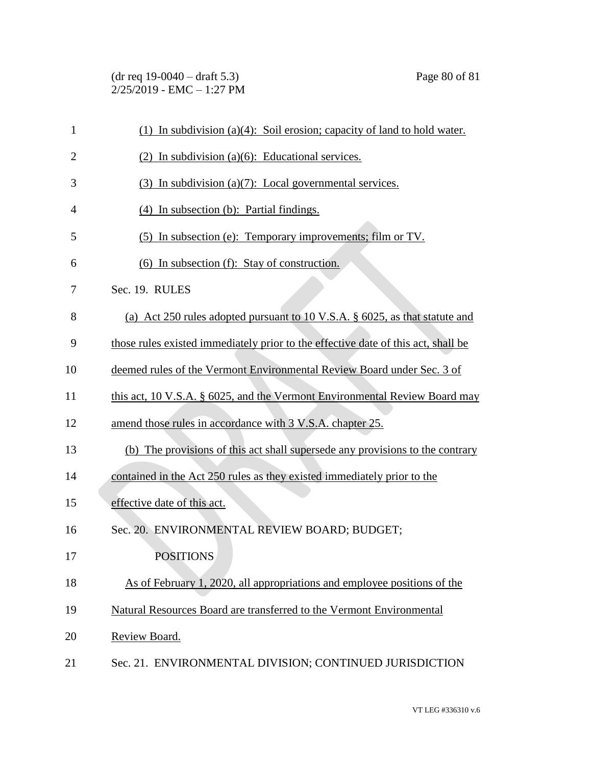(1) In subdivision (a)(4): Soil erosion; capacity of land to hold water.

(2) In subdivision (a)(6): Educational services.

(3) In subdivision (a)(7): Local governmental services.

(4) In subsection (b): Partial findings.

(5) In subsection (e): Temporary improvements; film or TV.

(6) In subsection (f): Stay of construction.

Sec. 19. RULES

(a) Act 250 rules adopted pursuant to 10 V.S.A. § 6025, as that statute and those rules existed immediately prior to the effective date of this act, shall be deemed rules of the Vermont Environmental Review Board under Sec. 3 of this act, 10 V.S.A. § 6025, and the Vermont Environmental Review Board may amend those rules in accordance with 3 V.S.A. chapter 25.

(b) The provisions of this act shall supersede any provisions to the contrary contained in the Act 250 rules as they existed immediately prior to the effective date of this act.

Sec. 20. ENVIRONMENTAL REVIEW BOARD; BUDGET; POSITIONS

As of February 1, 2020, all appropriations and employee positions of the Natural Resources Board are transferred to the Vermont Environmental Review Board.

Sec. 21. ENVIRONMENTAL DIVISION; CONTINUED JURISDICTION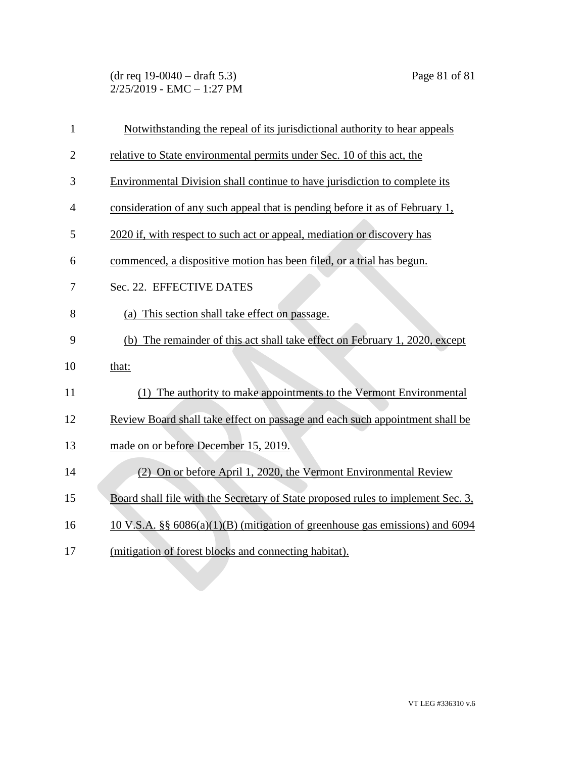Notwithstanding the repeal of its jurisdictional authority to hear appeals relative to State environmental permits under Sec. 10 of this act, the Environmental Division shall continue to have jurisdiction to complete its consideration of any such appeal that is pending before it as of February 1, 2020 if, with respect to such act or appeal, mediation or discovery has commenced, a dispositive motion has been filed, or a trial has begun.

Sec. 22. EFFECTIVE DATES

(a) This section shall take effect on passage.

(b) The remainder of this act shall take effect on February 1, 2020, except that:

(1) The authority to make appointments to the Vermont Environmental Review Board shall take effect on passage and each such appointment shall be made on or before December 15, 2019.

(2) On or before April 1, 2020, the Vermont Environmental Review Board shall file with the Secretary of State proposed rules to implement Sec. 3, 10 V.S.A. §§ 6086(a)(1)(B) (mitigation of greenhouse gas emissions) and 6094 (mitigation of forest blocks and connecting habitat).